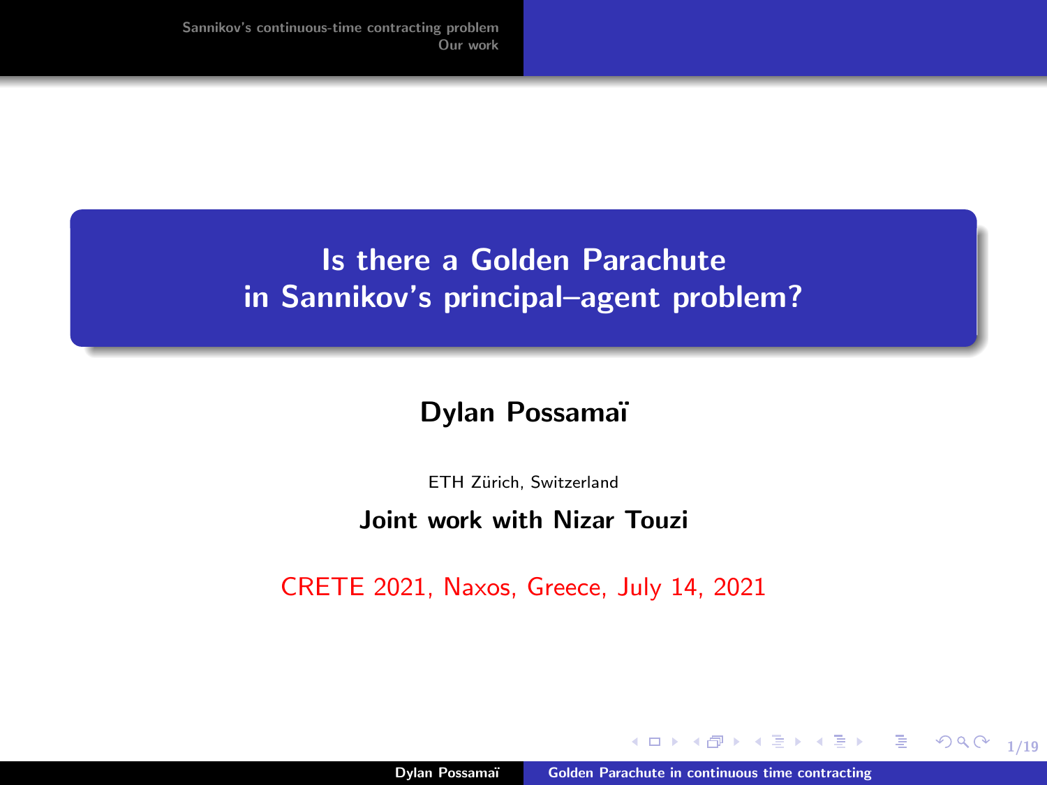# Is there a Golden Parachute in Sannikov's principal–agent problem?

**Dylan Possamaï**

ETH Zürich, Switzerland

**Joint work with Nizar Touzi**

CRETE 2021, Naxos, Greece, July 14, 2021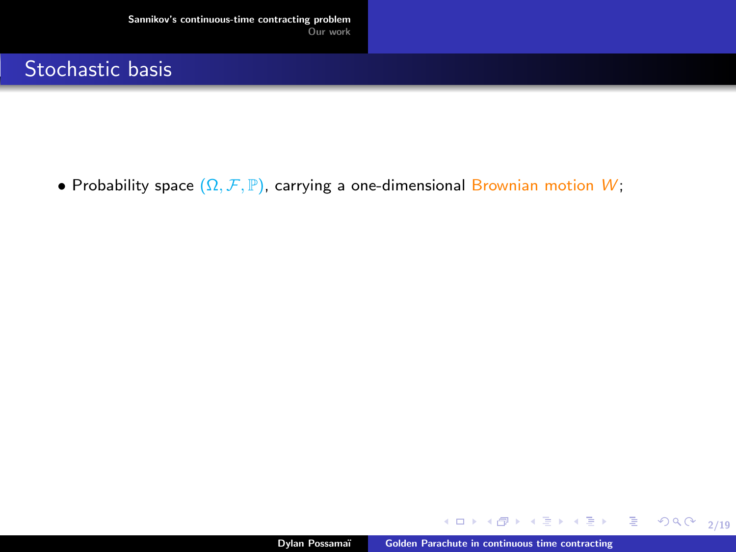## Stochastic basis

- Probability space $(\Omega, \mathcal{F}, \mathbb{P})$, carrying a one-dimensional Brownian motion $W$;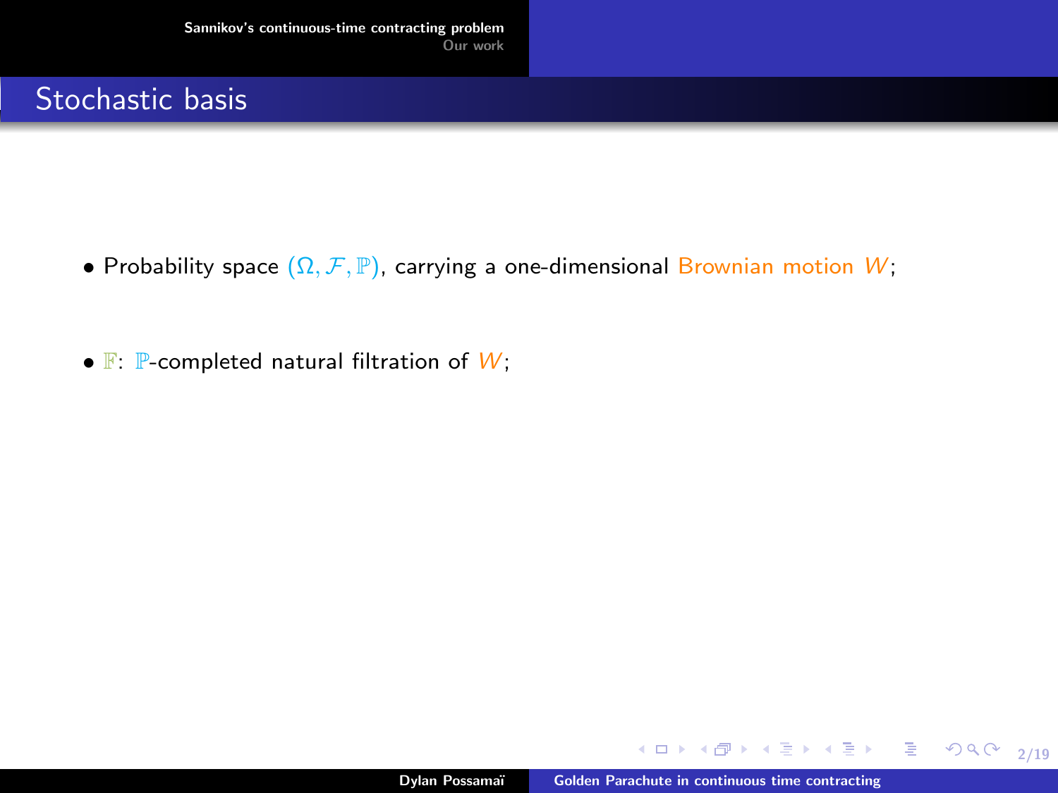# Stochastic basis

- Probability space $(\Omega, \mathcal{F}, \mathbb{P})$, carrying a one-dimensional Brownian motion $W$;
- $\mathbb{F}$: $\mathbb{P}$-completed natural filtration of $W$;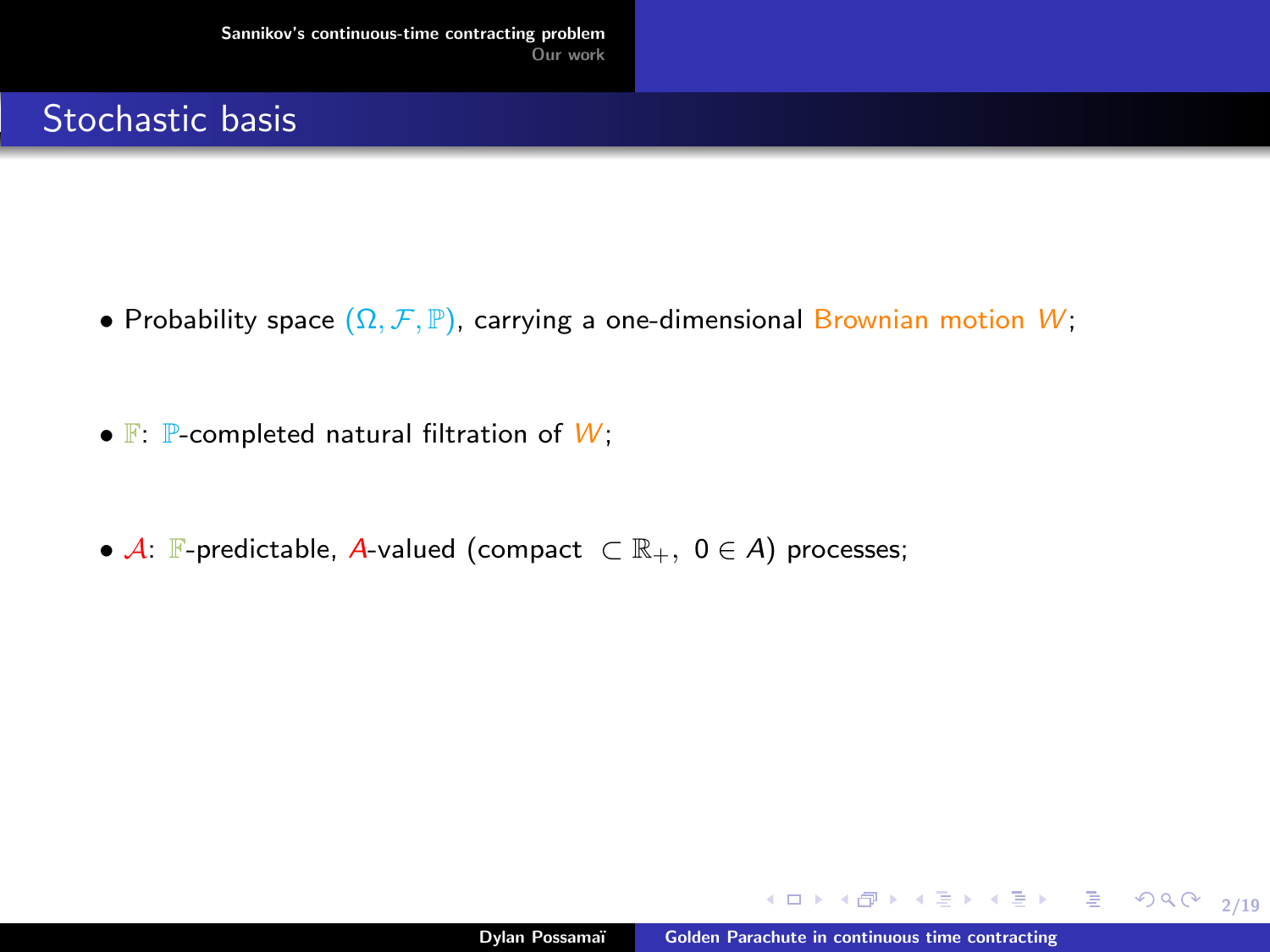## Stochastic basis

- Probability space $(\Omega, \mathcal{F}, \mathbb{P})$, carrying a one-dimensional Brownian motion $W$;
- $\mathbb{F}$: $\mathbb{P}$-completed natural filtration of $W$;
- $\mathcal{A}$: $\mathbb{F}$-predictable, $A$-valued (compact $\subset \mathbb{R}_+,\ 0 \in A$) processes;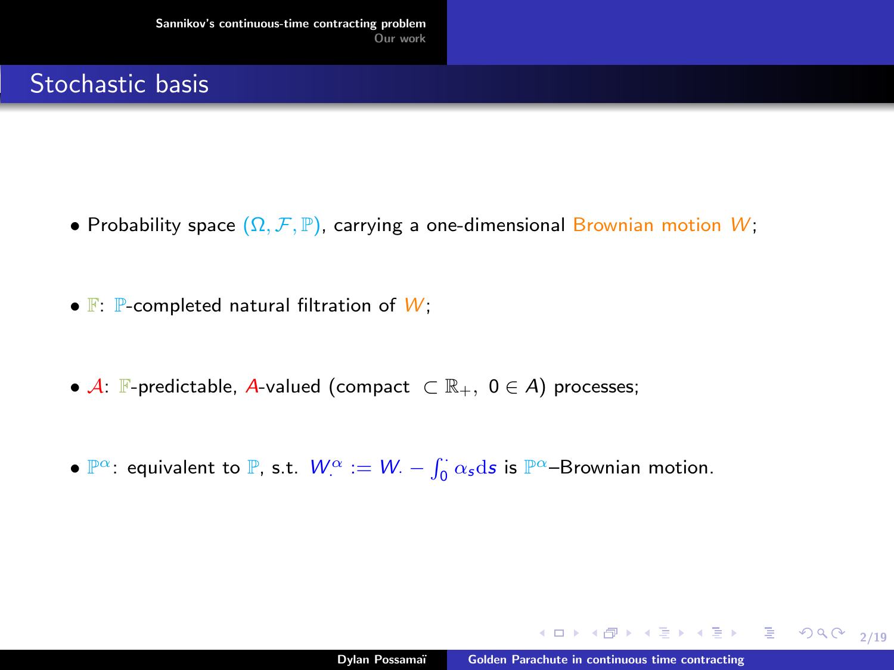## Stochastic basis

- Probability space $(\Omega, \mathcal{F}, \mathbb{P})$, carrying a one-dimensional Brownian motion $W$;
- $\mathbb{F}$: $\mathbb{P}$-completed natural filtration of $W$;
- $\mathcal{A}$: $\mathbb{F}$-predictable, $A$-valued (compact $\subset \mathbb{R}_+$, $0 \in A$) processes;
- $\mathbb{P}^\alpha$: equivalent to $\mathbb{P}$, s.t. $W^\alpha_\cdot := W_\cdot - \int_0^\cdot \alpha_s \mathrm{d}s$ is $\mathbb{P}^\alpha$–Brownian motion.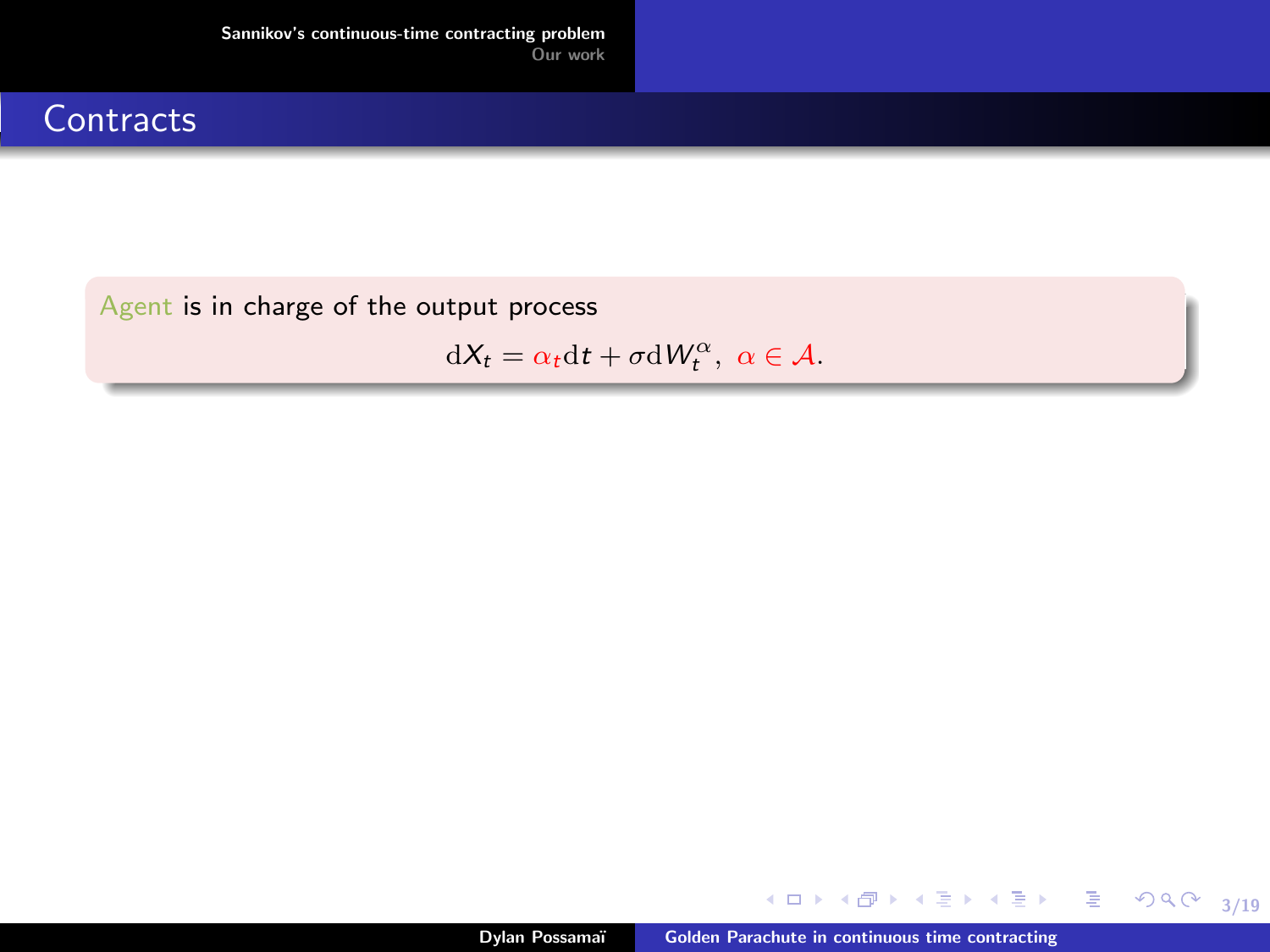## Contracts

Agent is in charge of the output process

$$\mathrm{d}X_t = \alpha_t \mathrm{d}t + \sigma \mathrm{d}W_t^{\alpha}, \ \alpha \in \mathcal{A}.$$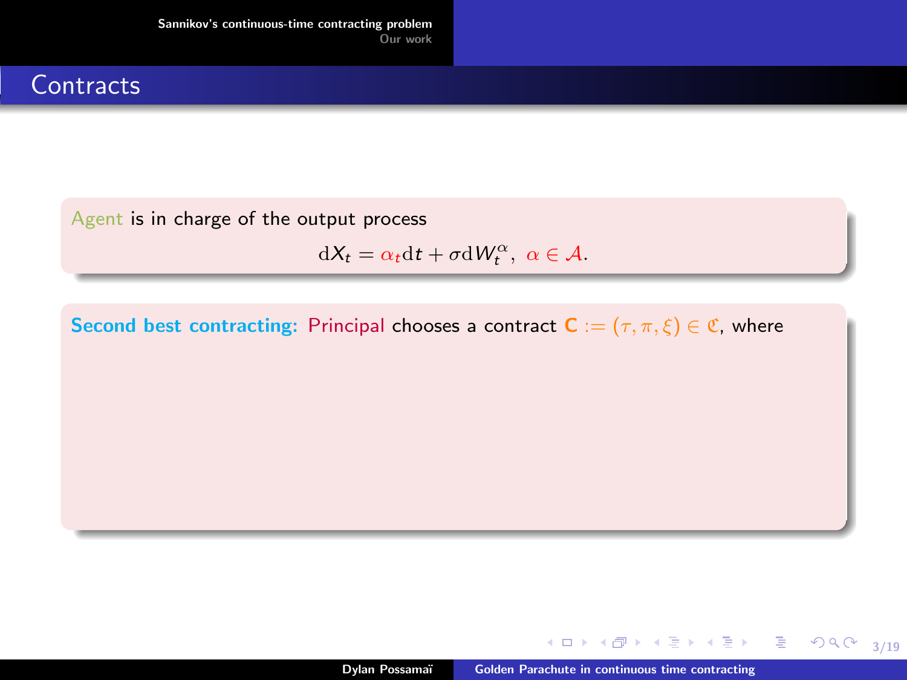## Contracts

Agent is in charge of the output process

$$\mathrm{d}X_t = \alpha_t \mathrm{d}t + \sigma \mathrm{d}W_t^{\alpha}, \ \alpha \in \mathcal{A}.$$

**Second best contracting:** Principal chooses a contract $\mathbf{C} := (\tau, \pi, \xi) \in \mathfrak{C}$, where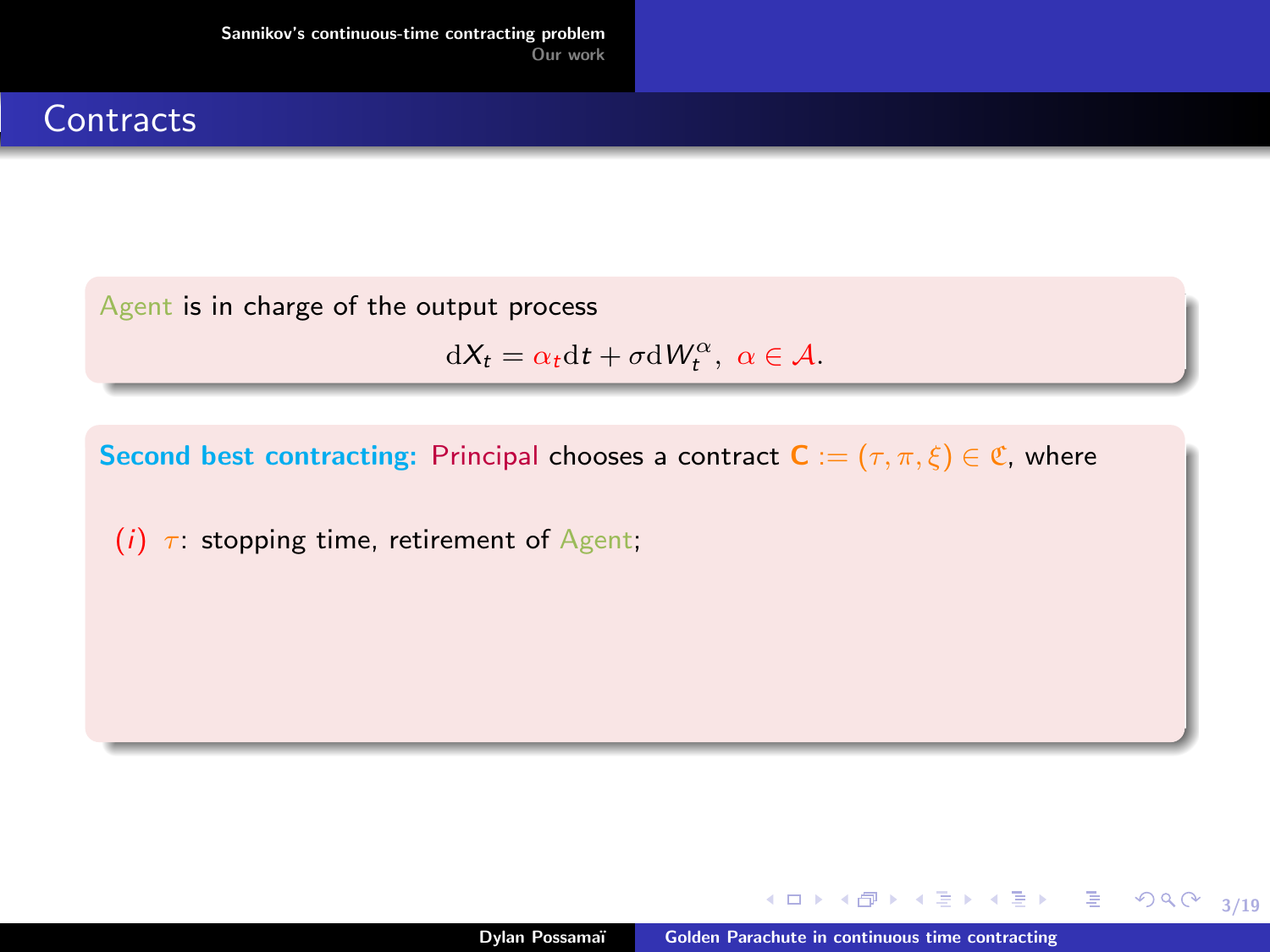## Contracts

Agent is in charge of the output process

$$\mathrm{d}X_t = \alpha_t \mathrm{d}t + \sigma \mathrm{d}W_t^\alpha, \ \alpha \in \mathcal{A}.$$

**Second best contracting:** Principal chooses a contract $\mathbf{C} := (\tau, \pi, \xi) \in \mathfrak{C}$, where

(*i*) $\tau$: stopping time, retirement of Agent;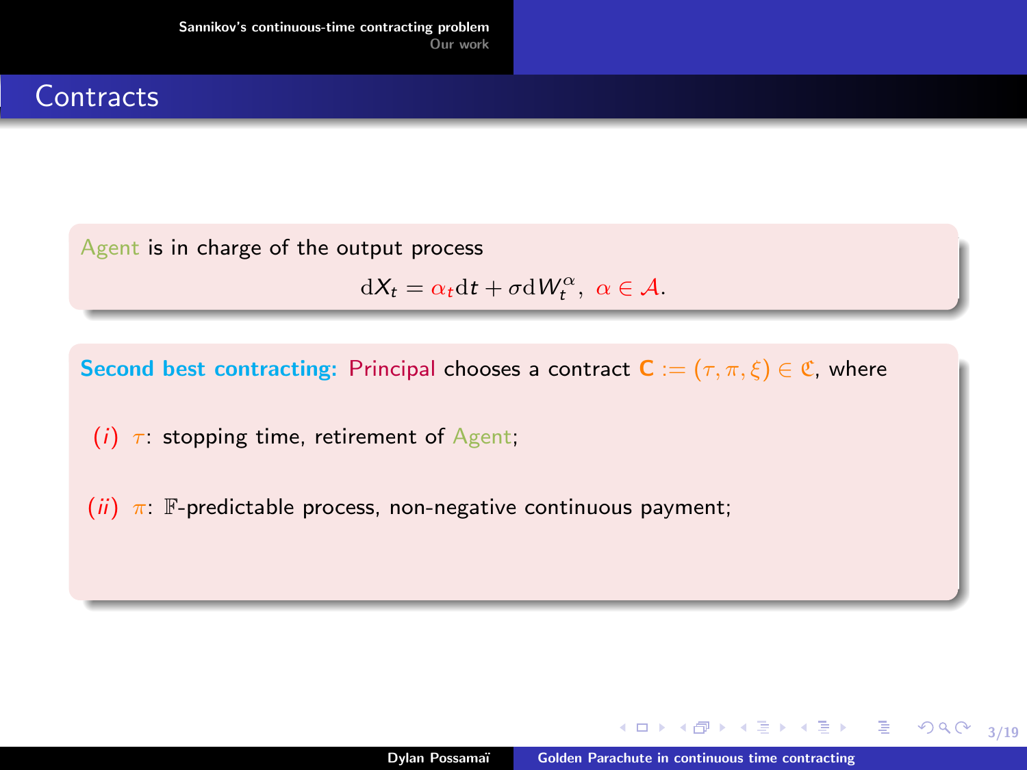## Contracts

Agent is in charge of the output process

$$\mathrm{d}X_t = \alpha_t \mathrm{d}t + \sigma \mathrm{d}W_t^{\alpha},\ \alpha \in \mathcal{A}.$$

**Second best contracting:** Principal chooses a contract $\mathbf{C} := (\tau, \pi, \xi) \in \mathfrak{C}$, where

*(i)* $\tau$: stopping time, retirement of Agent;

*(ii)* $\pi$: $\mathbb{F}$-predictable process, non-negative continuous payment;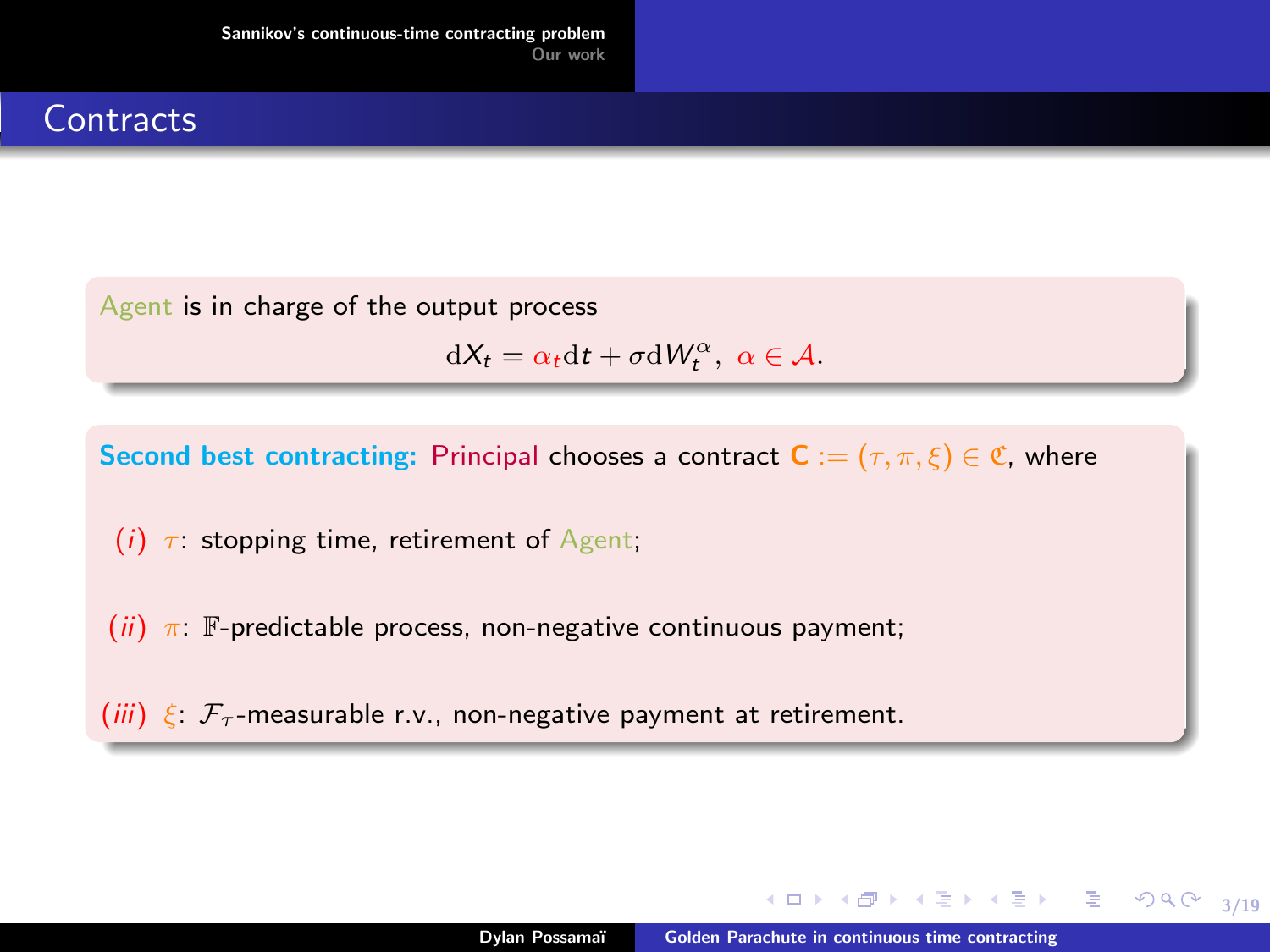## Contracts

Agent is in charge of the output process

$$\mathrm{d}X_t = \alpha_t \mathrm{d}t + \sigma \mathrm{d}W_t^{\alpha}, \ \alpha \in \mathcal{A}.$$

**Second best contracting:** Principal chooses a contract $\mathbf{C} := (\tau, \pi, \xi) \in \mathfrak{C}$, where

*(i)* $\tau$: stopping time, retirement of Agent;

*(ii)* $\pi$: $\mathbb{F}$-predictable process, non-negative continuous payment;

*(iii)* $\xi$: $\mathcal{F}_\tau$-measurable r.v., non-negative payment at retirement.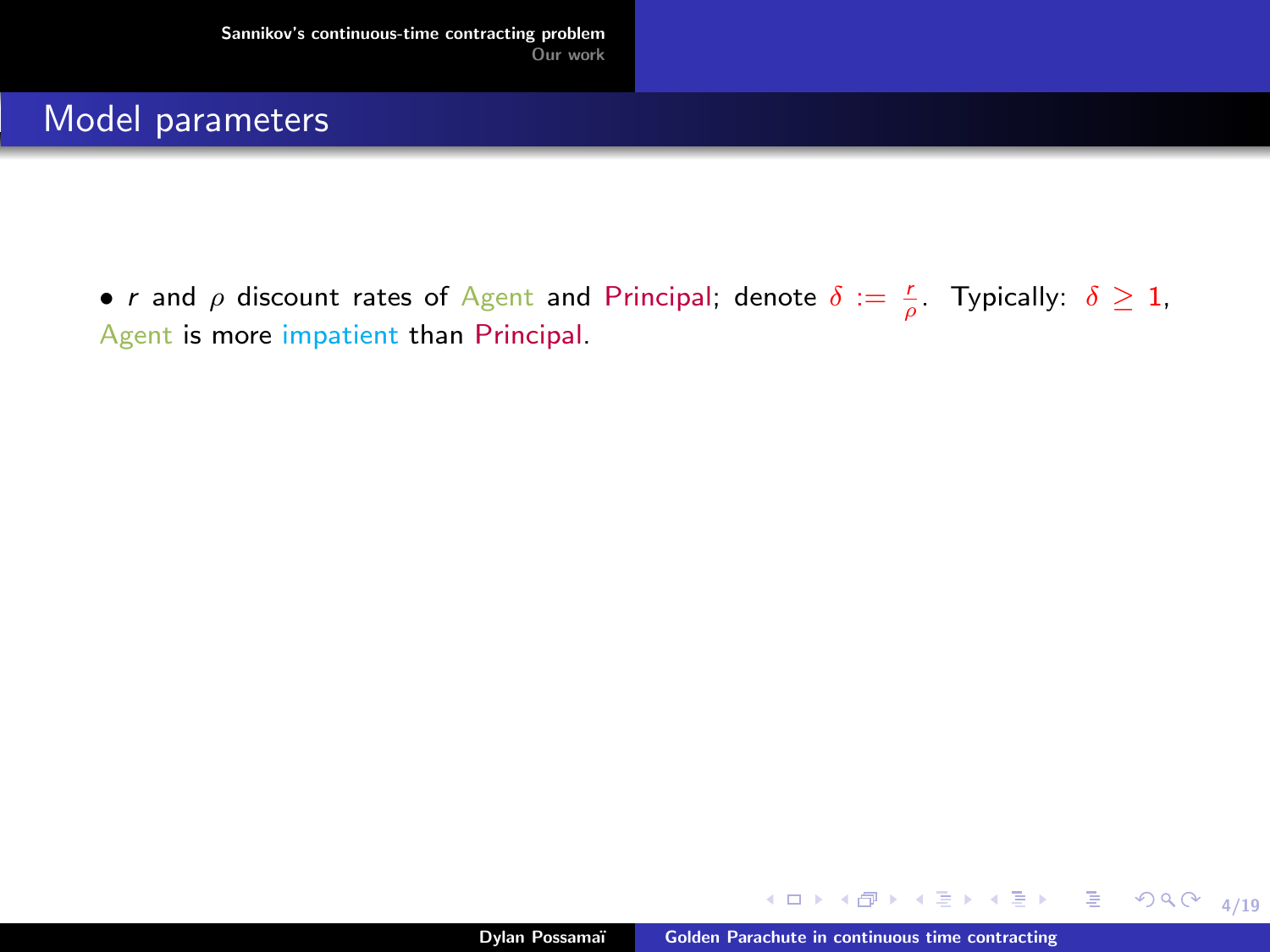## Model parameters

- $r$ and $\rho$ discount rates of Agent and Principal; denote $\delta := \frac{r}{\rho}$. Typically: $\delta \geq 1$, Agent is more impatient than Principal.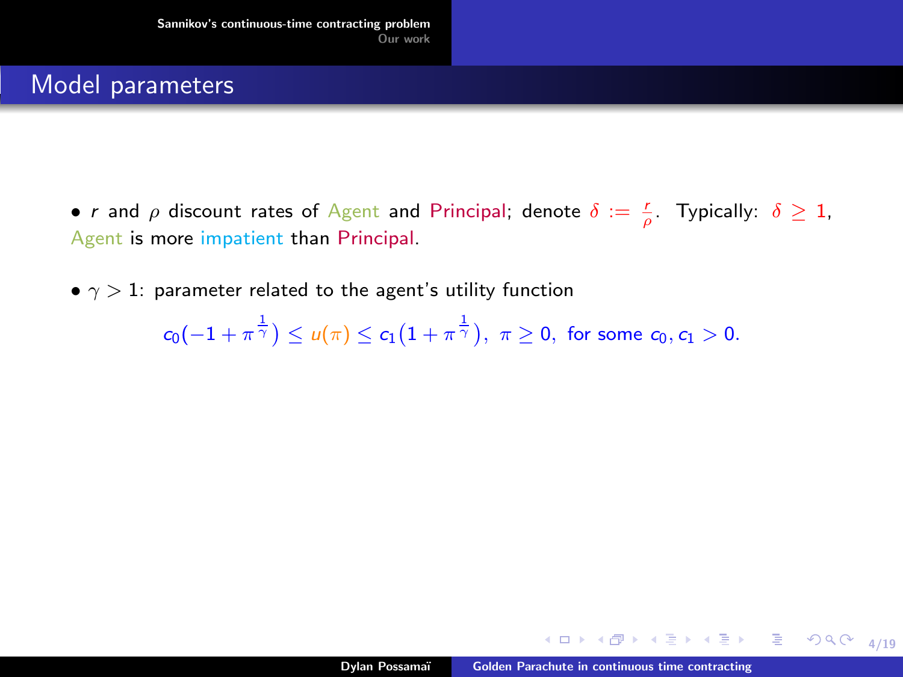## Model parameters

- $r$ and $\rho$ discount rates of Agent and Principal; denote $\delta := \frac{r}{\rho}$. Typically: $\delta \geq 1$, Agent is more impatient than Principal.

- $\gamma > 1$: parameter related to the agent's utility function

$$c_0(-1 + \pi^{\frac{1}{\gamma}}) \leq u(\pi) \leq c_1\big(1 + \pi^{\frac{1}{\gamma}}\big),\ \pi \geq 0,\ \text{for some } c_0, c_1 > 0.$$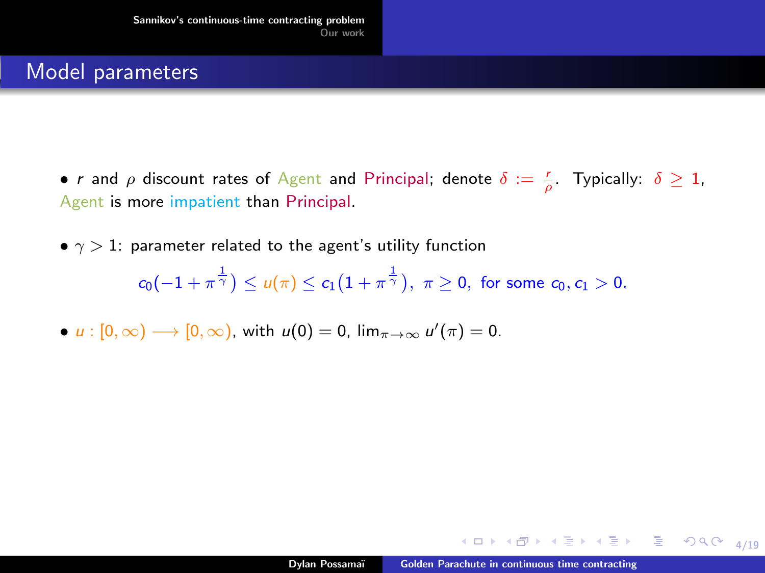## Model parameters

- $r$ and $\rho$ discount rates of Agent and Principal; denote $\delta := \frac{r}{\rho}$. Typically: $\delta \geq 1$, Agent is more impatient than Principal.

- $\gamma > 1$: parameter related to the agent's utility function

$$c_0(-1 + \pi^{\frac{1}{\gamma}}) \leq u(\pi) \leq c_1(1 + \pi^{\frac{1}{\gamma}}), \ \pi \geq 0, \text{ for some } c_0, c_1 > 0.$$

- $u : [0, \infty) \longrightarrow [0, \infty)$, with $u(0) = 0$, $\lim_{\pi \to \infty} u'(\pi) = 0$.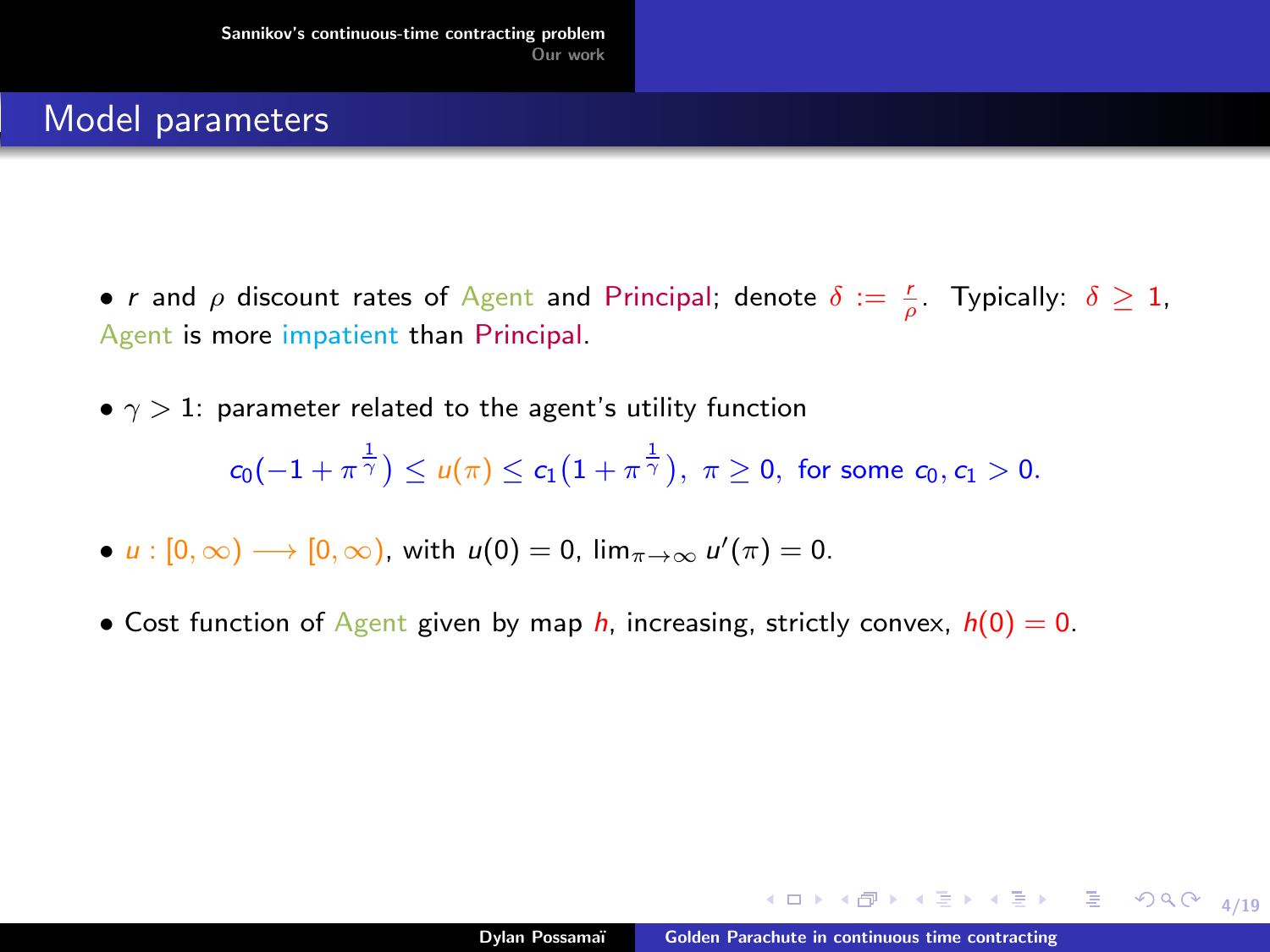## Model parameters

- $r$ and $\rho$ discount rates of Agent and Principal; denote $\delta := \frac{r}{\rho}$. Typically: $\delta \geq 1$, Agent is more impatient than Principal.

- $\gamma > 1$: parameter related to the agent's utility function

$$c_0(-1 + \pi^{\frac{1}{\gamma}}) \leq u(\pi) \leq c_1(1 + \pi^{\frac{1}{\gamma}}), \ \pi \geq 0, \text{ for some } c_0, c_1 > 0.$$

- $u : [0, \infty) \longrightarrow [0, \infty)$, with $u(0) = 0$, $\lim_{\pi \to \infty} u'(\pi) = 0$.

- Cost function of Agent given by map $h$, increasing, strictly convex, $h(0) = 0$.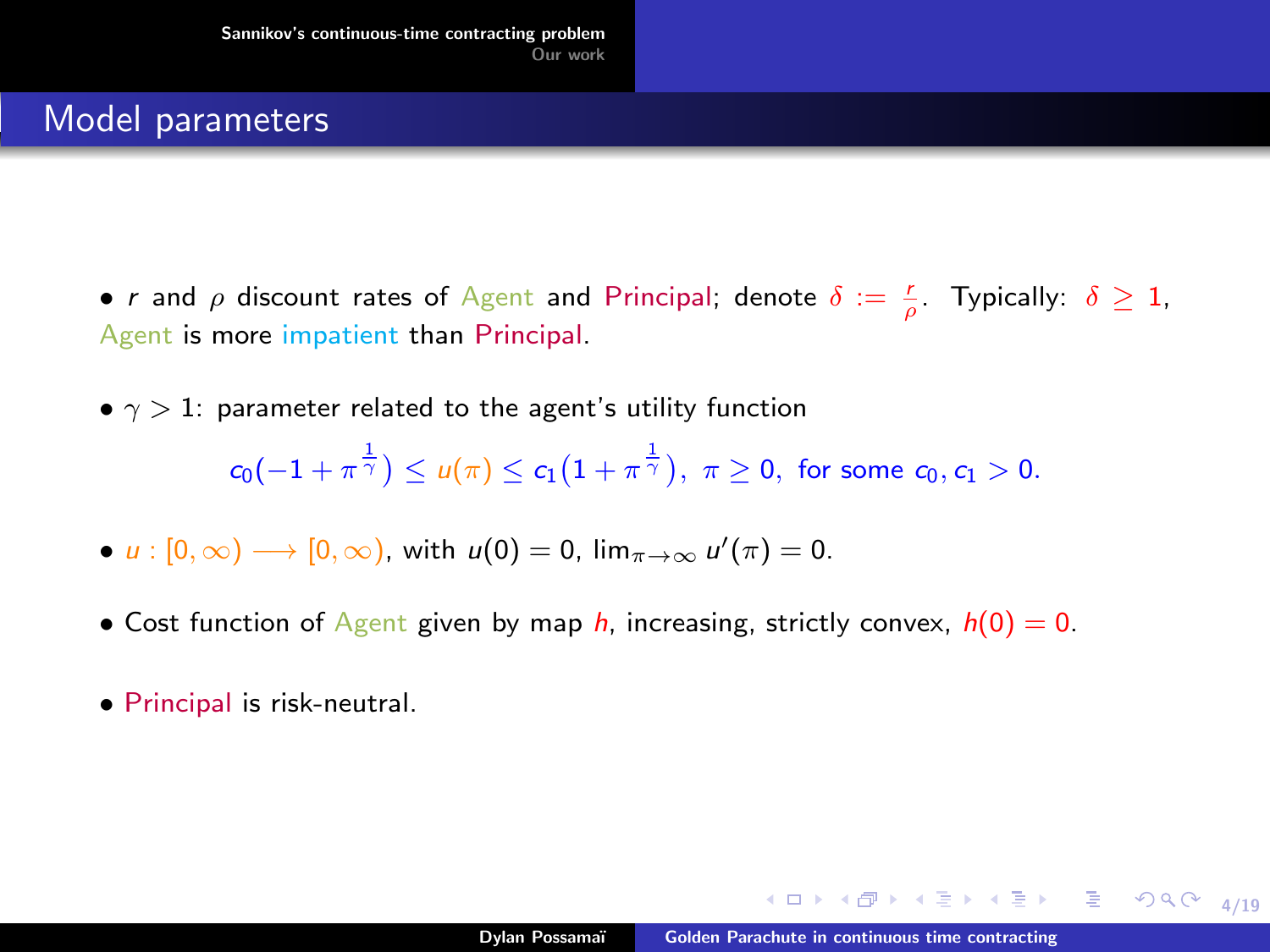## Model parameters

- $r$ and $\rho$ discount rates of Agent and Principal; denote $\delta := \frac{r}{\rho}$. Typically: $\delta \geq 1$, Agent is more impatient than Principal.

- $\gamma > 1$: parameter related to the agent's utility function

$$c_0(-1 + \pi^{\frac{1}{\gamma}}) \leq u(\pi) \leq c_1(1 + \pi^{\frac{1}{\gamma}}), \ \pi \geq 0, \text{ for some } c_0, c_1 > 0.$$

- $u : [0, \infty) \longrightarrow [0, \infty)$, with $u(0) = 0$, $\lim_{\pi \to \infty} u'(\pi) = 0$.

- Cost function of Agent given by map $h$, increasing, strictly convex, $h(0) = 0$.

- Principal is risk-neutral.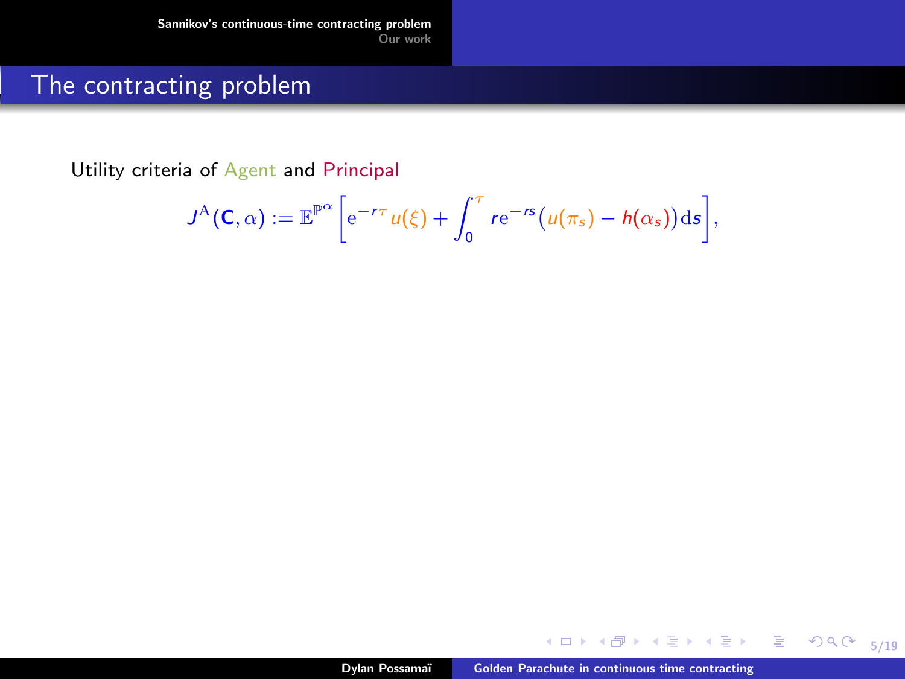## The contracting problem

Utility criteria of Agent and Principal

$$J^{\mathrm{A}}(\mathbf{C},\alpha) := \mathbb{E}^{\mathbb{P}^{\alpha}}\left[\mathrm{e}^{-r\tau}u(\xi) + \int_0^{\tau} r\mathrm{e}^{-rs}\big(u(\pi_s) - h(\alpha_s)\big)\mathrm{d}s\right],$$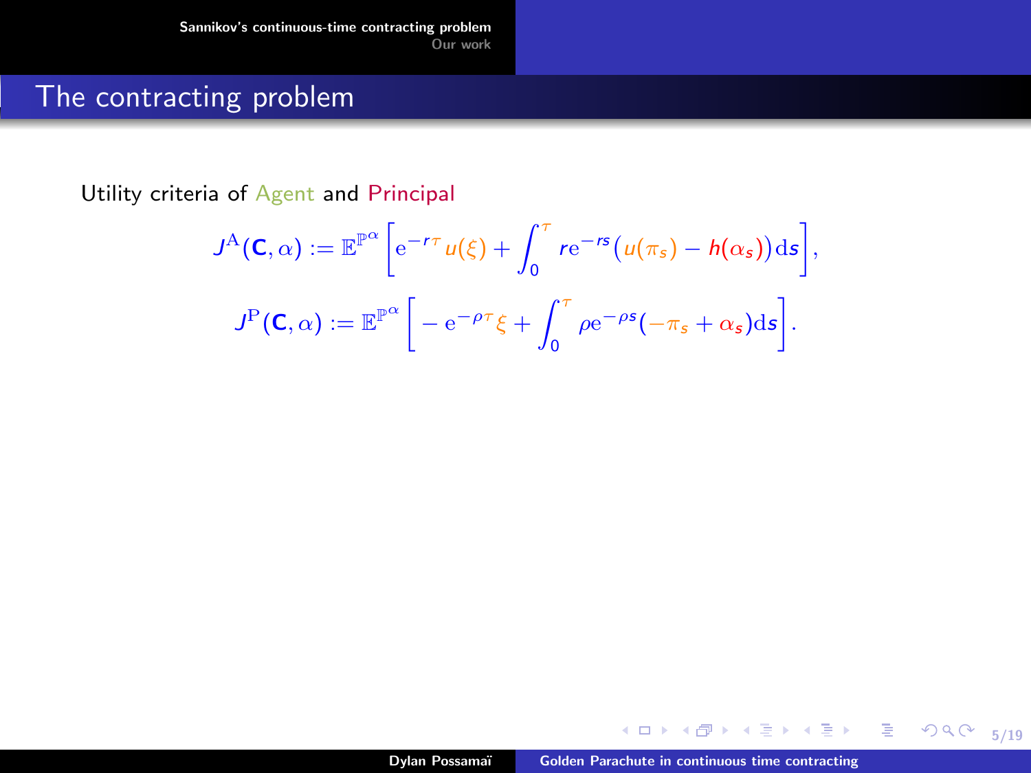## The contracting problem

Utility criteria of Agent and Principal

$$J^{\mathrm{A}}(\mathbf{C},\alpha) := \mathbb{E}^{\mathbb{P}^\alpha}\bigg[\mathrm{e}^{-r\tau}u(\xi) + \int_0^\tau r\mathrm{e}^{-rs}\big(u(\pi_s) - h(\alpha_s)\big)\mathrm{d}s\bigg],$$

$$J^{\mathrm{P}}(\mathbf{C},\alpha) := \mathbb{E}^{\mathbb{P}^\alpha}\bigg[-\mathrm{e}^{-\rho\tau}\xi + \int_0^\tau \rho\mathrm{e}^{-\rho s}(-\pi_s + \alpha_s)\mathrm{d}s\bigg].$$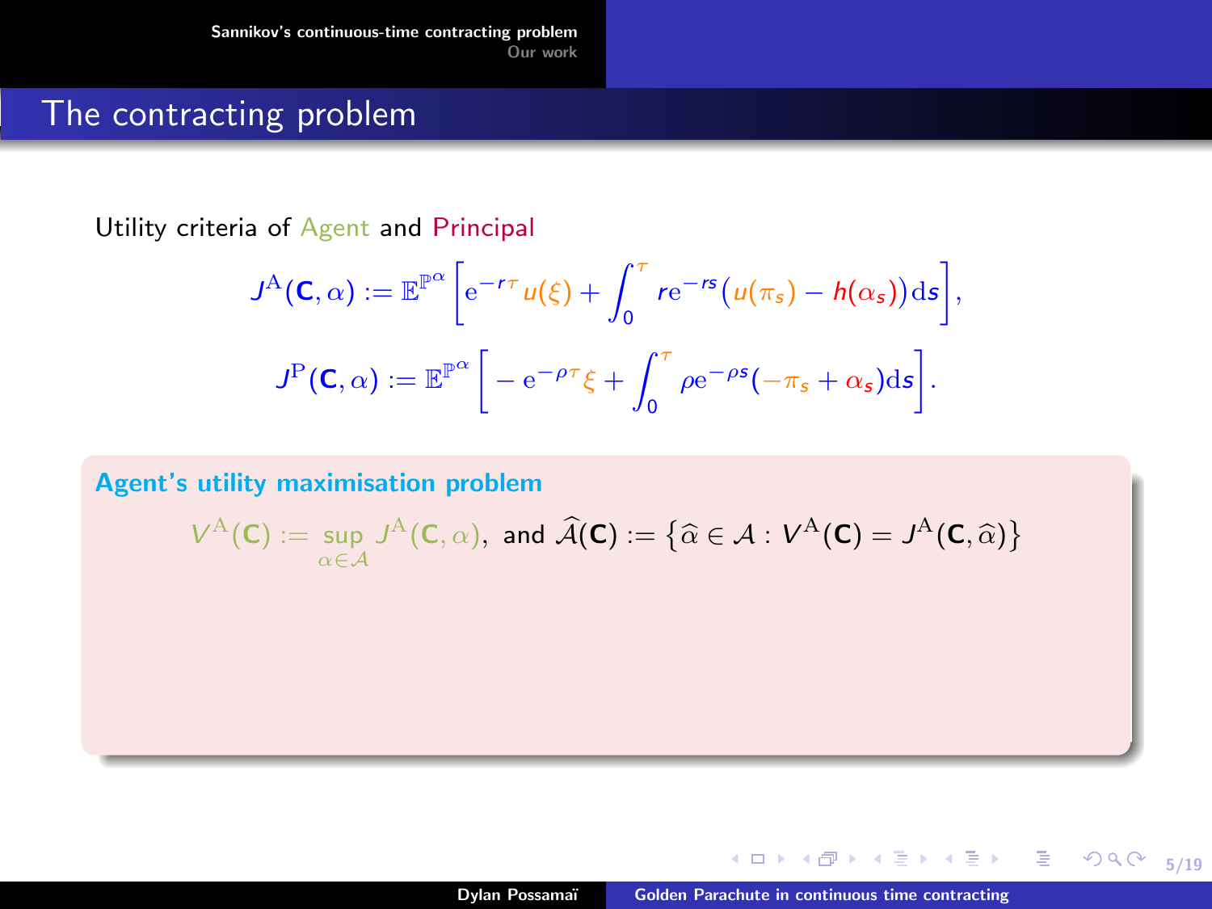# The contracting problem

Utility criteria of Agent and Principal

$$J^{\mathrm{A}}(\mathbf{C},\alpha) := \mathbb{E}^{\mathbb{P}^\alpha}\bigg[\mathrm{e}^{-r\tau}u(\xi) + \int_0^\tau r\mathrm{e}^{-rs}\big(u(\pi_s) - h(\alpha_s)\big)\mathrm{d}s\bigg],$$

$$J^{\mathrm{P}}(\mathbf{C},\alpha) := \mathbb{E}^{\mathbb{P}^\alpha}\bigg[-\mathrm{e}^{-\rho\tau}\xi + \int_0^\tau \rho\mathrm{e}^{-\rho s}(-\pi_s + \alpha_s)\mathrm{d}s\bigg].$$

**Agent's utility maximisation problem**

$$V^{\mathrm{A}}(\mathbf{C}) := \sup_{\alpha\in\mathcal{A}} J^{\mathrm{A}}(\mathbf{C},\alpha), \text{ and } \widehat{\mathcal{A}}(\mathbf{C}) := \big\{\widehat{\alpha}\in\mathcal{A} : V^{\mathrm{A}}(\mathbf{C}) = J^{\mathrm{A}}(\mathbf{C},\widehat{\alpha})\big\}$$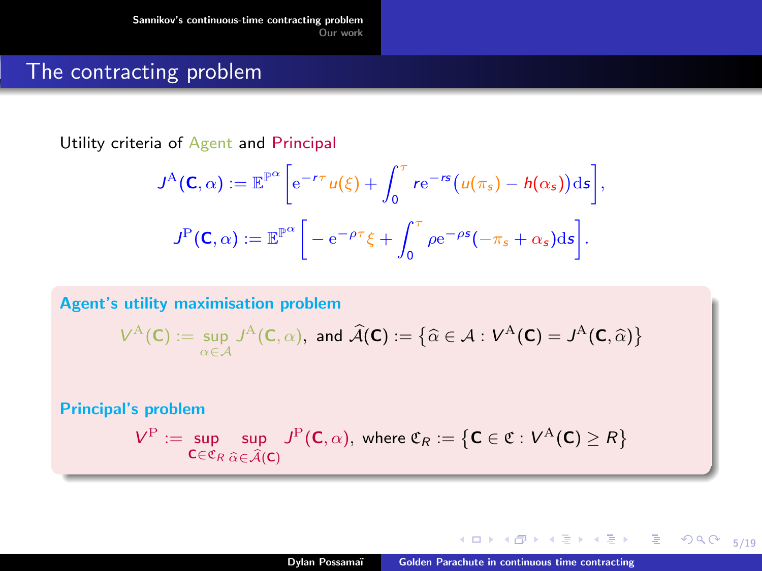# The contracting problem

Utility criteria of Agent and Principal

$$J^{\mathrm{A}}(\mathbf{C}, \alpha) := \mathbb{E}^{\mathbb{P}^\alpha}\bigg[\mathrm{e}^{-r\tau} u(\xi) + \int_0^\tau r\mathrm{e}^{-rs}\big(u(\pi_s) - h(\alpha_s)\big)\mathrm{d}s\bigg],$$

$$J^{\mathrm{P}}(\mathbf{C}, \alpha) := \mathbb{E}^{\mathbb{P}^\alpha}\bigg[-\mathrm{e}^{-\rho\tau}\xi + \int_0^\tau \rho\mathrm{e}^{-\rho s}(-\pi_s + \alpha_s)\mathrm{d}s\bigg].$$

**Agent's utility maximisation problem**

$$V^{\mathrm{A}}(\mathbf{C}) := \sup_{\alpha \in \mathcal{A}} J^{\mathrm{A}}(\mathbf{C}, \alpha), \text{ and } \widehat{\mathcal{A}}(\mathbf{C}) := \big\{\widehat{\alpha} \in \mathcal{A} : V^{\mathrm{A}}(\mathbf{C}) = J^{\mathrm{A}}(\mathbf{C}, \widehat{\alpha})\big\}$$

**Principal's problem**

$$V^{\mathrm{P}} := \sup_{\mathbf{C} \in \mathfrak{C}_R} \sup_{\widehat{\alpha} \in \widehat{\mathcal{A}}(\mathbf{C})} J^{\mathrm{P}}(\mathbf{C}, \alpha), \text{ where } \mathfrak{C}_R := \big\{\mathbf{C} \in \mathfrak{C} : V^{\mathrm{A}}(\mathbf{C}) \geq R\big\}$$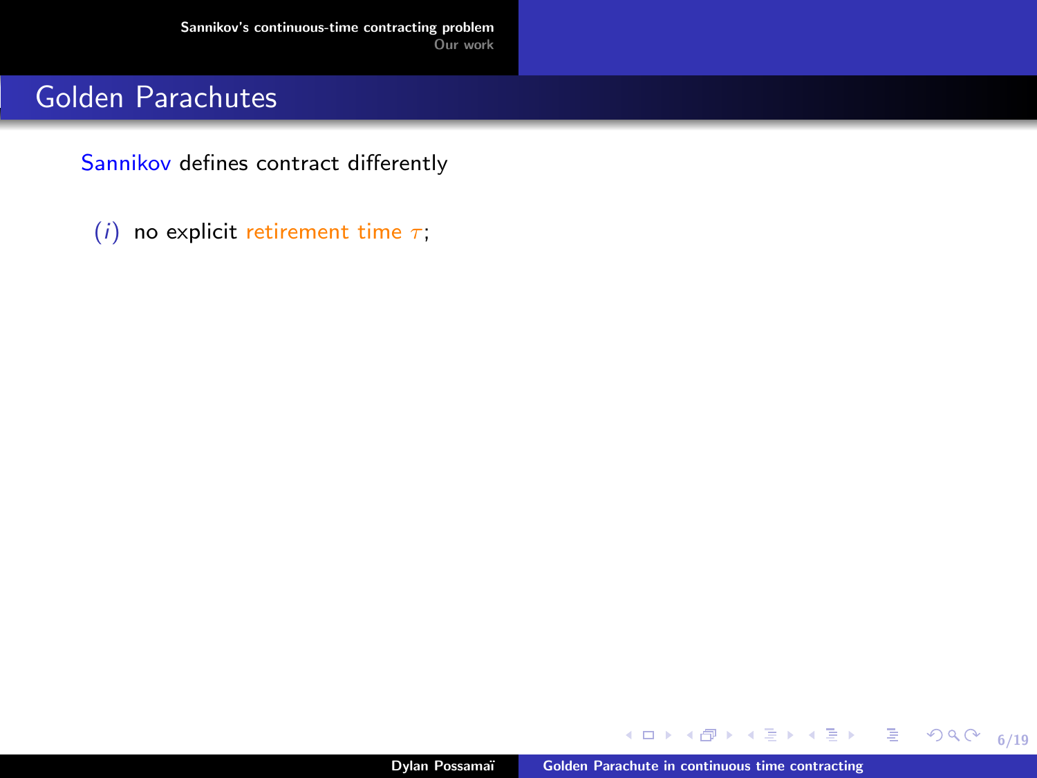## Golden Parachutes

Sannikov defines contract differently

(*i*) no explicit retirement time $\tau$;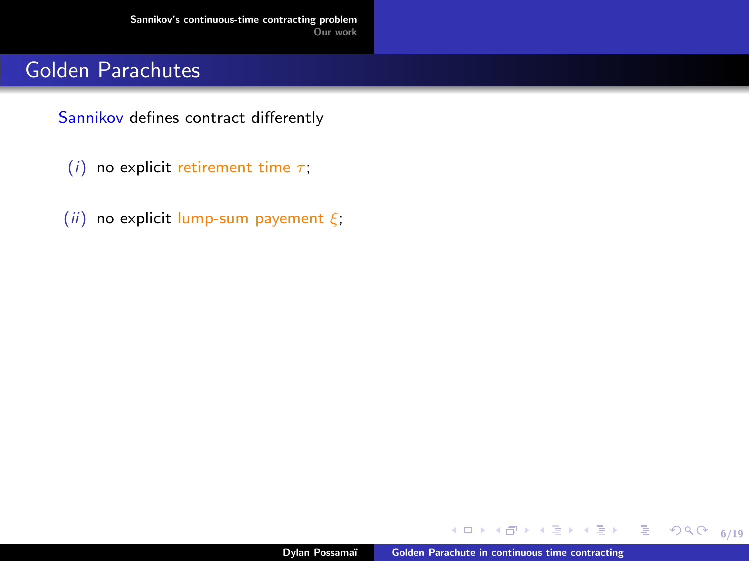## Golden Parachutes

Sannikov defines contract differently

($i$) no explicit retirement time $\tau$;

($ii$) no explicit lump-sum payement $\xi$;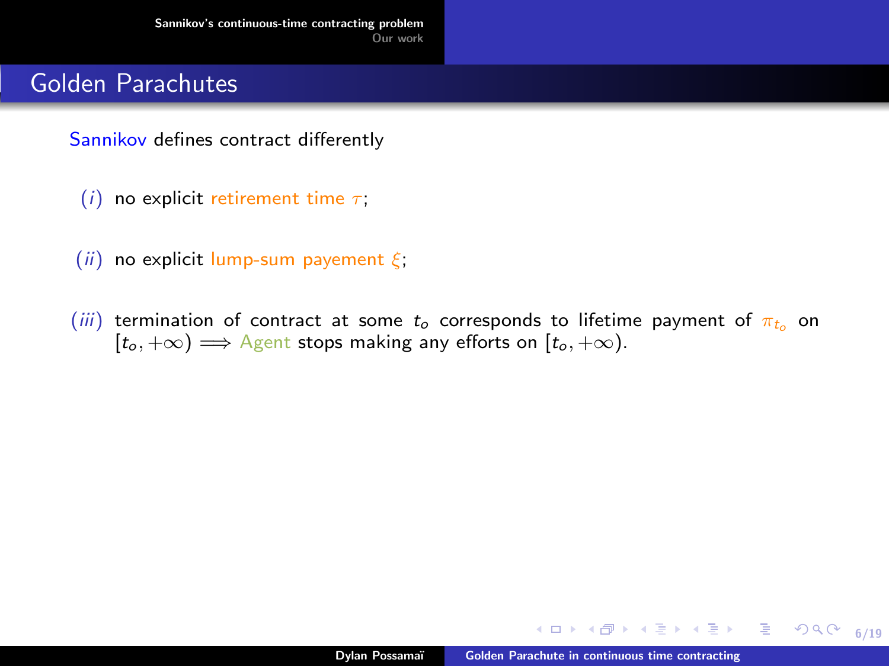# Golden Parachutes

Sannikov defines contract differently

$(i)$ no explicit retirement time $\tau$;

$(ii)$ no explicit lump-sum payement $\xi$;

$(iii)$ termination of contract at some $t_o$ corresponds to lifetime payment of $\pi_{t_o}$ on $[t_o, +\infty) \Longrightarrow$ Agent stops making any efforts on $[t_o, +\infty)$.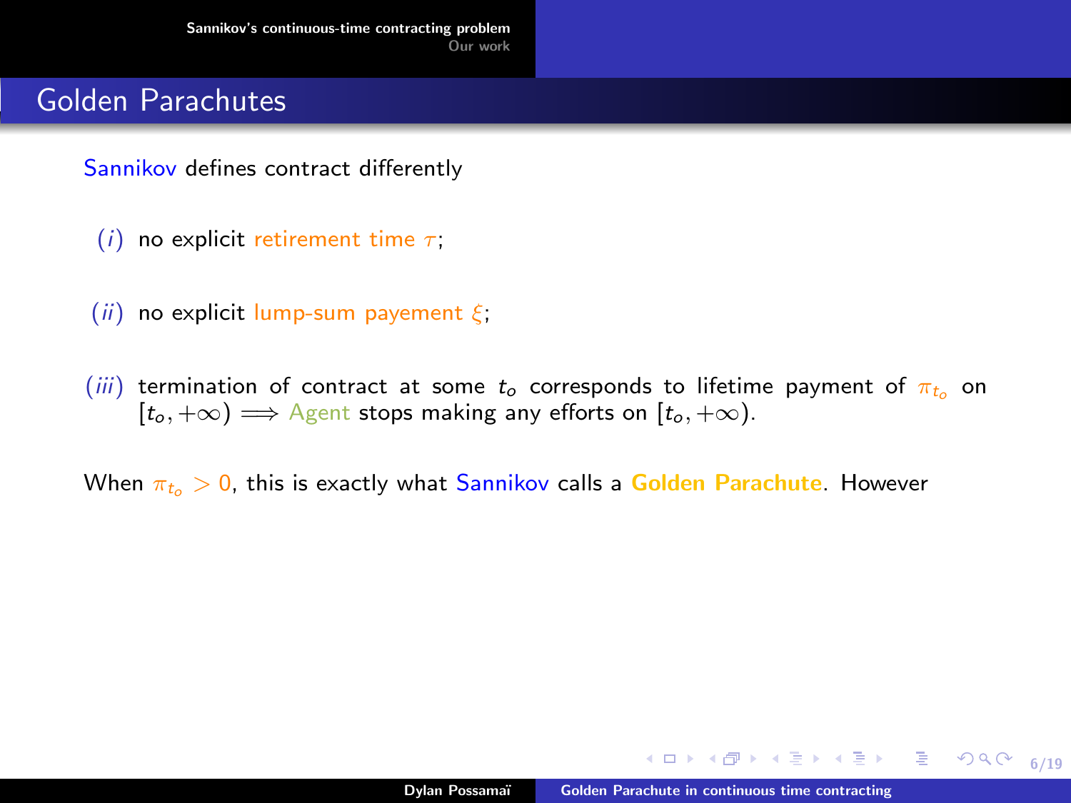## Golden Parachutes

Sannikov defines contract differently

- $(i)$ no explicit retirement time $\tau$;
- $(ii)$ no explicit lump-sum payement $\xi$;
- $(iii)$ termination of contract at some $t_o$ corresponds to lifetime payment of $\pi_{t_o}$ on $[t_o, +\infty) \Longrightarrow$ Agent stops making any efforts on $[t_o, +\infty)$.

When $\pi_{t_o} > 0$, this is exactly what Sannikov calls a **Golden Parachute**. However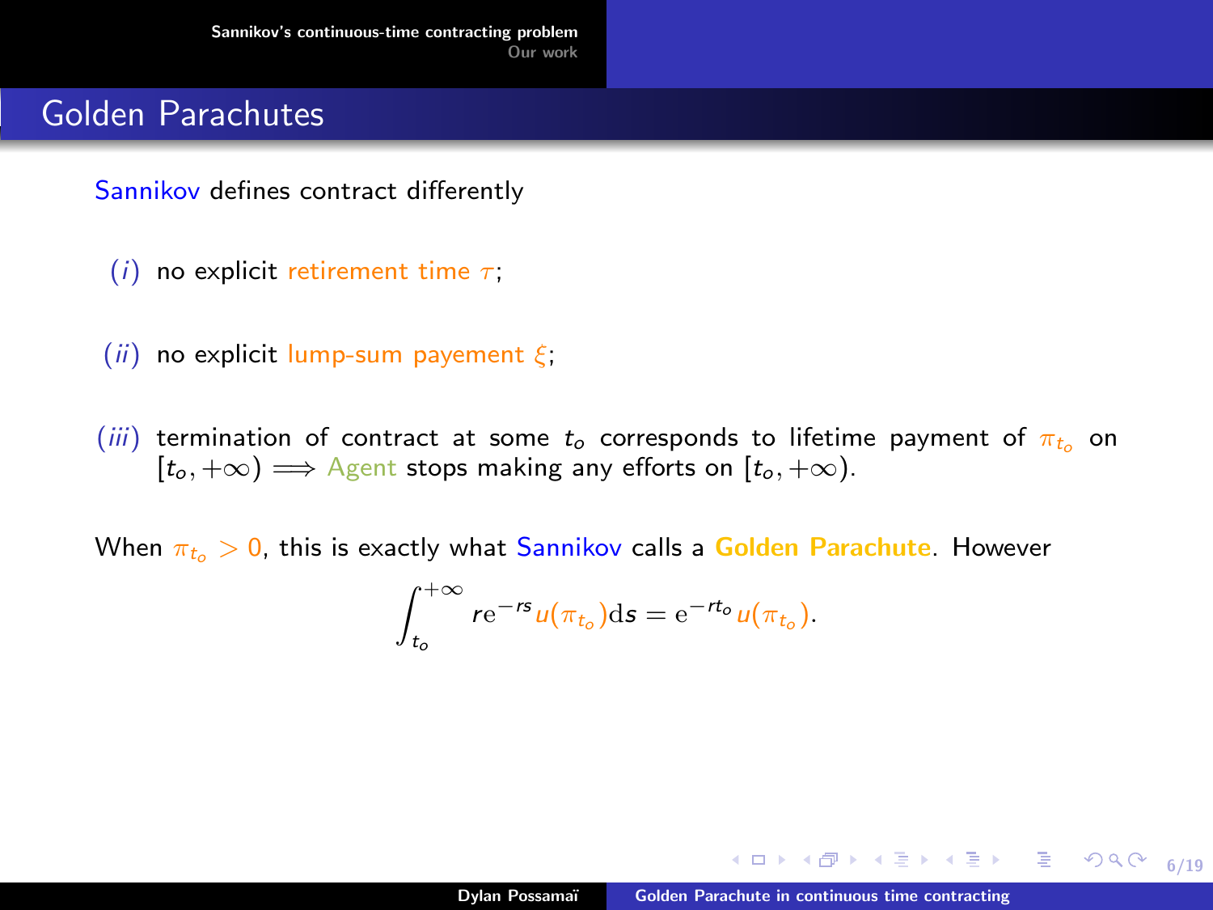# Golden Parachutes

Sannikov defines contract differently

(*i*) no explicit retirement time $\tau$;

(*ii*) no explicit lump-sum payement $\xi$;

(*iii*) termination of contract at some $t_o$ corresponds to lifetime payment of $\pi_{t_o}$ on $[t_o, +\infty) \Longrightarrow$ Agent stops making any efforts on $[t_o, +\infty)$.

When $\pi_{t_o} > 0$, this is exactly what Sannikov calls a **Golden Parachute**. However

$$\int_{t_o}^{+\infty} r\mathrm{e}^{-rs} u(\pi_{t_o}) \mathrm{d}s = \mathrm{e}^{-rt_o} u(\pi_{t_o}).$$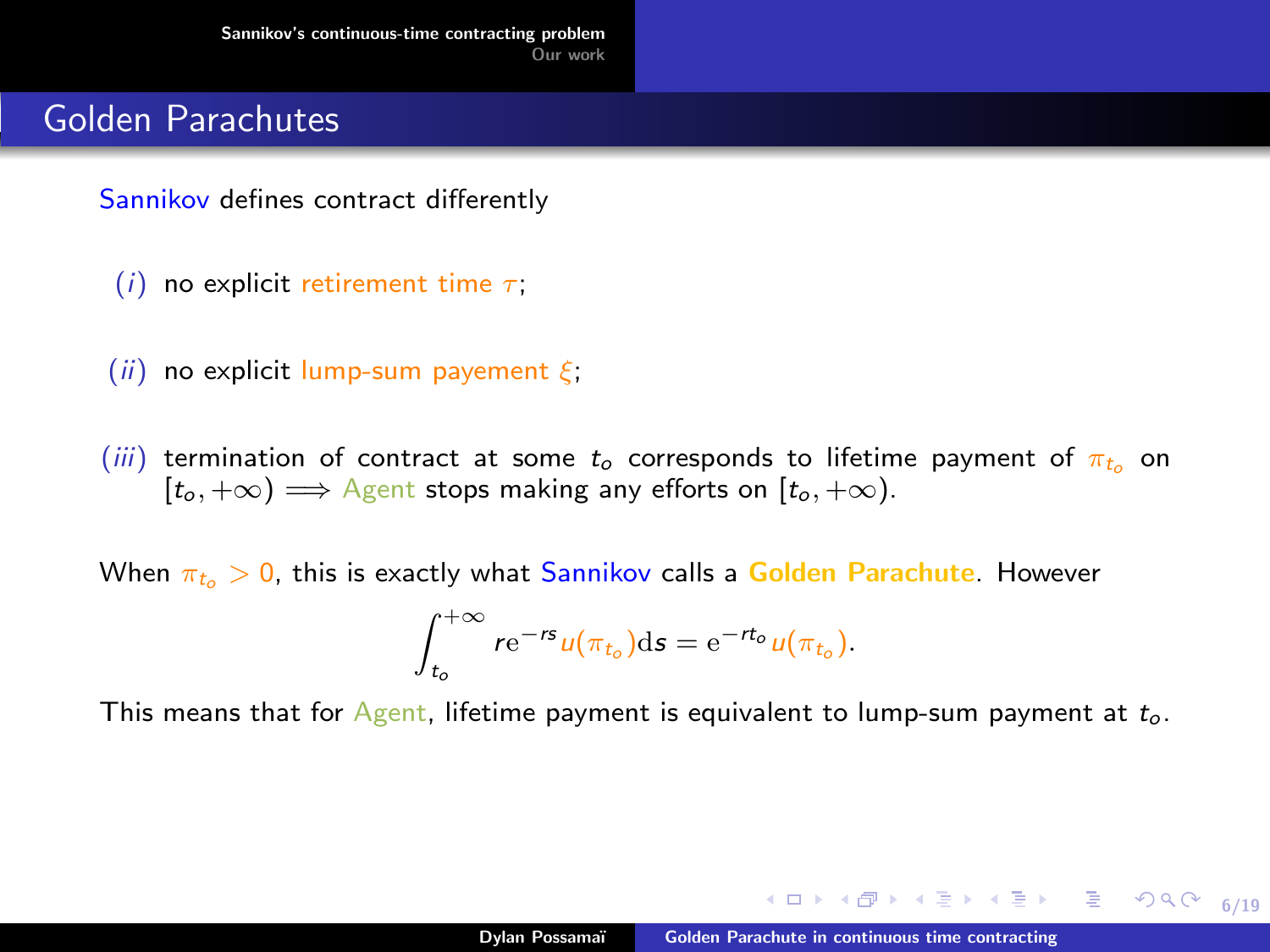# Golden Parachutes

Sannikov defines contract differently

$(i)$ no explicit retirement time $\tau$;

$(ii)$ no explicit lump-sum payement $\xi$;

$(iii)$ termination of contract at some $t_o$ corresponds to lifetime payment of $\pi_{t_o}$ on $[t_o, +\infty) \Longrightarrow$ Agent stops making any efforts on $[t_o, +\infty)$.

When $\pi_{t_o} > 0$, this is exactly what Sannikov calls a **Golden Parachute**. However

$$\int_{t_o}^{+\infty} r\mathrm{e}^{-rs} u(\pi_{t_o}) \mathrm{d}s = \mathrm{e}^{-rt_o} u(\pi_{t_o}).$$

This means that for Agent, lifetime payment is equivalent to lump-sum payment at $t_o$.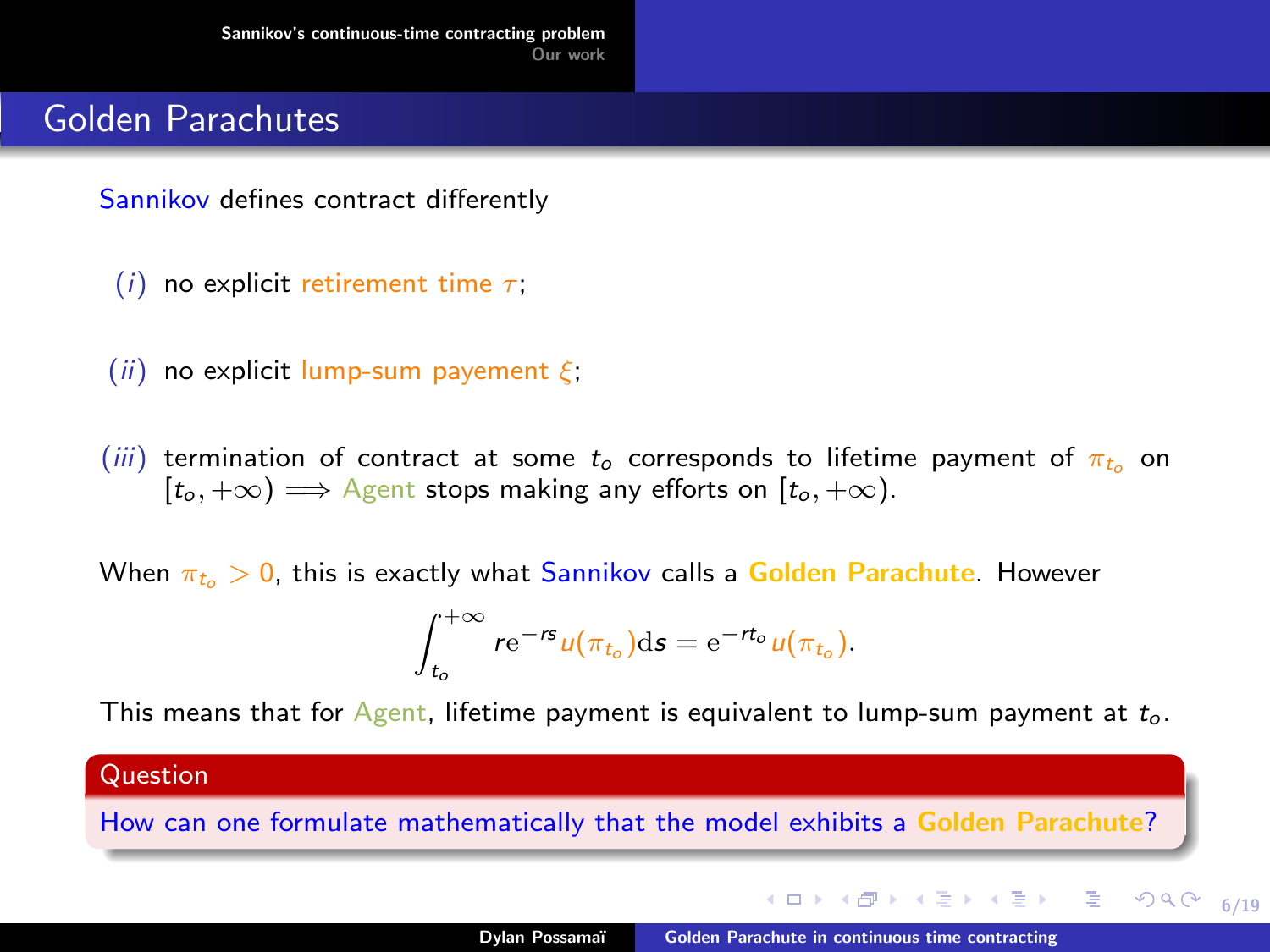## Golden Parachutes

Sannikov defines contract differently

$(i)$ no explicit retirement time $\tau$;

$(ii)$ no explicit lump-sum payement $\xi$;

$(iii)$ termination of contract at some $t_o$ corresponds to lifetime payment of $\pi_{t_o}$ on $[t_o, +\infty) \Longrightarrow$ Agent stops making any efforts on $[t_o, +\infty)$.

When $\pi_{t_o} > 0$, this is exactly what Sannikov calls a **Golden Parachute**. However

$$\int_{t_o}^{+\infty} r\mathrm{e}^{-rs} u(\pi_{t_o})\mathrm{d}s = \mathrm{e}^{-rt_o} u(\pi_{t_o}).$$

This means that for Agent, lifetime payment is equivalent to lump-sum payment at $t_o$.

**Question**

How can one formulate mathematically that the model exhibits a **Golden Parachute**?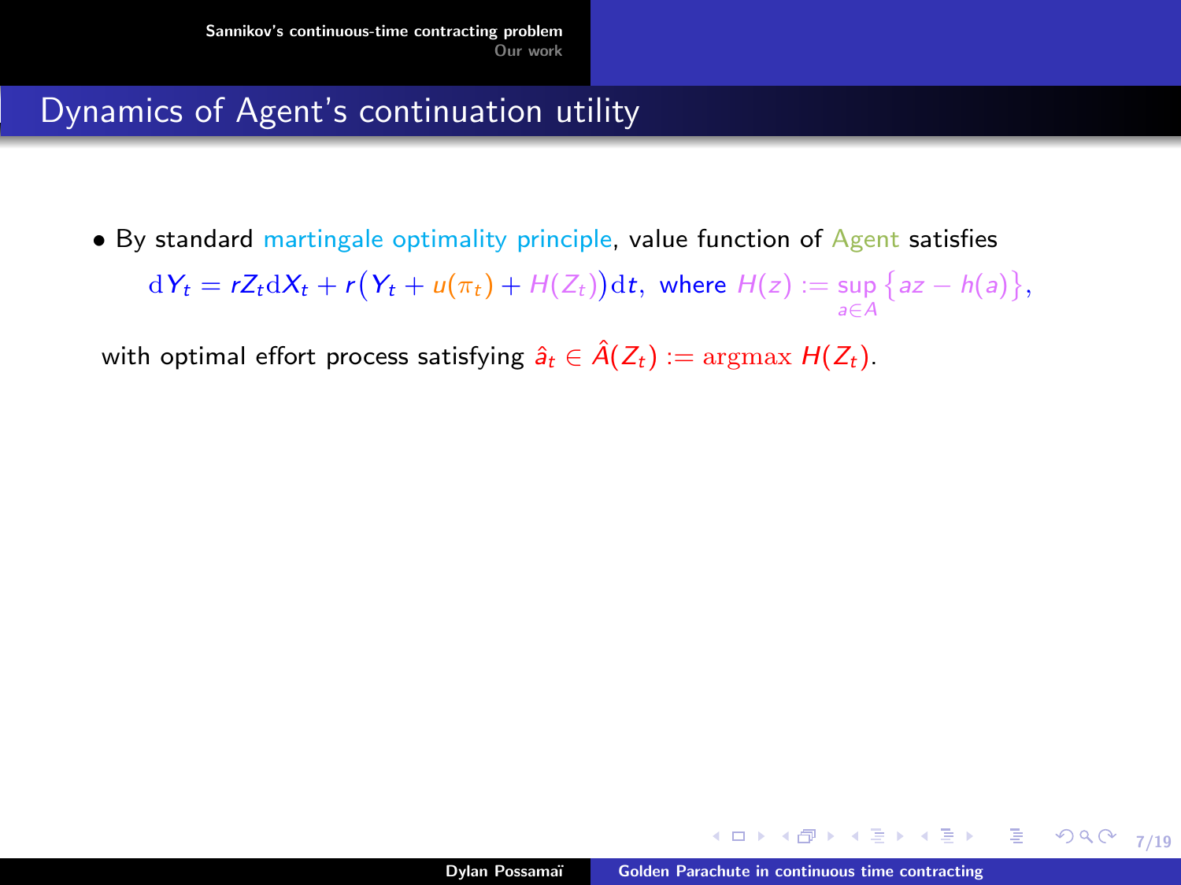# Dynamics of Agent's continuation utility

- By standard martingale optimality principle, value function of Agent satisfies

$$\mathrm{d}Y_t = rZ_t \mathrm{d}X_t + r\big(Y_t + u(\pi_t) + H(Z_t)\big)\mathrm{d}t, \text{ where } H(z) := \sup_{a \in A}\big\{az - h(a)\big\},$$

with optimal effort process satisfying $\hat{a}_t \in \hat{A}(Z_t) := \mathrm{argmax}\, H(Z_t)$.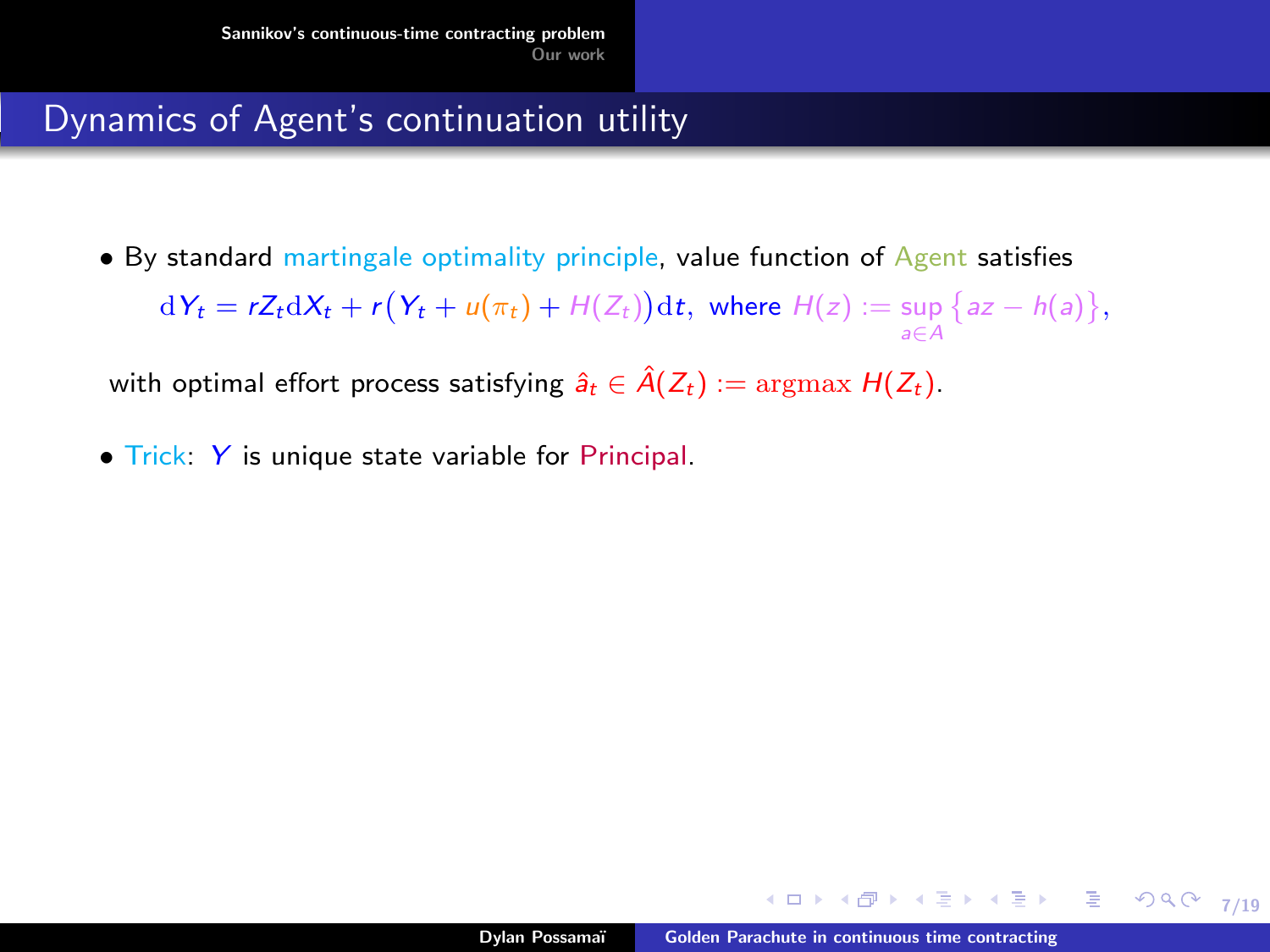## Dynamics of Agent's continuation utility

- By standard martingale optimality principle, value function of Agent satisfies

$$\mathrm{d}Y_t = rZ_t \mathrm{d}X_t + r\big(Y_t + u(\pi_t) + H(Z_t)\big)\mathrm{d}t, \text{ where } H(z) := \sup_{a \in A} \{az - h(a)\},$$

with optimal effort process satisfying $\hat{a}_t \in \hat{A}(Z_t) := \mathrm{argmax}\, H(Z_t)$.

- Trick: $Y$ is unique state variable for Principal.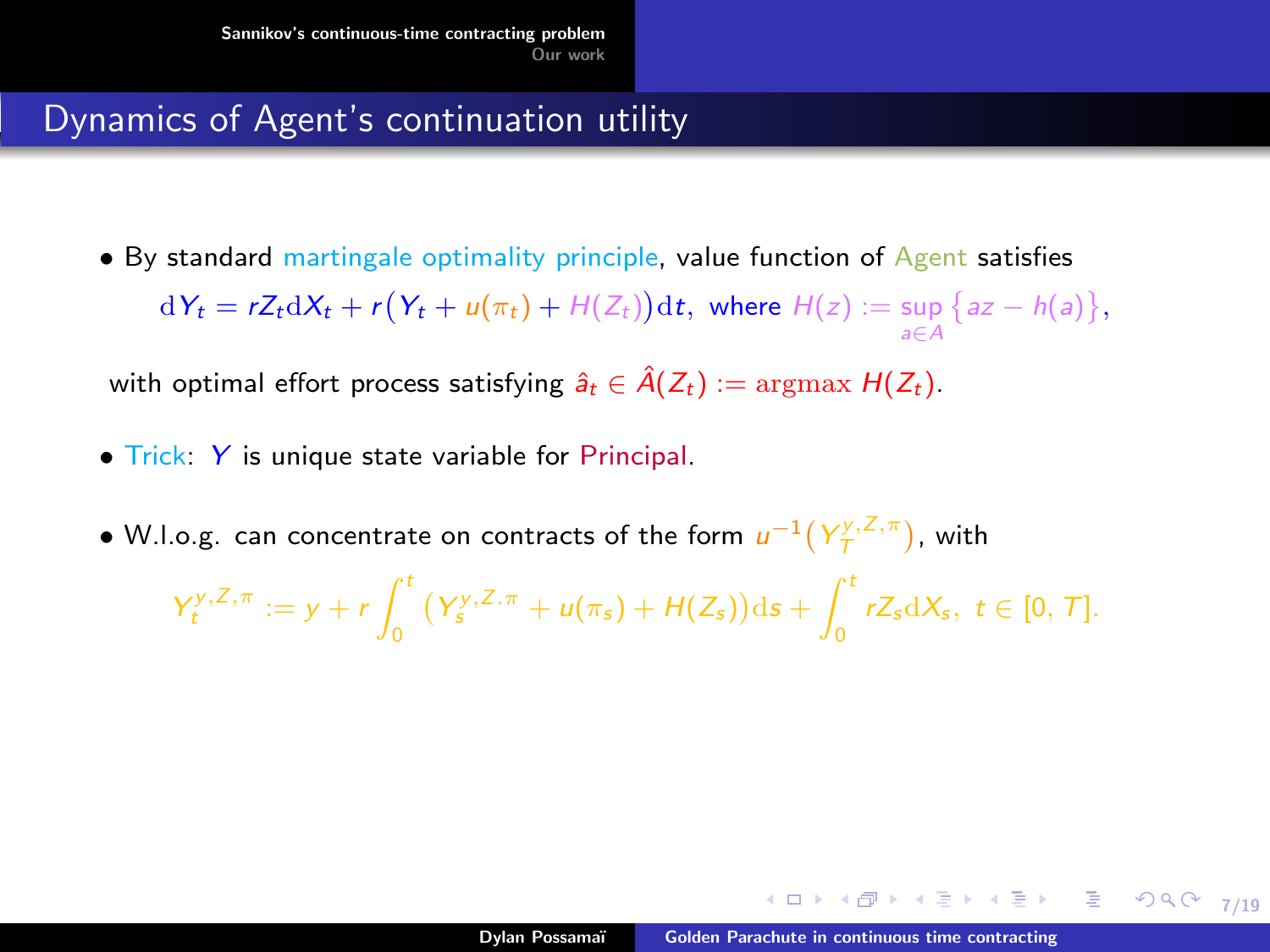## Dynamics of Agent's continuation utility

- By standard martingale optimality principle, value function of Agent satisfies

$$\mathrm{d}Y_t = rZ_t\mathrm{d}X_t + r\big(Y_t + u(\pi_t) + H(Z_t)\big)\mathrm{d}t, \text{ where } H(z) := \sup_{a\in A}\{az - h(a)\},$$

with optimal effort process satisfying $\hat{a}_t \in \hat{A}(Z_t) := \mathrm{argmax}\, H(Z_t)$.

- Trick: $Y$ is unique state variable for Principal.

- W.l.o.g. can concentrate on contracts of the form $u^{-1}\big(Y_T^{y,Z,\pi}\big)$, with

$$Y_t^{y,Z,\pi} := y + r\int_0^t \big(Y_s^{y,Z.\pi} + u(\pi_s) + H(Z_s)\big)\mathrm{d}s + \int_0^t rZ_s\mathrm{d}X_s,\ t \in [0,T].$$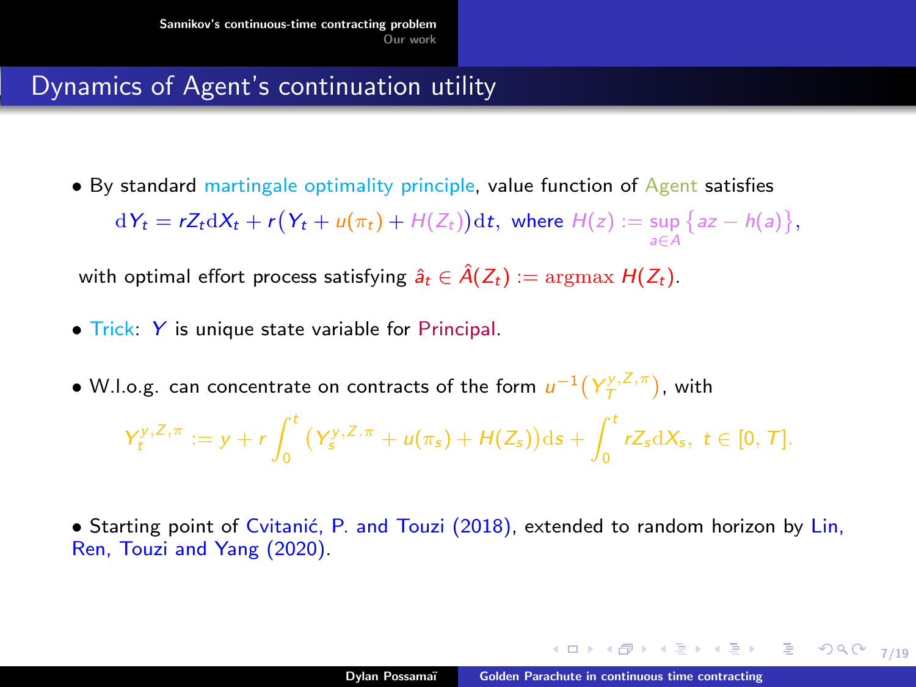## Dynamics of Agent's continuation utility

- By standard martingale optimality principle, value function of Agent satisfies

$$\mathrm{d}Y_t = rZ_t \mathrm{d}X_t + r\big(Y_t + u(\pi_t) + H(Z_t)\big)\mathrm{d}t, \text{ where } H(z) := \sup_{a\in A}\big\{az - h(a)\big\},$$

with optimal effort process satisfying $\hat{a}_t \in \hat{A}(Z_t) := \mathrm{argmax}\, H(Z_t)$.

- Trick: $Y$ is unique state variable for Principal.

- W.l.o.g. can concentrate on contracts of the form $u^{-1}\big(Y_T^{y,Z,\pi}\big)$, with

$$Y_t^{y,Z,\pi} := y + r\int_0^t \big(Y_s^{y,Z.\pi} + u(\pi_s) + H(Z_s)\big)\mathrm{d}s + \int_0^t rZ_s \mathrm{d}X_s,\ t \in [0,T].$$

- Starting point of Cvitanić, P. and Touzi (2018), extended to random horizon by Lin, Ren, Touzi and Yang (2020).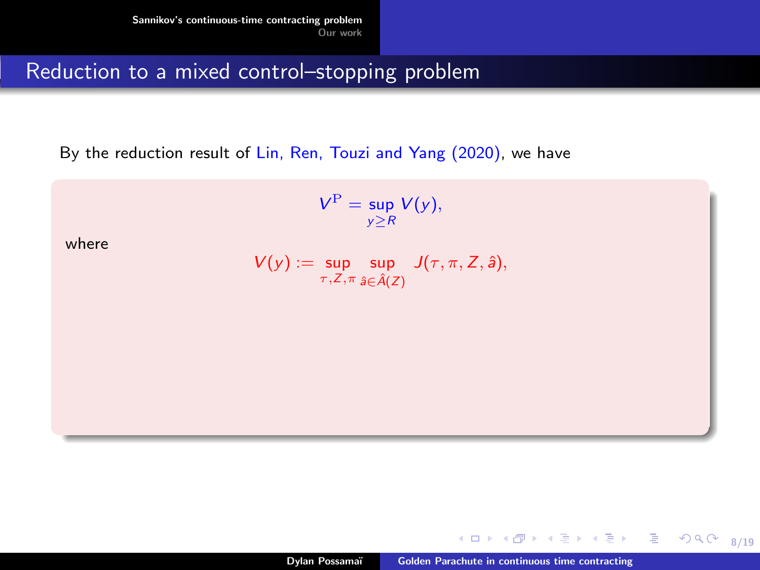# Reduction to a mixed control–stopping problem

By the reduction result of Lin, Ren, Touzi and Yang (2020), we have

$$V^{\mathrm{P}} = \sup_{y \geq R} V(y),$$

where

$$V(y) := \sup_{\tau, Z, \pi} \sup_{\hat{a} \in \hat{A}(Z)} J(\tau, \pi, Z, \hat{a}),$$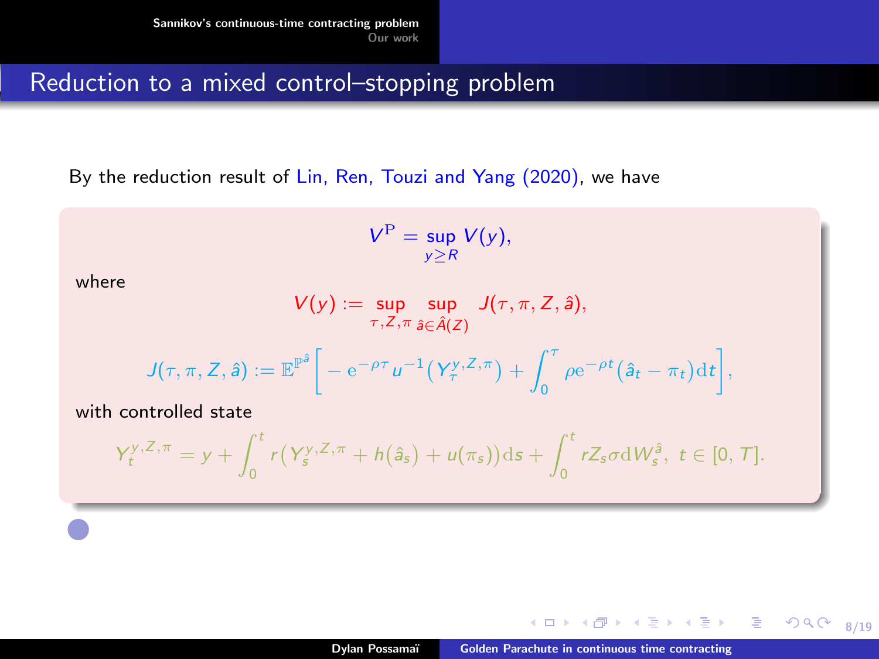## Reduction to a mixed control–stopping problem

By the reduction result of Lin, Ren, Touzi and Yang (2020), we have

$$V^{\mathrm{P}} = \sup_{y \geq R} V(y),$$

where

$$V(y) := \sup_{\tau, Z, \pi} \sup_{\hat{a} \in \hat{A}(Z)} J(\tau, \pi, Z, \hat{a}),$$

$$J(\tau, \pi, Z, \hat{a}) := \mathbb{E}^{\mathbb{P}^{\hat{a}}}\bigg[ -\mathrm{e}^{-\rho\tau} u^{-1}\big(Y_\tau^{y,Z,\pi}\big) + \int_0^\tau \rho \mathrm{e}^{-\rho t}\big(\hat{a}_t - \pi_t\big)\mathrm{d}t \bigg],$$

with controlled state

$$Y_t^{y,Z,\pi} = y + \int_0^t r\big(Y_s^{y,Z,\pi} + h(\hat{a}_s) + u(\pi_s)\big)\mathrm{d}s + \int_0^t rZ_s\sigma \mathrm{d}W_s^{\hat{a}},\ t \in [0, T].$$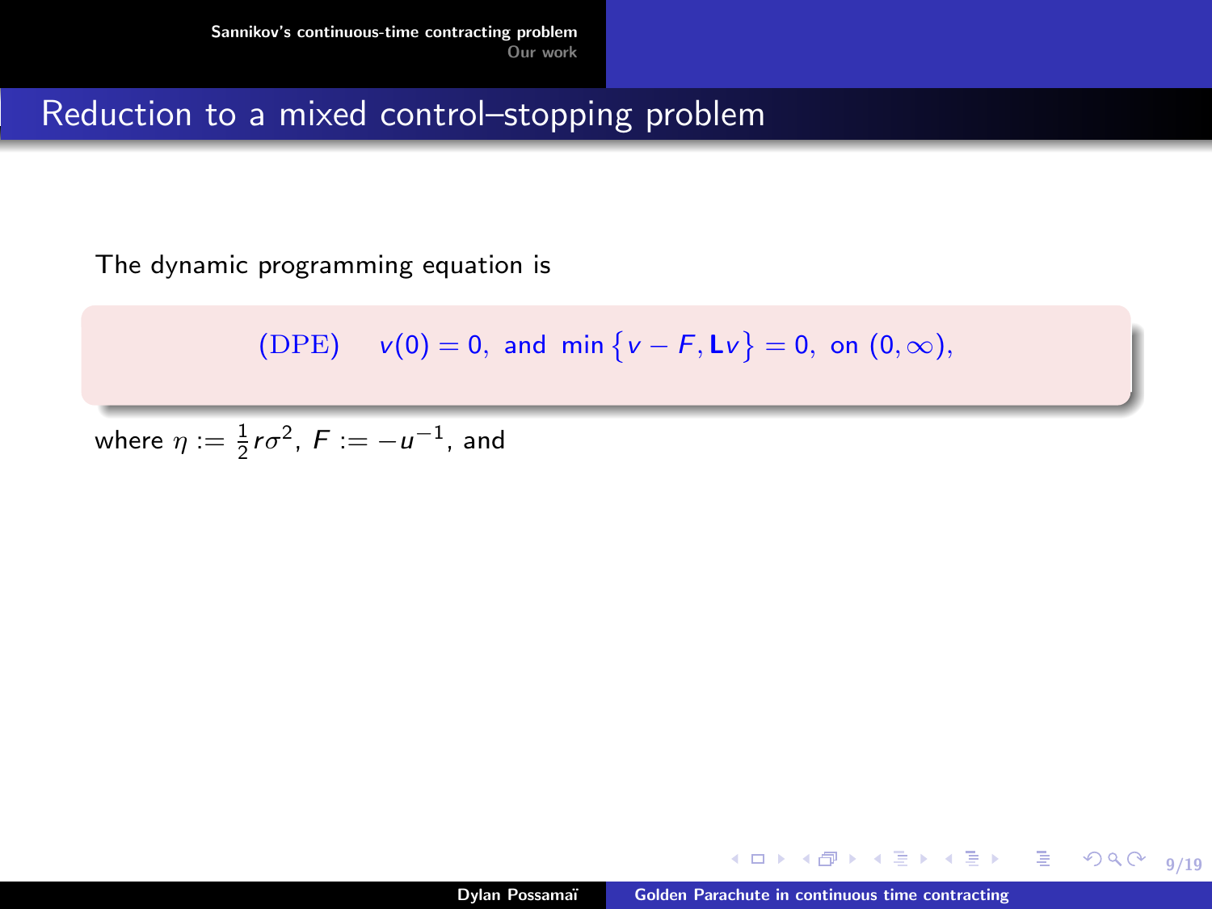## Reduction to a mixed control–stopping problem

The dynamic programming equation is

$$\text{(DPE)} \quad v(0) = 0, \text{ and } \min\left\{v - F, \mathbf{L}v\right\} = 0, \text{ on } (0, \infty),$$

where $\eta := \frac{1}{2} r\sigma^2$, $F := -u^{-1}$, and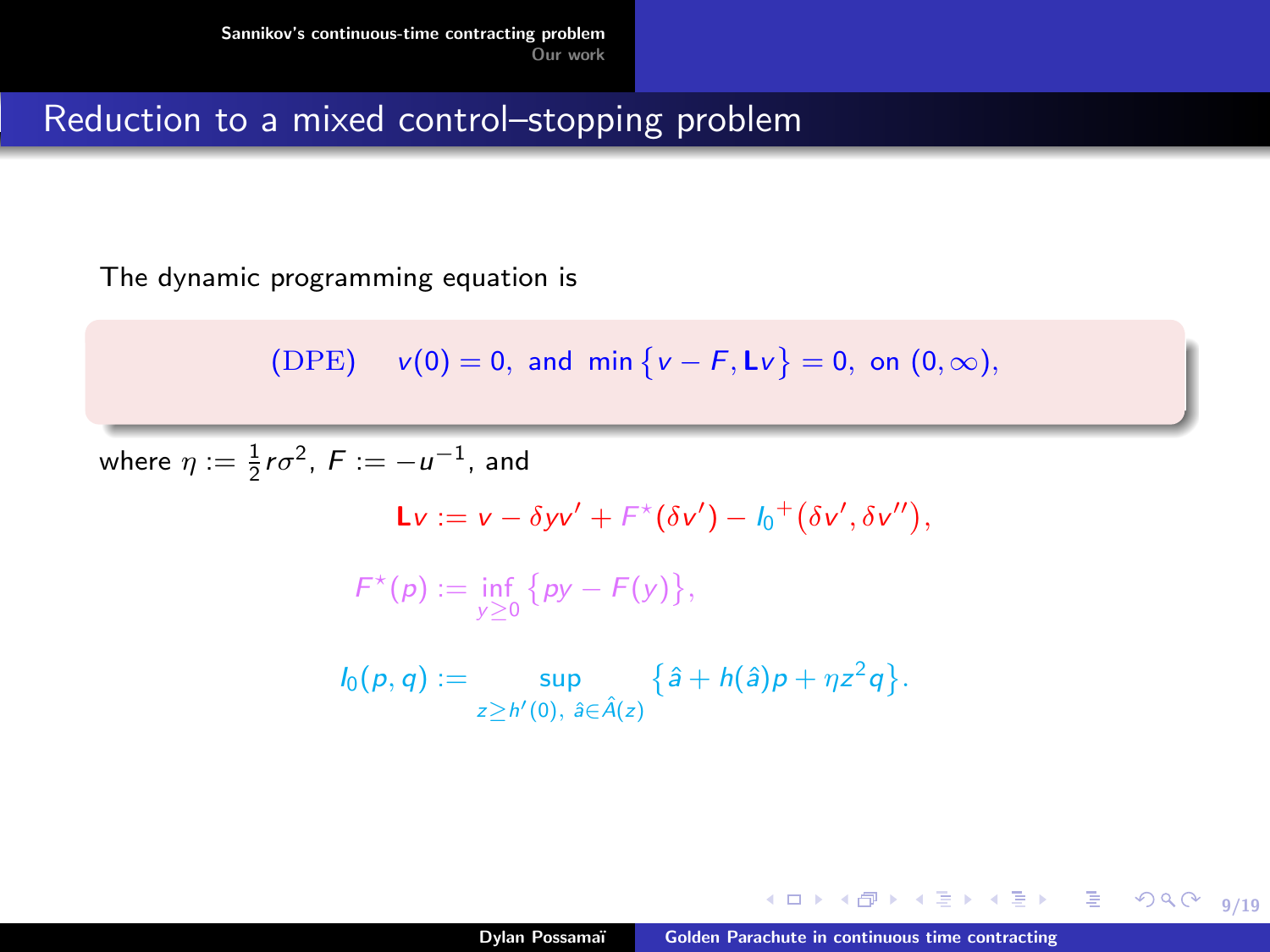## Reduction to a mixed control–stopping problem

The dynamic programming equation is

$$\text{(DPE)} \quad v(0) = 0, \text{ and } \min\{v - F, \mathbf{L}v\} = 0, \text{ on } (0, \infty),$$

where $\eta := \frac{1}{2} r\sigma^2$, $F := -u^{-1}$, and

$$\mathbf{L}v := v - \delta y v' + F^\star(\delta v') - {I_0}^+(\delta v', \delta v''),$$

$$F^\star(p) := \inf_{y \geq 0} \{py - F(y)\},$$

$$I_0(p, q) := \sup_{z \geq h'(0),\ \hat{a} \in \hat{A}(z)} \{\hat{a} + h(\hat{a})p + \eta z^2 q\}.$$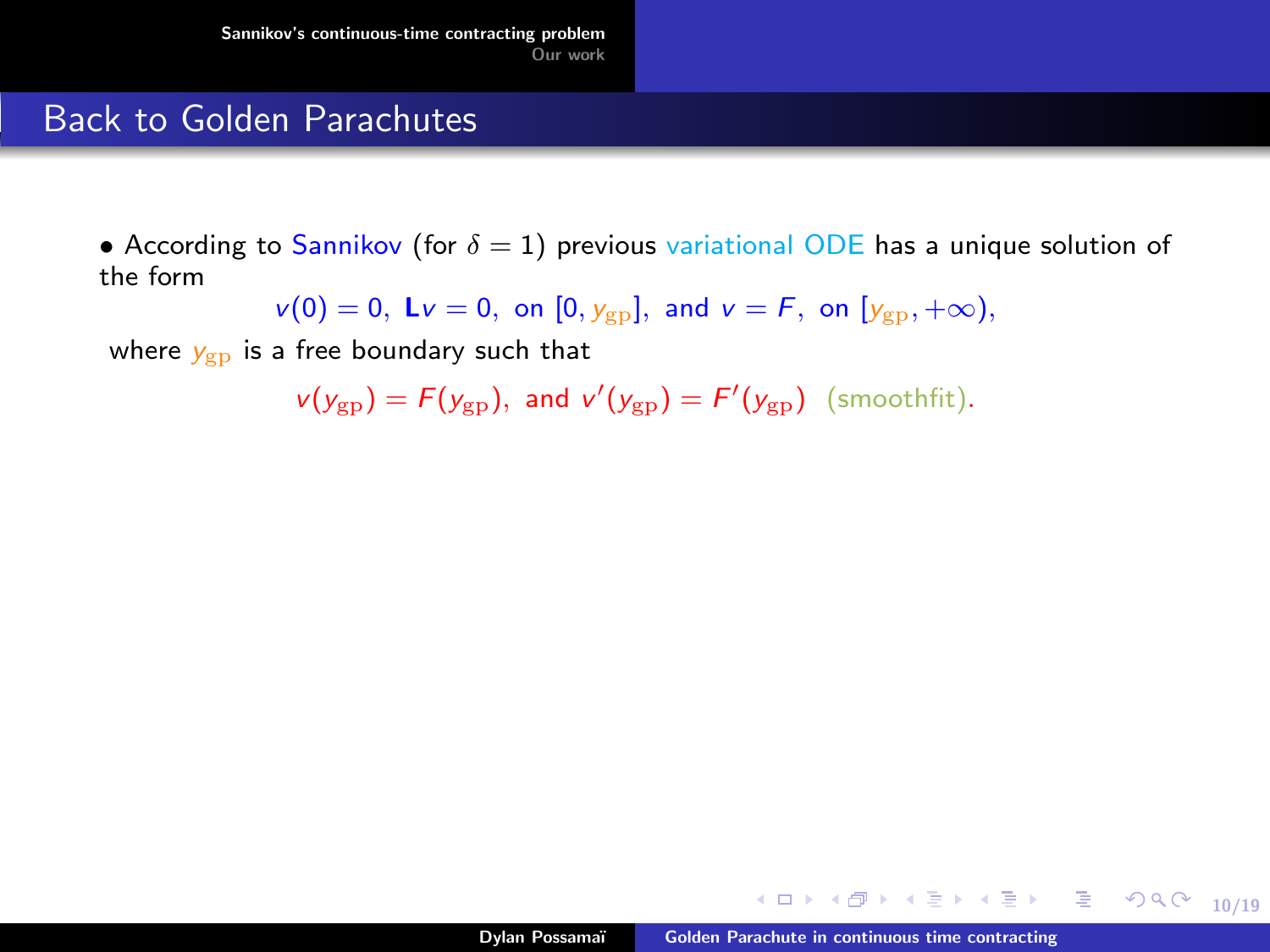## Back to Golden Parachutes

- According to Sannikov (for $\delta = 1$) previous variational ODE has a unique solution of the form

$$v(0) = 0, \ \mathbf{L}v = 0, \ \text{on } [0, y_{\mathrm{gp}}], \ \text{and } v = F, \ \text{on } [y_{\mathrm{gp}}, +\infty),$$

where $y_{\mathrm{gp}}$ is a free boundary such that

$$v(y_{\mathrm{gp}}) = F(y_{\mathrm{gp}}), \ \text{and } v'(y_{\mathrm{gp}}) = F'(y_{\mathrm{gp}}) \ \ \text{(smoothfit)}.$$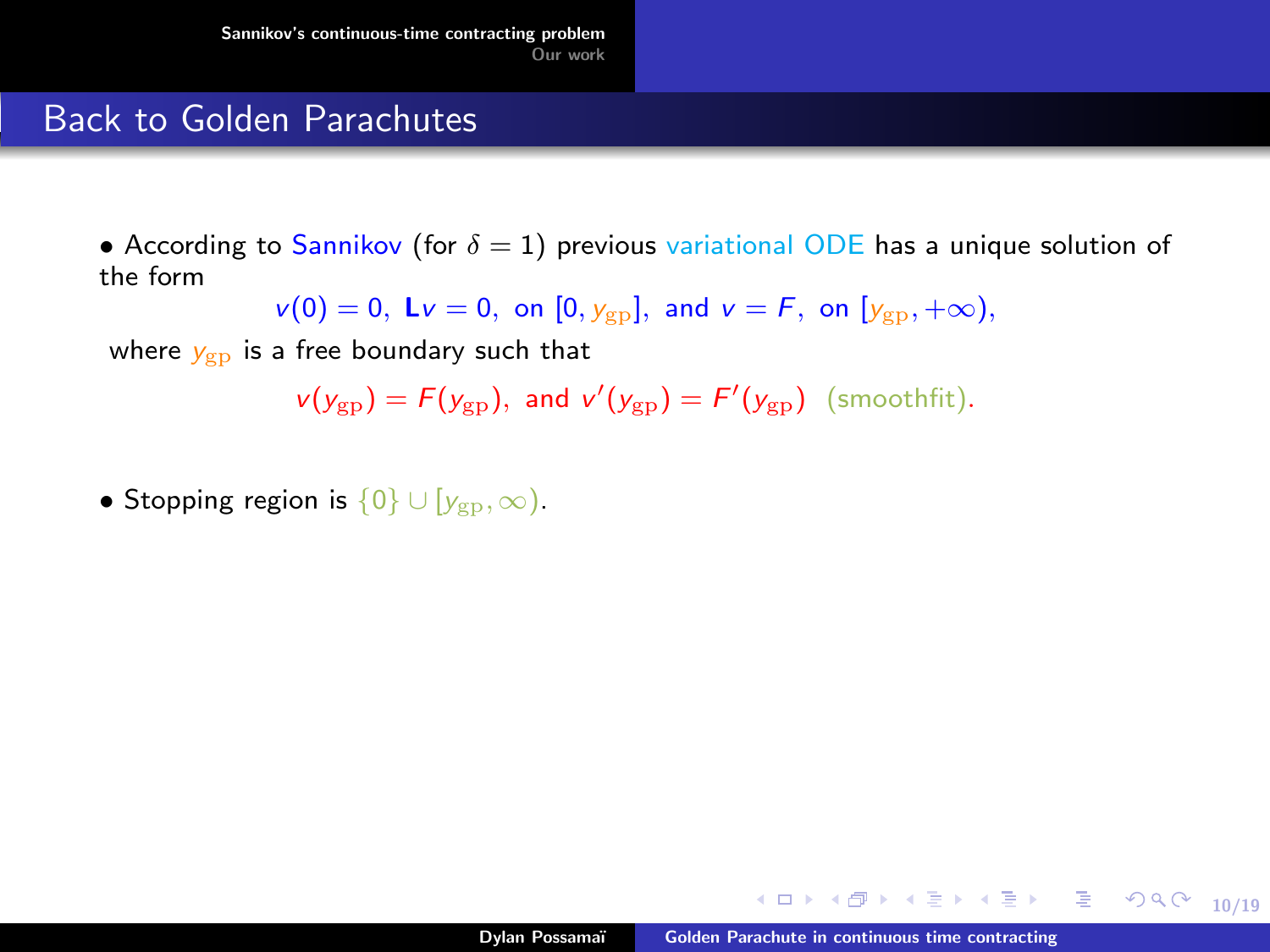## Back to Golden Parachutes

- According to Sannikov (for $\delta = 1$) previous variational ODE has a unique solution of the form

$$v(0) = 0, \ \mathbf{L}v = 0, \text{ on } [0, y_{\rm gp}], \text{ and } v = F, \text{ on } [y_{\rm gp}, +\infty),$$

where $y_{\rm gp}$ is a free boundary such that

$$v(y_{\rm gp}) = F(y_{\rm gp}), \text{ and } v'(y_{\rm gp}) = F'(y_{\rm gp}) \ \text{(smoothfit)}.$$

- Stopping region is $\{0\} \cup [y_{\rm gp}, \infty)$.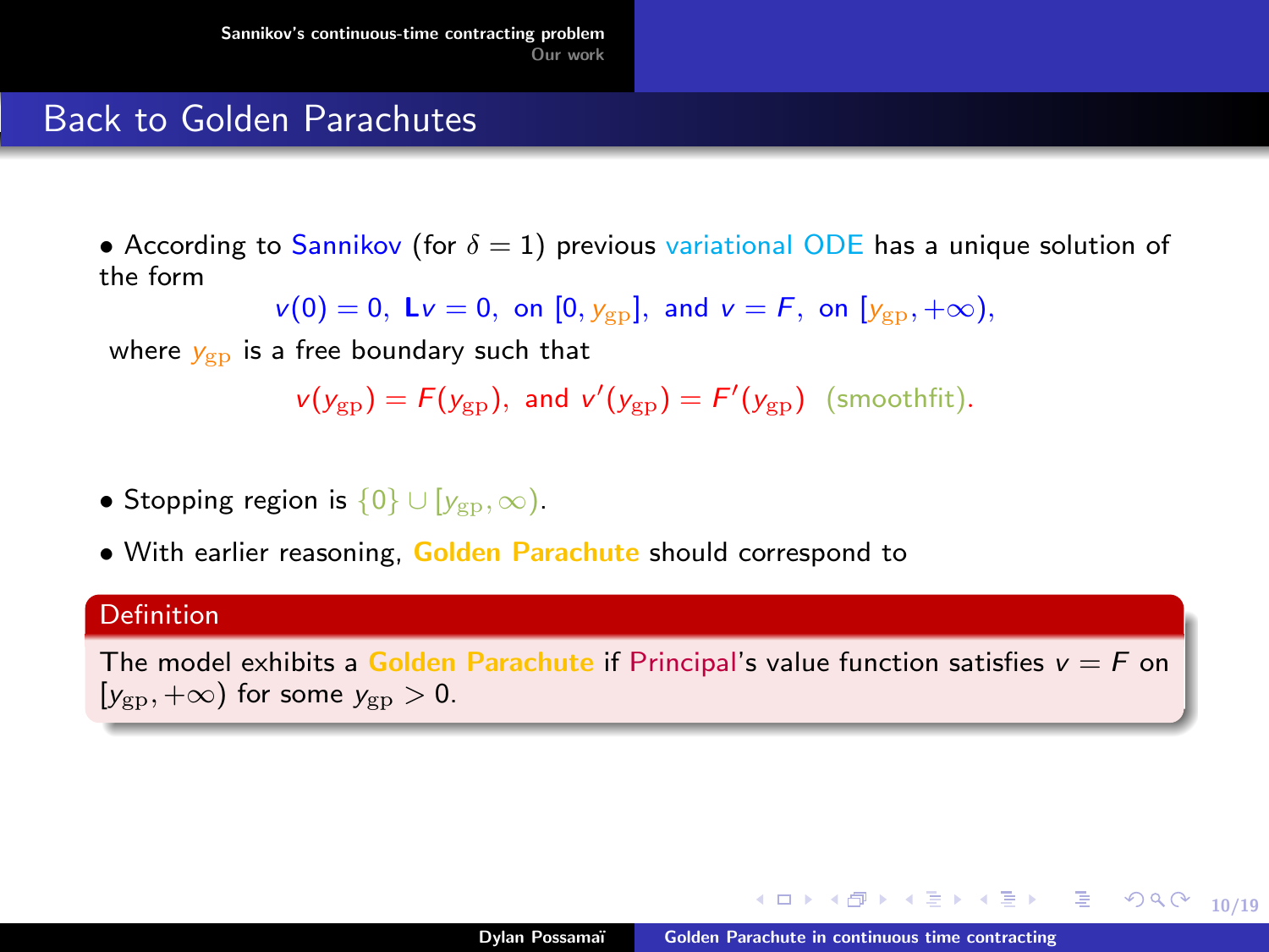## Back to Golden Parachutes

- According to Sannikov (for $\delta = 1$) previous variational ODE has a unique solution of the form

$$v(0) = 0, \ \mathbf{L}v = 0, \ \text{on } [0, y_{\rm gp}], \ \text{and } v = F, \ \text{on } [y_{\rm gp}, +\infty),$$

where $y_{\rm gp}$ is a free boundary such that

$$v(y_{\rm gp}) = F(y_{\rm gp}), \ \text{and } v'(y_{\rm gp}) = F'(y_{\rm gp}) \ \ \text{(smoothfit)}.$$

- Stopping region is $\{0\} \cup [y_{\rm gp}, \infty)$.
- With earlier reasoning, **Golden Parachute** should correspond to

**Definition**

The model exhibits a Golden Parachute if Principal's value function satisfies $v = F$ on $[y_{\rm gp}, +\infty)$ for some $y_{\rm gp} > 0$.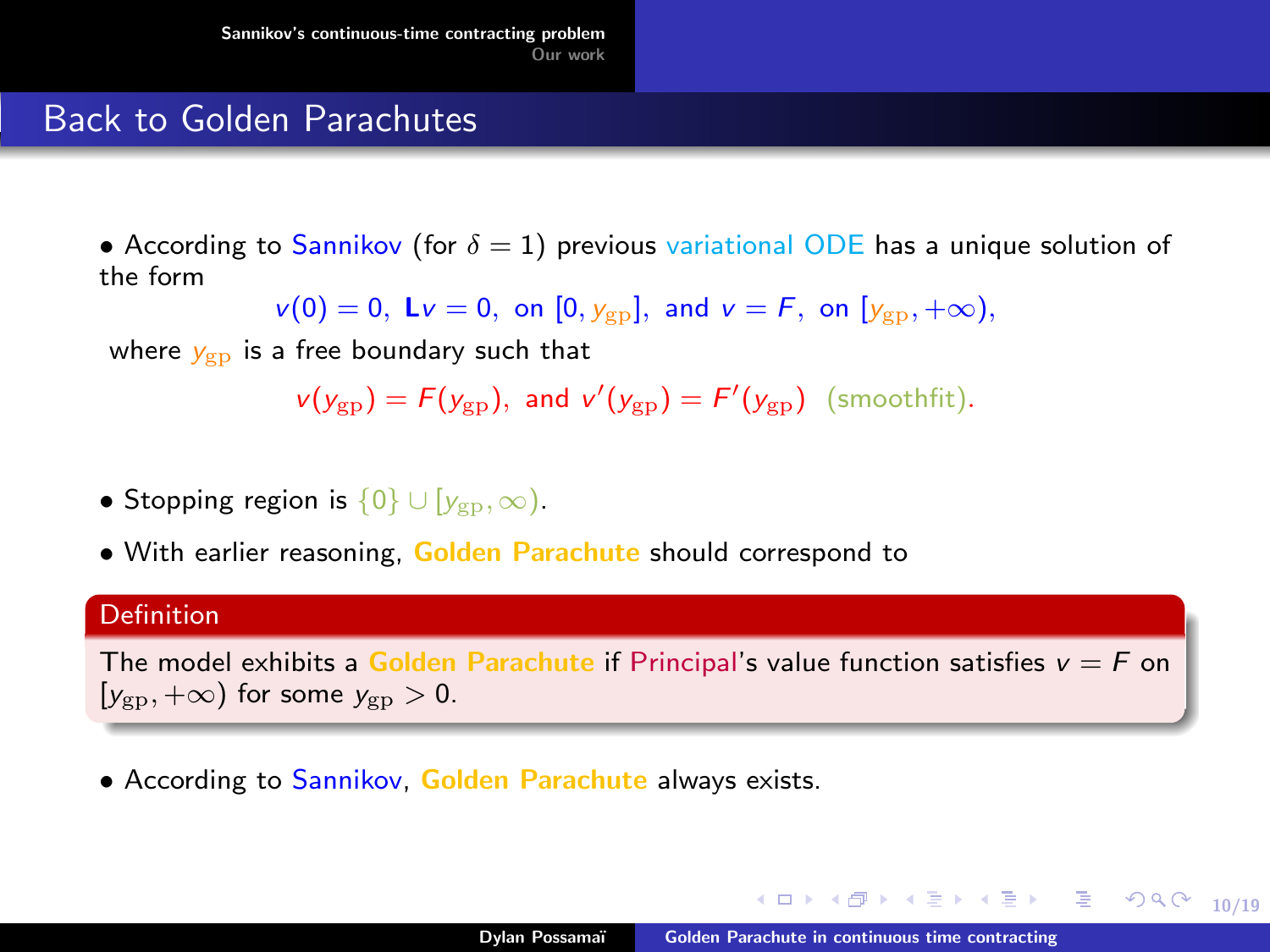## Back to Golden Parachutes

- According to Sannikov (for $\delta = 1$) previous variational ODE has a unique solution of the form

$$v(0) = 0, \ \mathbf{L}v = 0, \ \text{on } [0, y_{\rm gp}], \ \text{and } v = F, \ \text{on } [y_{\rm gp}, +\infty),$$

where $y_{\rm gp}$ is a free boundary such that

$$v(y_{\rm gp}) = F(y_{\rm gp}), \ \text{and } v'(y_{\rm gp}) = F'(y_{\rm gp}) \ \text{(smoothfit)}.$$

- Stopping region is $\{0\} \cup [y_{\rm gp}, \infty)$.
- With earlier reasoning, **Golden Parachute** should correspond to

**Definition**

The model exhibits a **Golden Parachute** if Principal's value function satisfies $v = F$ on $[y_{\rm gp}, +\infty)$ for some $y_{\rm gp} > 0$.

- According to Sannikov, **Golden Parachute** always exists.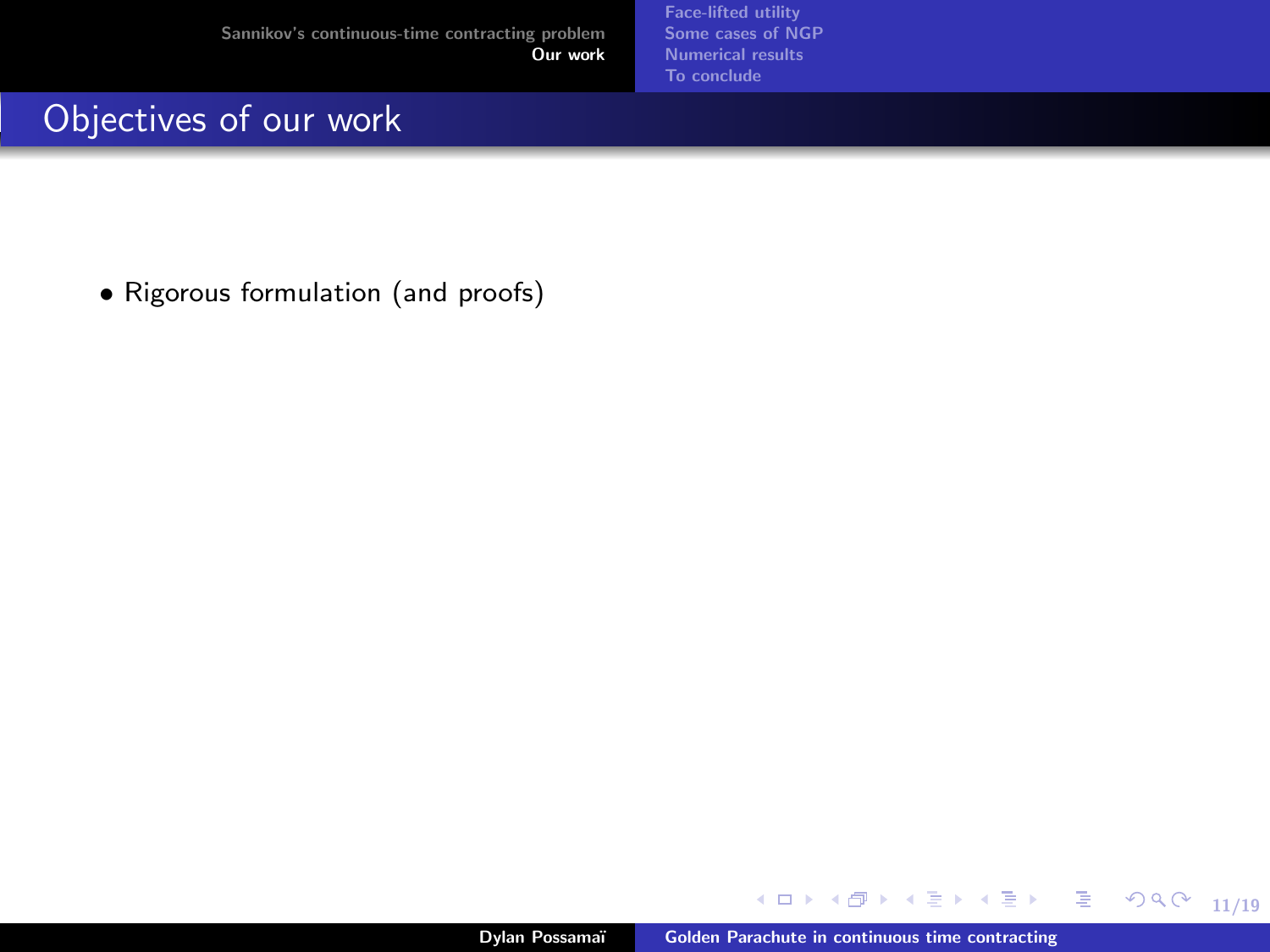## Objectives of our work

- Rigorous formulation (and proofs)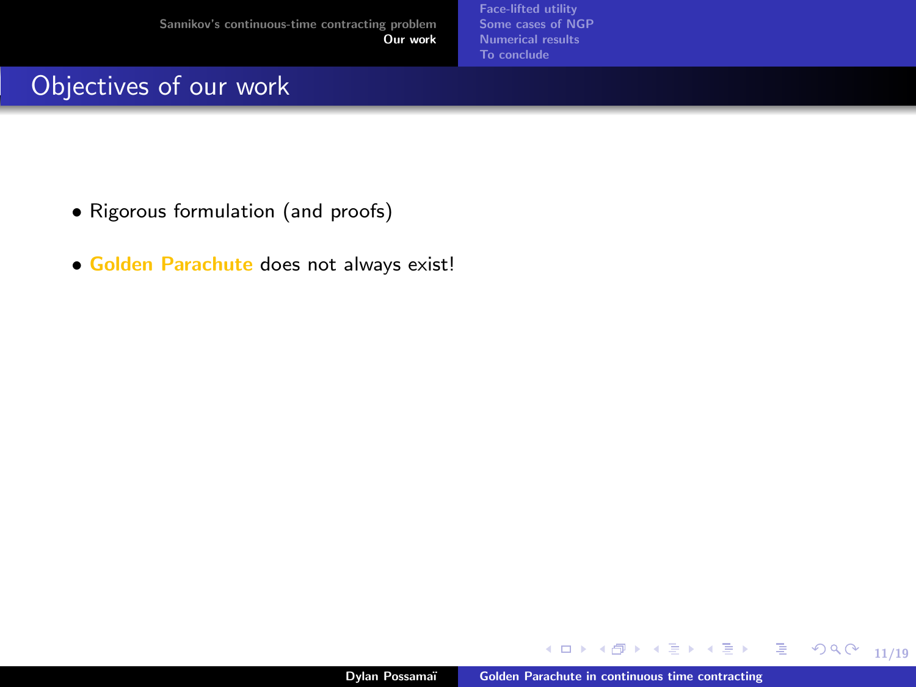## Objectives of our work

- Rigorous formulation (and proofs)
- **Golden Parachute** does not always exist!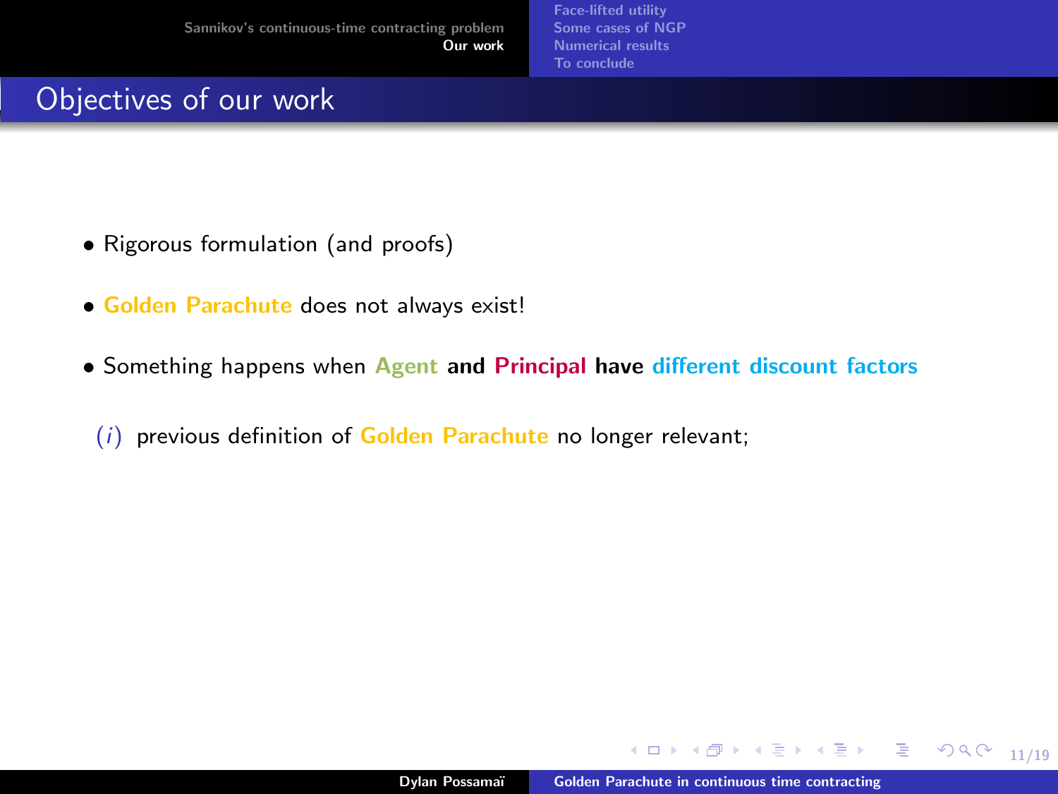## Objectives of our work

- Rigorous formulation (and proofs)
- Golden Parachute does not always exist!
- Something happens when **Agent and Principal have different discount factors**

  $(i)$ previous definition of Golden Parachute no longer relevant;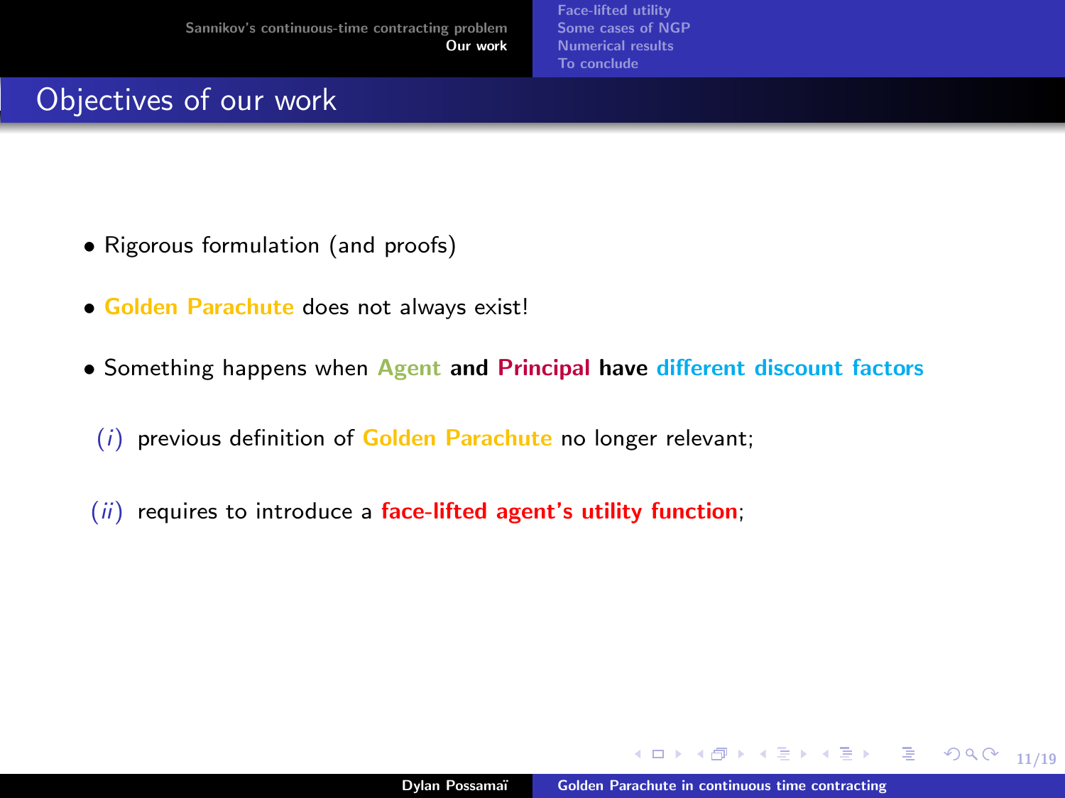# Objectives of our work

- Rigorous formulation (and proofs)
- Golden Parachute does not always exist!
- Something happens when **Agent and Principal have different discount factors**

  (*i*) previous definition of Golden Parachute no longer relevant;

  (*ii*) requires to introduce a **face-lifted agent's utility function**;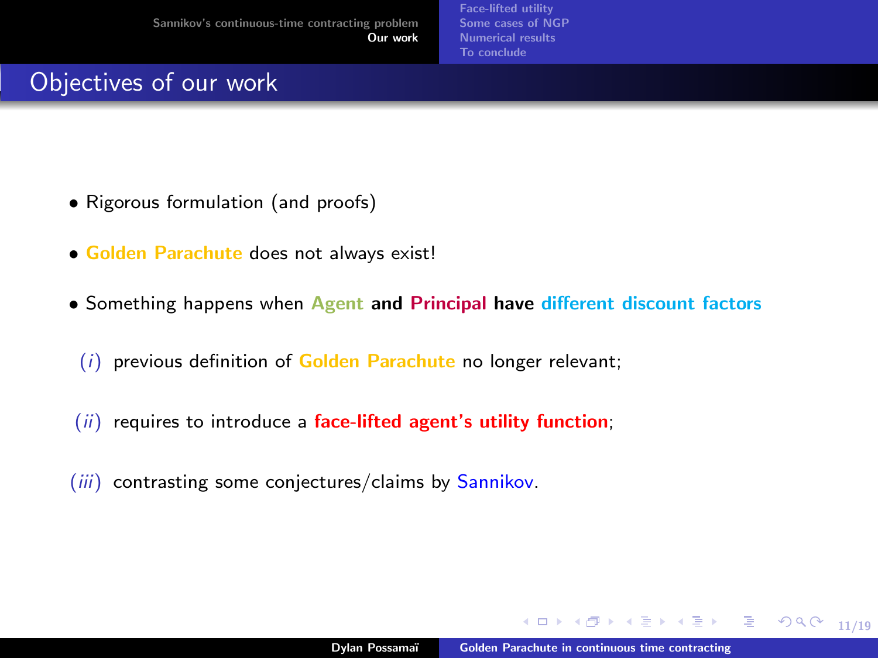## Objectives of our work

- Rigorous formulation (and proofs)
- Golden Parachute does not always exist!
- Something happens when **Agent and Principal have different discount factors**

(*i*) previous definition of Golden Parachute no longer relevant;

(*ii*) requires to introduce a **face-lifted agent's utility function**;

(*iii*) contrasting some conjectures/claims by Sannikov.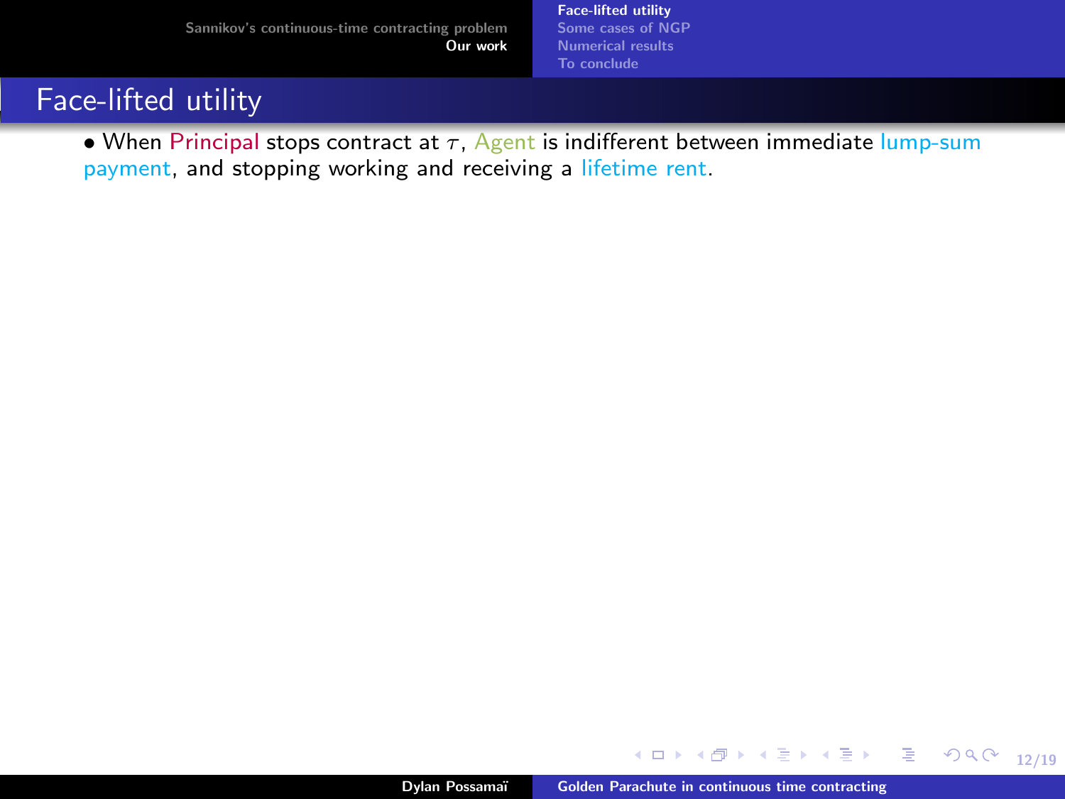## Face-lifted utility

- When Principal stops contract at $\tau$, Agent is indifferent between immediate lump-sum payment, and stopping working and receiving a lifetime rent.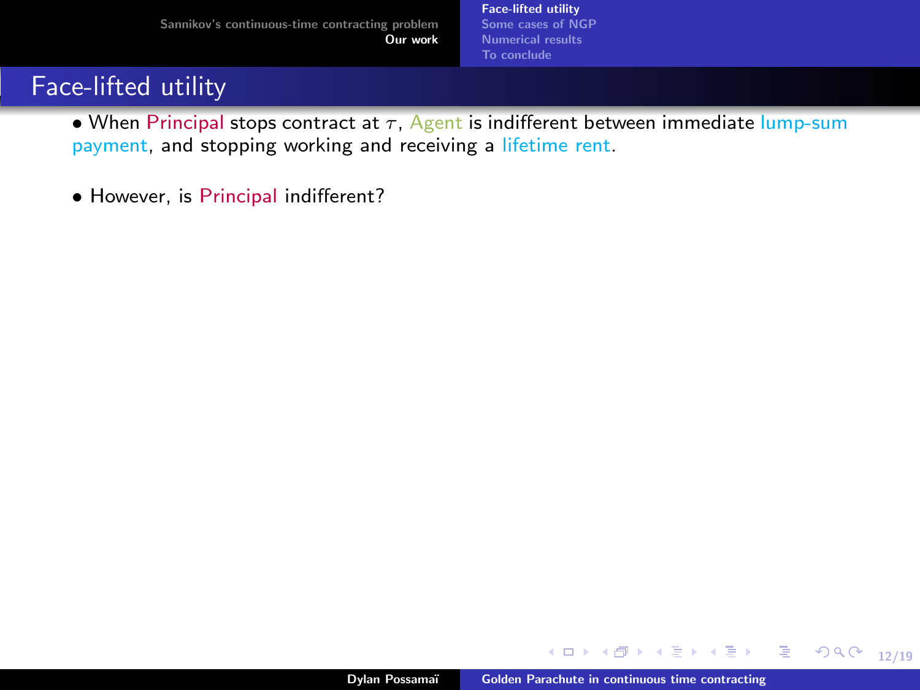## Face-lifted utility

- When Principal stops contract at $\tau$, Agent is indifferent between immediate lump-sum payment, and stopping working and receiving a lifetime rent.

- However, is Principal indifferent?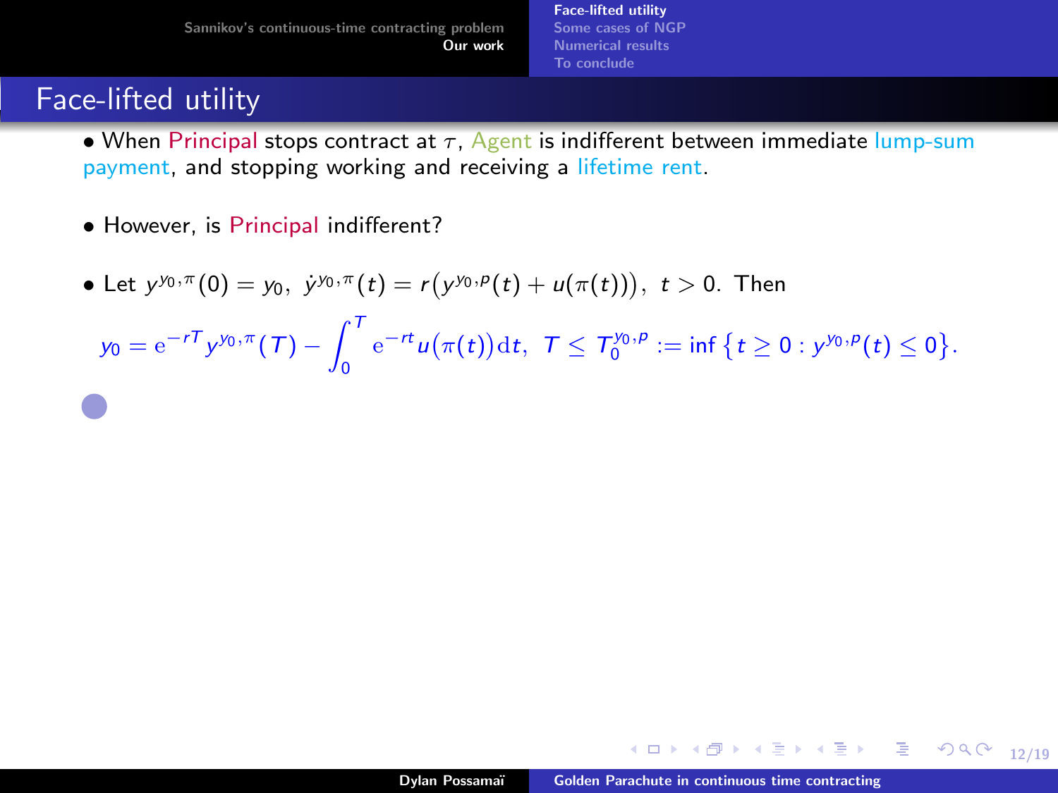## Face-lifted utility

- When Principal stops contract at $\tau$, Agent is indifferent between immediate lump-sum payment, and stopping working and receiving a lifetime rent.

- However, is Principal indifferent?

- Let $y^{y_0,\pi}(0) = y_0, \ \dot{y}^{y_0,\pi}(t) = r\big(y^{y_0,p}(t) + u(\pi(t))\big), \ t > 0.$ Then

$$y_0 = \mathrm{e}^{-rT} y^{y_0,\pi}(T) - \int_0^T \mathrm{e}^{-rt} u\big(\pi(t)\big)\mathrm{d}t, \ \ T \leq T_0^{y_0,p} := \inf\big\{t \geq 0 : y^{y_0,p}(t) \leq 0\big\}.$$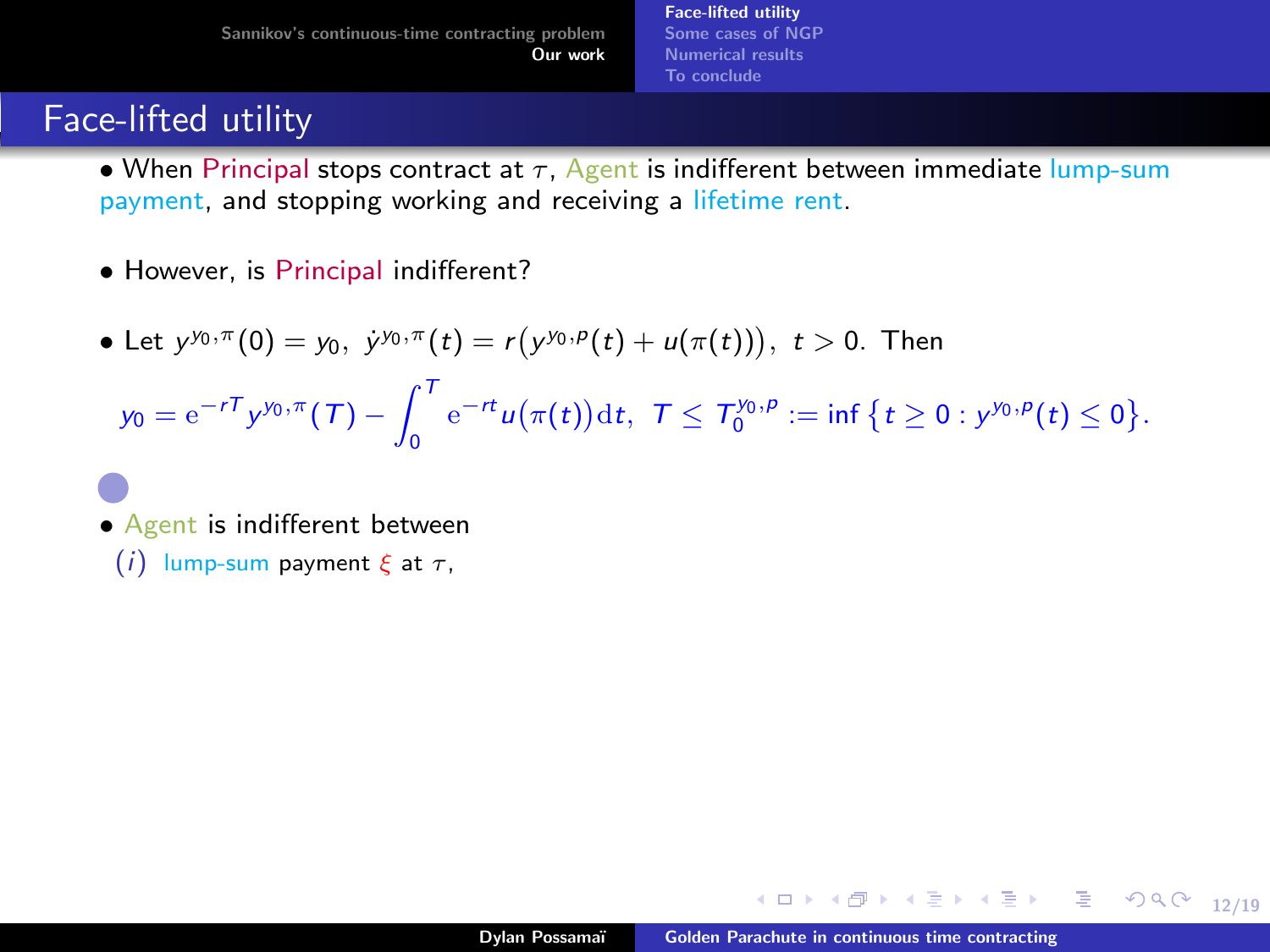## Face-lifted utility

- When Principal stops contract at $\tau$, Agent is indifferent between immediate lump-sum payment, and stopping working and receiving a lifetime rent.

- However, is Principal indifferent?

- Let $y^{y_0,\pi}(0) = y_0,\ \dot{y}^{y_0,\pi}(t) = r\big(y^{y_0,p}(t) + u(\pi(t))\big),\ t > 0.$ Then

$$y_0 = \mathrm{e}^{-rT} y^{y_0,\pi}(T) - \int_0^T \mathrm{e}^{-rt} u\big(\pi(t)\big)\mathrm{d}t,\ \ T \leq T_0^{y_0,p} := \inf\big\{t \geq 0 : y^{y_0,p}(t) \leq 0\big\}.$$

- Agent is indifferent between
  - $(i)$ lump-sum payment $\xi$ at $\tau$,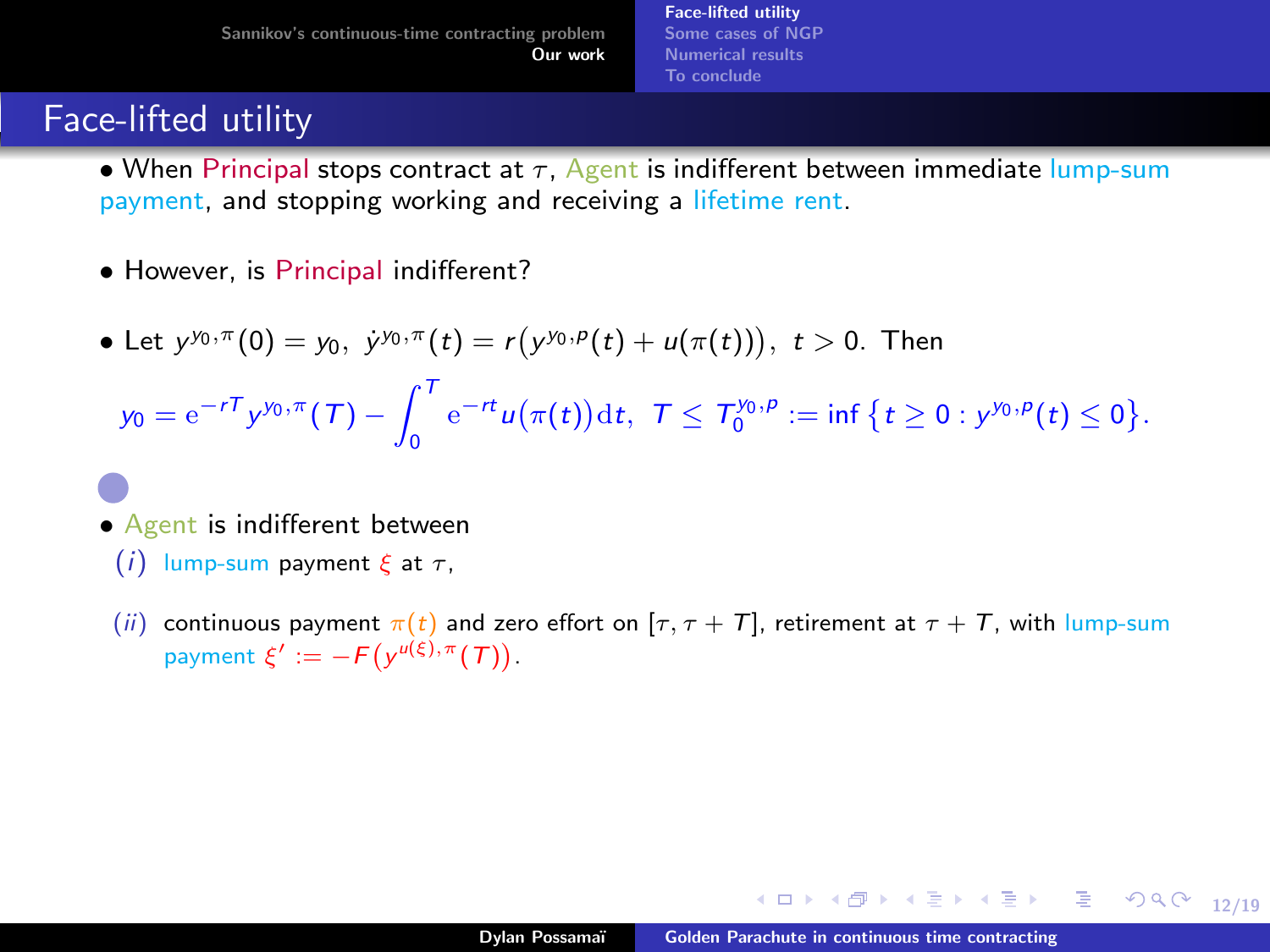## Face-lifted utility

- When Principal stops contract at $\tau$, Agent is indifferent between immediate lump-sum payment, and stopping working and receiving a lifetime rent.

- However, is Principal indifferent?

- Let $y^{y_0,\pi}(0) = y_0,\ \dot{y}^{y_0,\pi}(t) = r\big(y^{y_0,p}(t) + u(\pi(t))\big),\ t > 0.$ Then

$$y_0 = \mathrm{e}^{-rT} y^{y_0,\pi}(T) - \int_0^T \mathrm{e}^{-rt} u\big(\pi(t)\big)\mathrm{d}t,\ \ T \leq T_0^{y_0,p} := \inf\big\{t \geq 0 : y^{y_0,p}(t) \leq 0\big\}.$$

- Agent is indifferent between
  - $(i)$ lump-sum payment $\xi$ at $\tau$,
  - $(ii)$ continuous payment $\pi(t)$ and zero effort on $[\tau, \tau + T]$, retirement at $\tau + T$, with lump-sum payment $\xi' := -F\big(y^{u(\xi),\pi}(T)\big)$.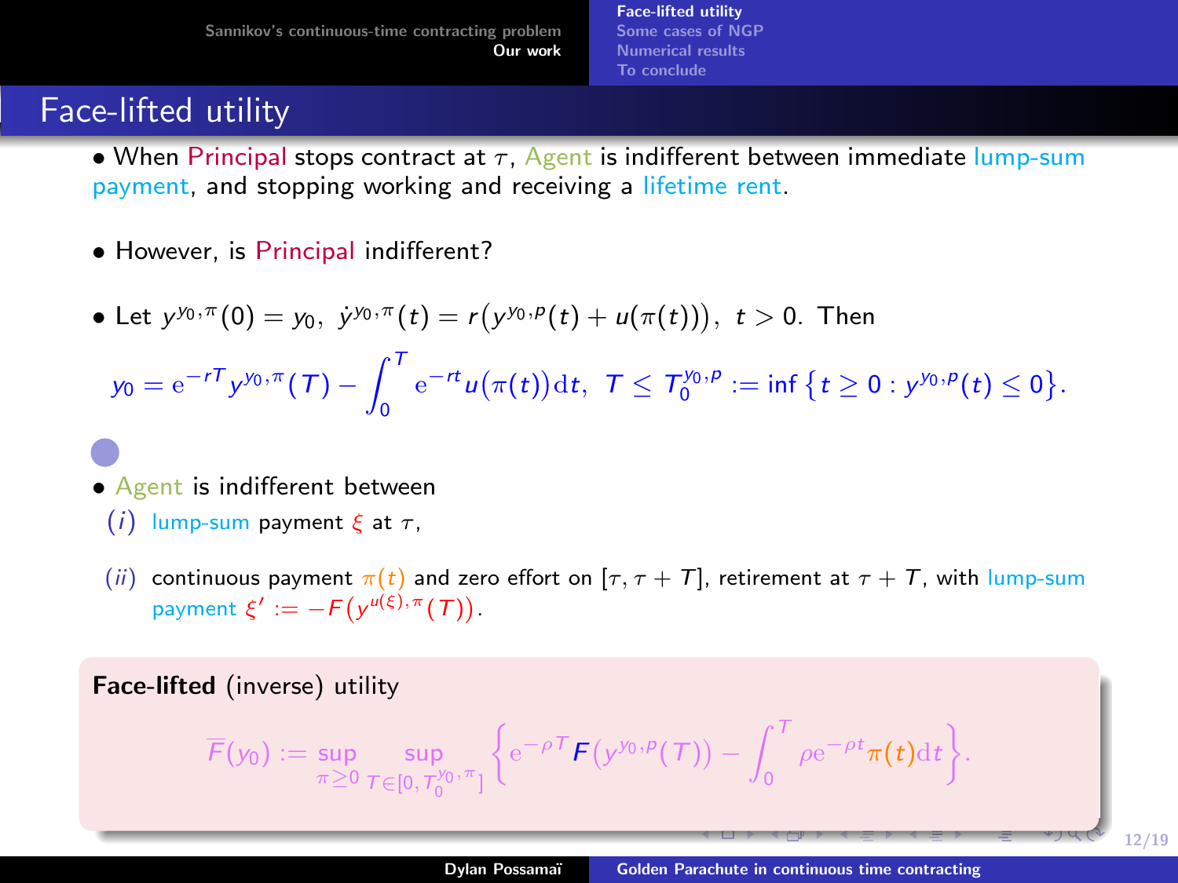# Face-lifted utility

- When Principal stops contract at $\tau$, Agent is indifferent between immediate lump-sum payment, and stopping working and receiving a lifetime rent.

- However, is Principal indifferent?

- Let $y^{y_0,\pi}(0) = y_0,\ \dot{y}^{y_0,\pi}(t) = r\big(y^{y_0,p}(t) + u(\pi(t))\big),\ t > 0.$ Then

$$y_0 = \mathrm{e}^{-rT} y^{y_0,\pi}(T) - \int_0^T \mathrm{e}^{-rt} u\big(\pi(t)\big)\mathrm{d}t,\ \ T \leq T_0^{y_0,p} := \inf\big\{t \geq 0 : y^{y_0,p}(t) \leq 0\big\}.$$

- Agent is indifferent between
  - $(i)$ lump-sum payment $\xi$ at $\tau$,
  - $(ii)$ continuous payment $\pi(t)$ and zero effort on $[\tau, \tau + T]$, retirement at $\tau + T$, with lump-sum payment $\xi' := -F\big(y^{u(\xi),\pi}(T)\big)$.

**Face-lifted** (inverse) utility

$$\overline{F}(y_0) := \sup_{\pi \geq 0} \sup_{T \in [0, T_0^{y_0,\pi}]} \Big\{ \mathrm{e}^{-\rho T} F\big(y^{y_0,p}(T)\big) - \int_0^T \rho \mathrm{e}^{-\rho t} \pi(t)\mathrm{d}t \Big\}.$$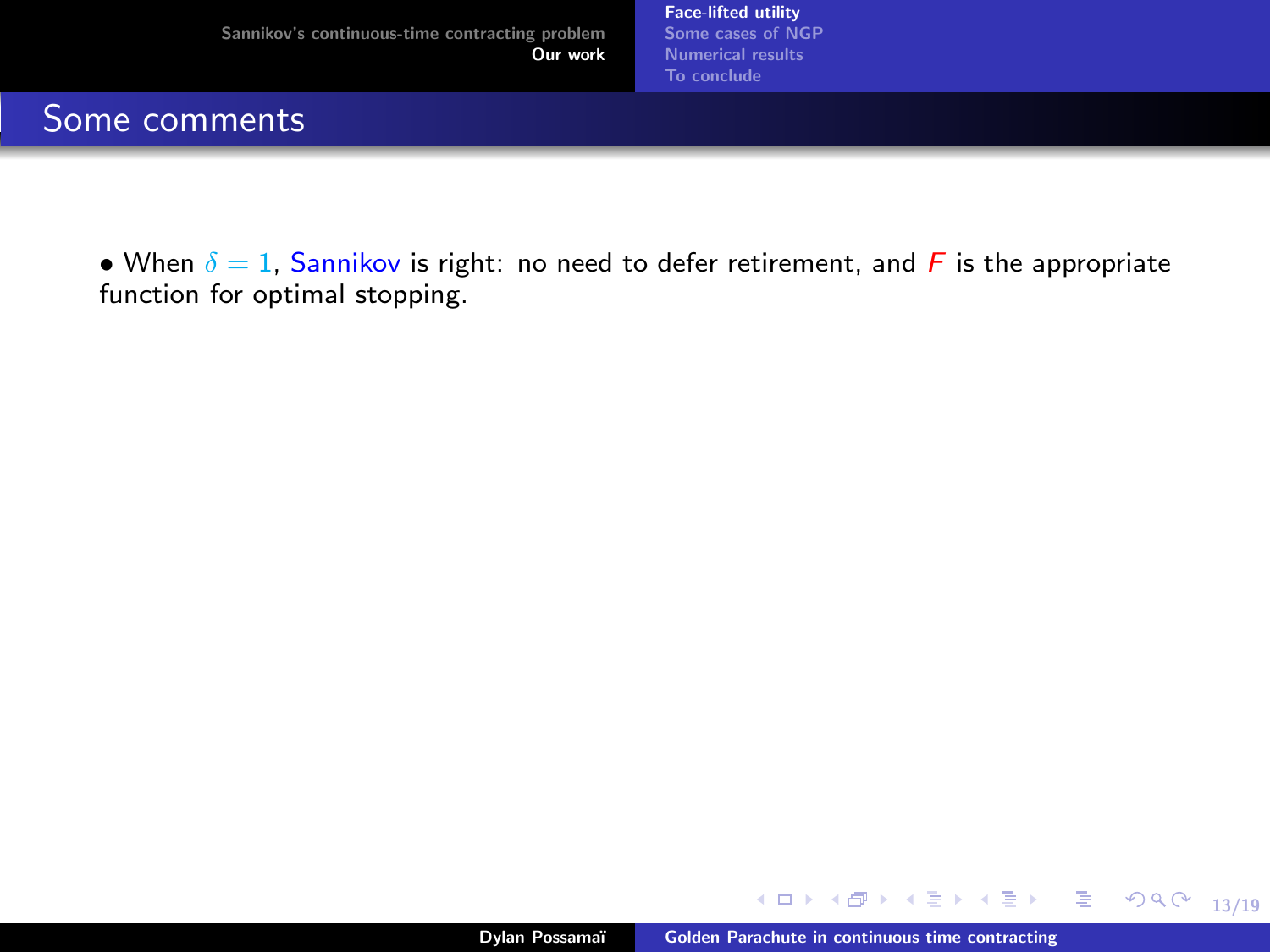## Some comments

- When $\delta = 1$, Sannikov is right: no need to defer retirement, and $F$ is the appropriate function for optimal stopping.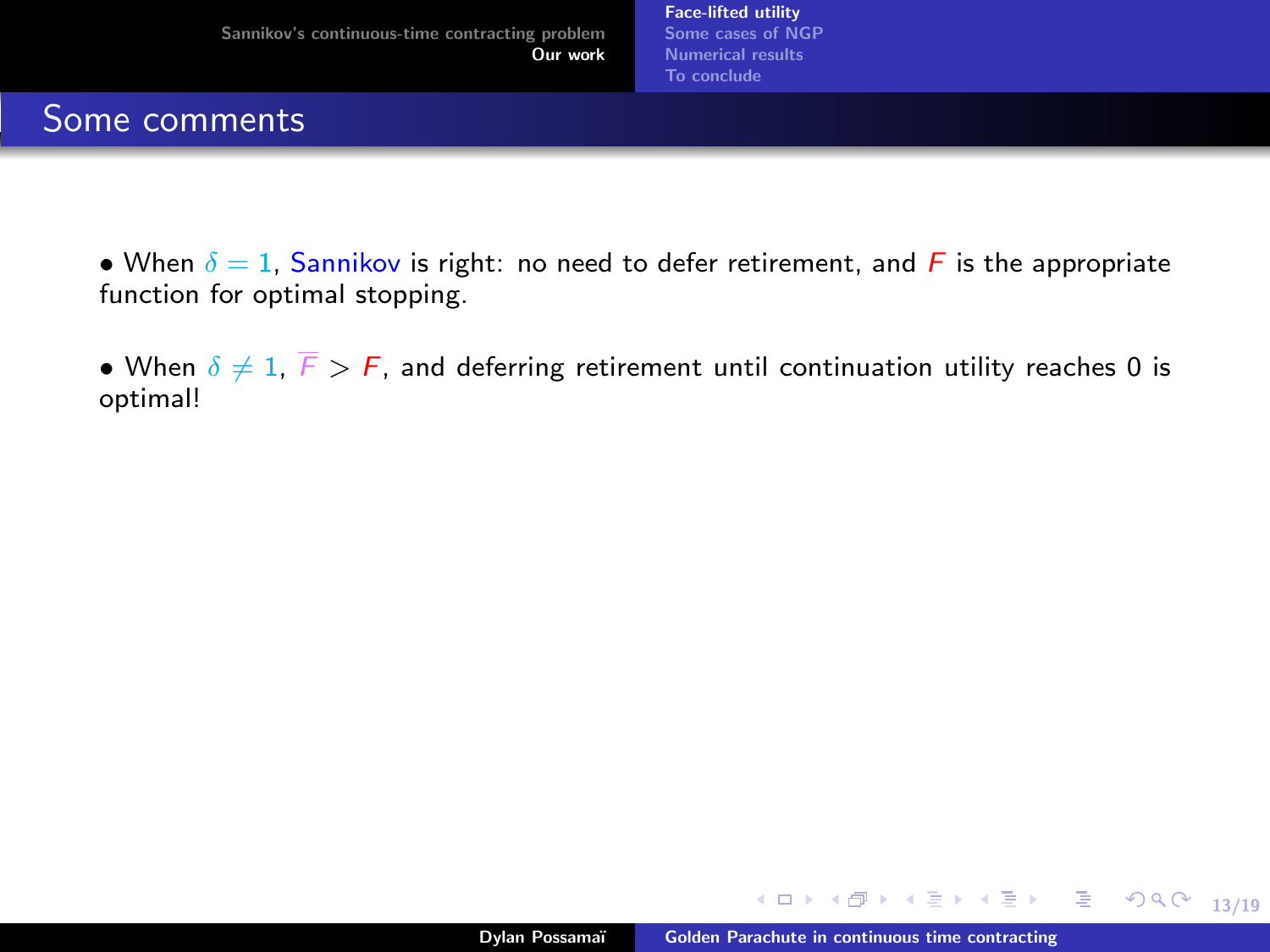## Some comments

- When $\delta = 1$, Sannikov is right: no need to defer retirement, and $F$ is the appropriate function for optimal stopping.

- When $\delta \neq 1$, $\overline{F} > F$, and deferring retirement until continuation utility reaches 0 is optimal!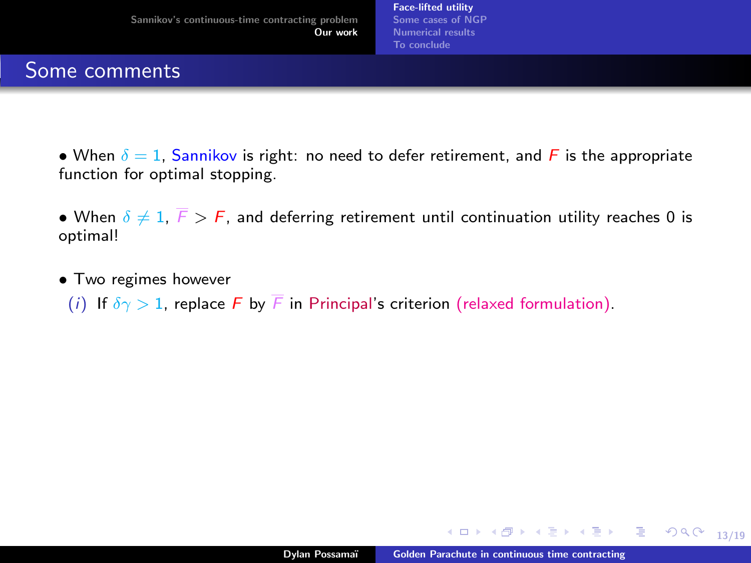## Some comments

• When $\delta = 1$, Sannikov is right: no need to defer retirement, and $F$ is the appropriate function for optimal stopping.

• When $\delta \neq 1$, $\overline{F} > F$, and deferring retirement until continuation utility reaches 0 is optimal!

• Two regimes however

$(i)$ If $\delta\gamma > 1$, replace $F$ by $\overline{F}$ in Principal's criterion (relaxed formulation).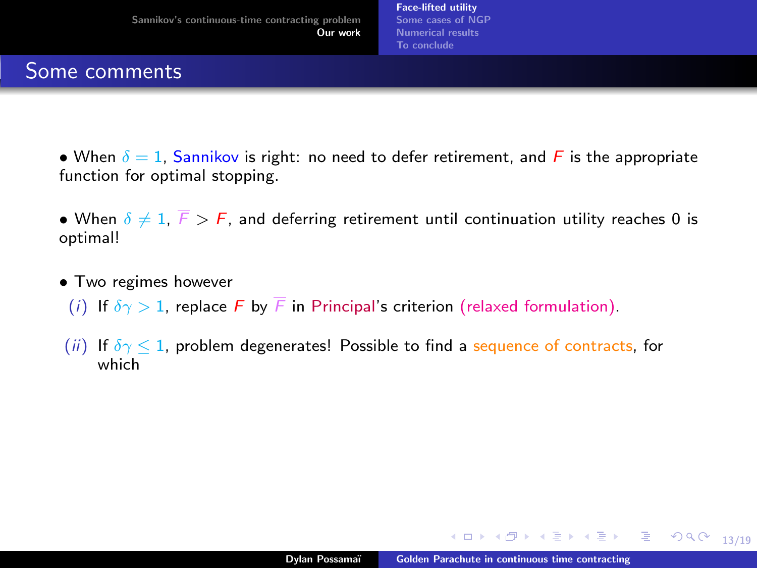## Some comments

- When $\delta = 1$, Sannikov is right: no need to defer retirement, and $F$ is the appropriate function for optimal stopping.

- When $\delta \neq 1$, $\overline{F} > F$, and deferring retirement until continuation utility reaches 0 is optimal!

- Two regimes however

  (*i*) If $\delta\gamma > 1$, replace $F$ by $\overline{F}$ in Principal's criterion (relaxed formulation).

  (*ii*) If $\delta\gamma \leq 1$, problem degenerates! Possible to find a sequence of contracts, for which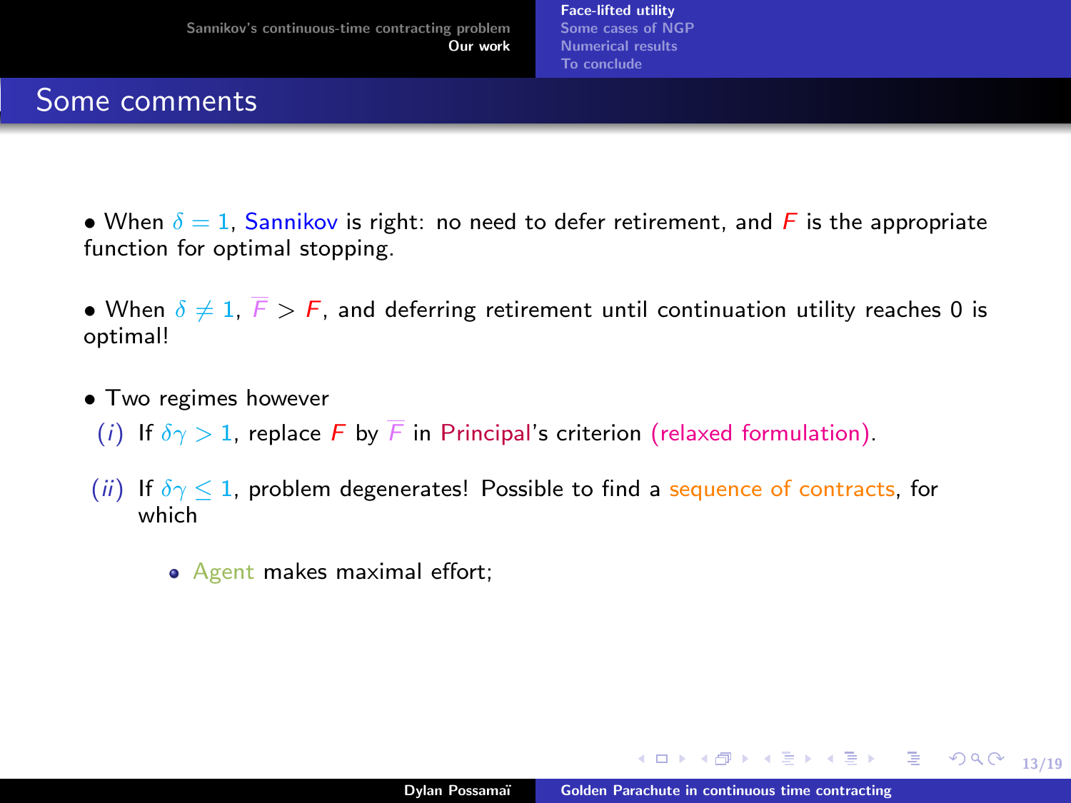## Some comments

- When $\delta = 1$, Sannikov is right: no need to defer retirement, and $F$ is the appropriate function for optimal stopping.

- When $\delta \neq 1$, $\overline{F} > F$, and deferring retirement until continuation utility reaches 0 is optimal!

- Two regimes however

  (*i*) If $\delta\gamma > 1$, replace $F$ by $\overline{F}$ in Principal's criterion (relaxed formulation).

  (*ii*) If $\delta\gamma \leq 1$, problem degenerates! Possible to find a sequence of contracts, for which

  - Agent makes maximal effort;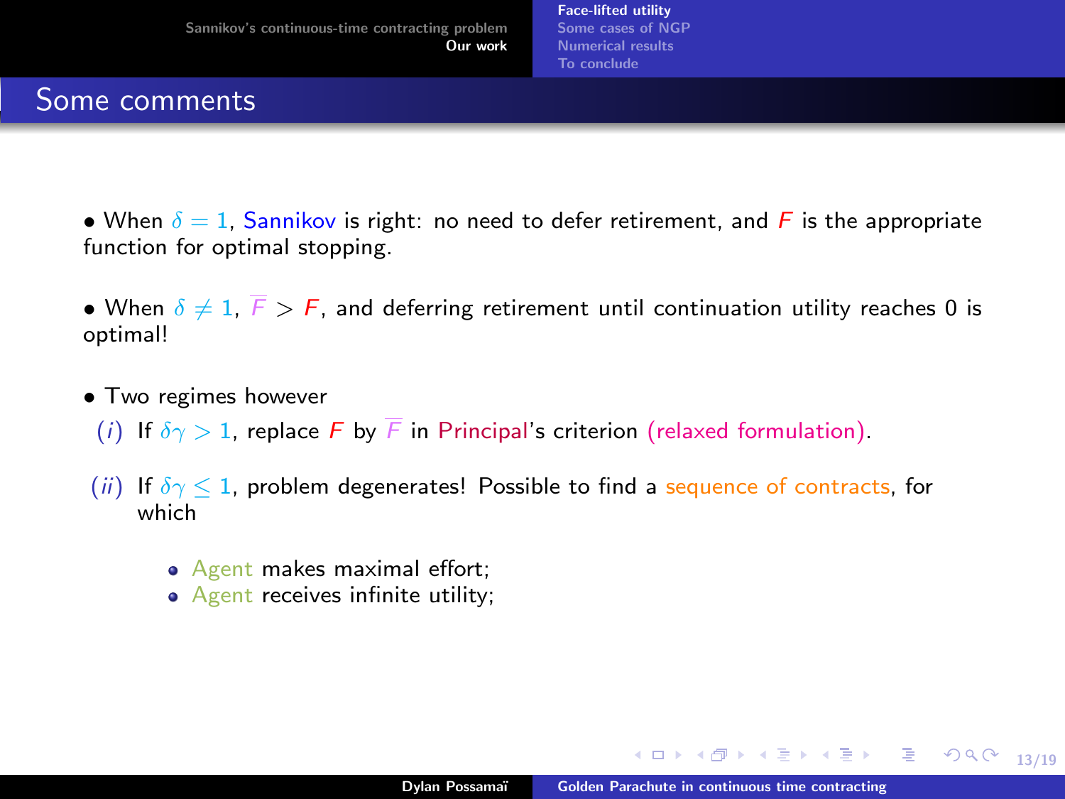## Some comments

- When $\delta = 1$, Sannikov is right: no need to defer retirement, and $F$ is the appropriate function for optimal stopping.

- When $\delta \neq 1$, $\overline{F} > F$, and deferring retirement until continuation utility reaches 0 is optimal!

- Two regimes however

  (*i*) If $\delta\gamma > 1$, replace $F$ by $\overline{F}$ in Principal's criterion (relaxed formulation).

  (*ii*) If $\delta\gamma \leq 1$, problem degenerates! Possible to find a sequence of contracts, for which

  - Agent makes maximal effort;
  - Agent receives infinite utility;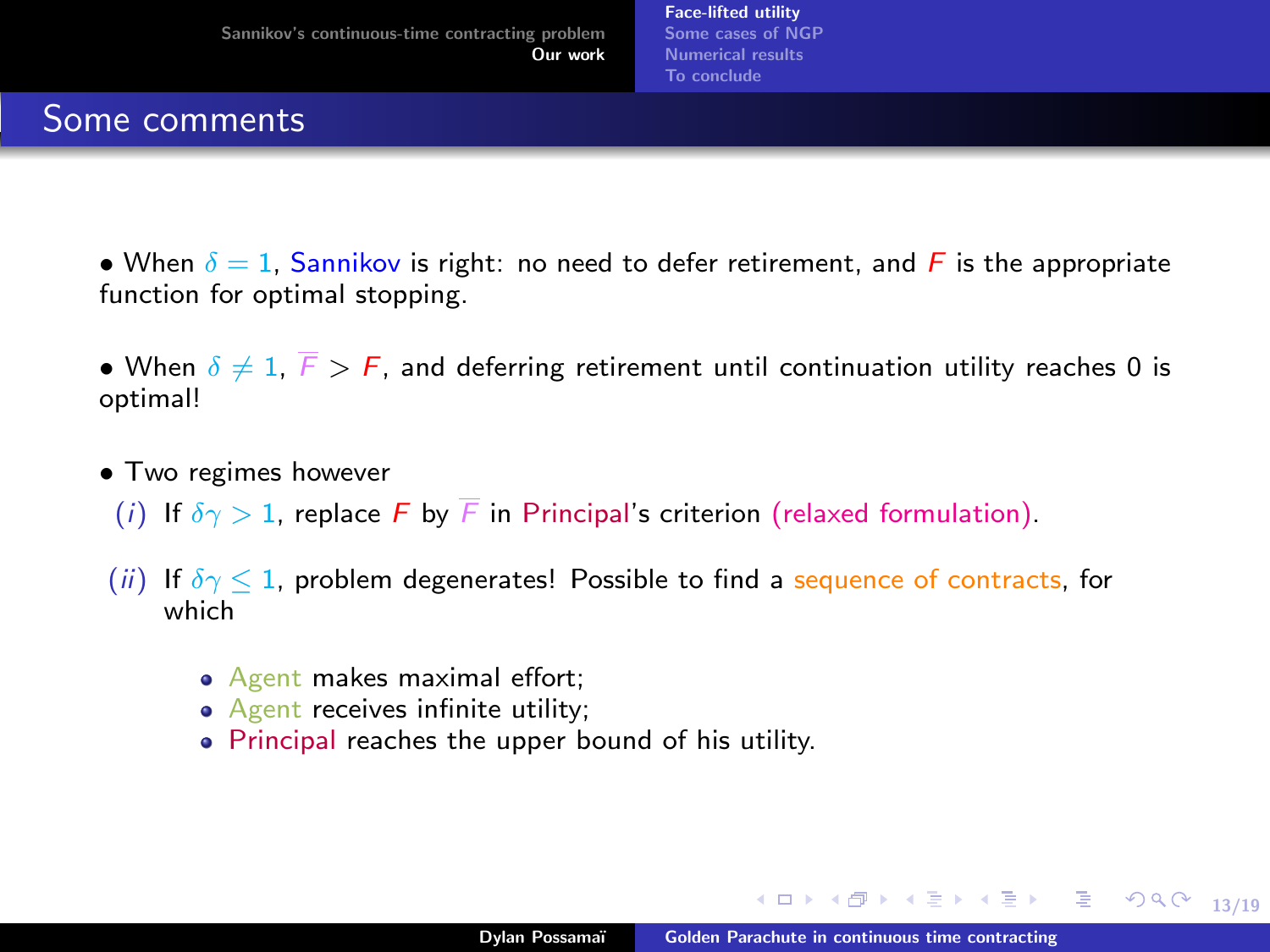## Some comments

- When $\delta = 1$, Sannikov is right: no need to defer retirement, and $F$ is the appropriate function for optimal stopping.

- When $\delta \neq 1$, $\overline{F} > F$, and deferring retirement until continuation utility reaches 0 is optimal!

- Two regimes however

  (i) If $\delta\gamma > 1$, replace $F$ by $\overline{F}$ in Principal's criterion (relaxed formulation).

  (ii) If $\delta\gamma \leq 1$, problem degenerates! Possible to find a sequence of contracts, for which

  - Agent makes maximal effort;
  - Agent receives infinite utility;
  - Principal reaches the upper bound of his utility.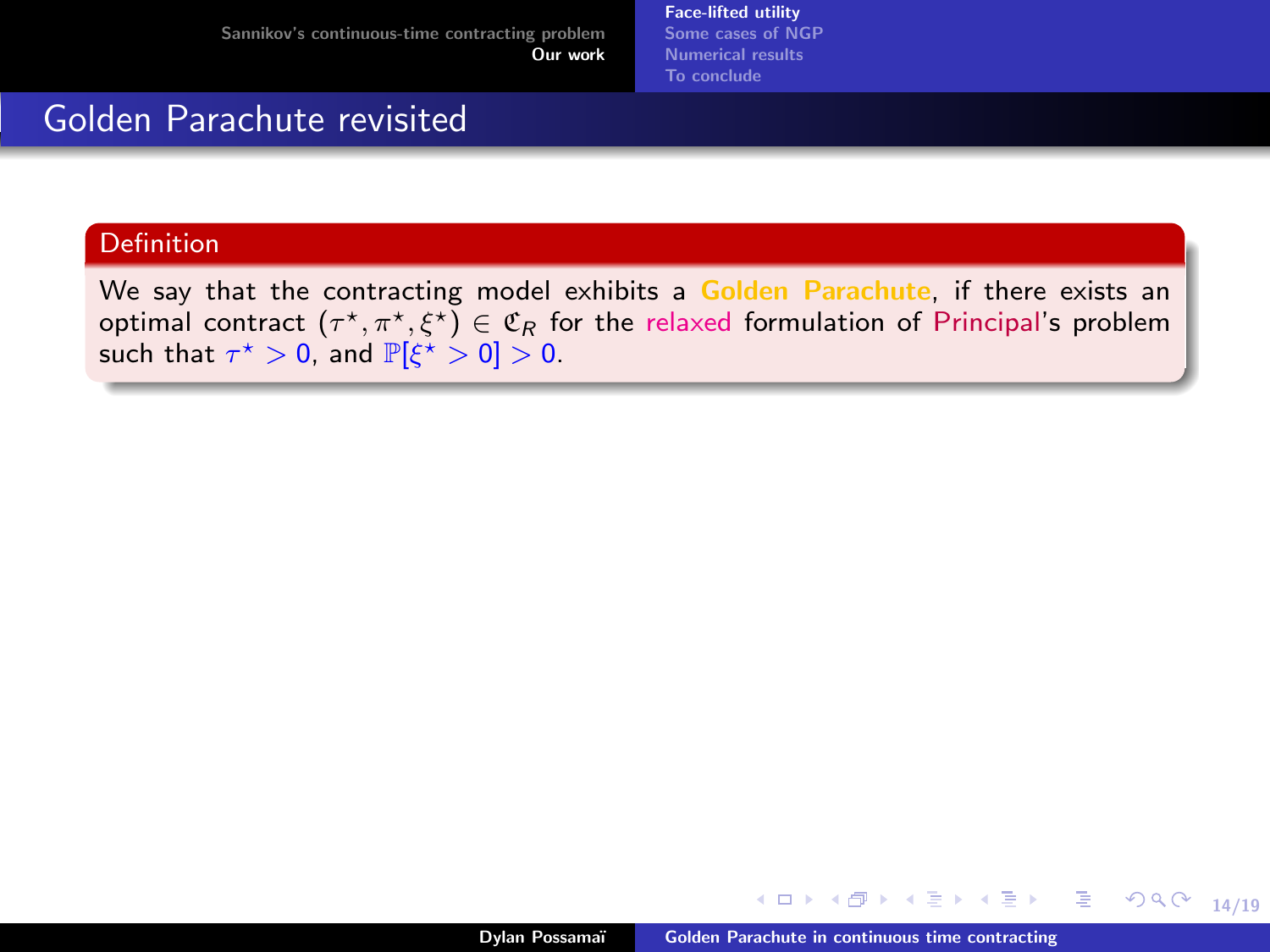## Golden Parachute revisited

**Definition**

We say that the contracting model exhibits a Golden Parachute, if there exists an optimal contract $(\tau^\star, \pi^\star, \xi^\star) \in \mathfrak{C}_R$ for the relaxed formulation of Principal's problem such that $\tau^\star > 0$, and $\mathbb{P}[\xi^\star > 0] > 0$.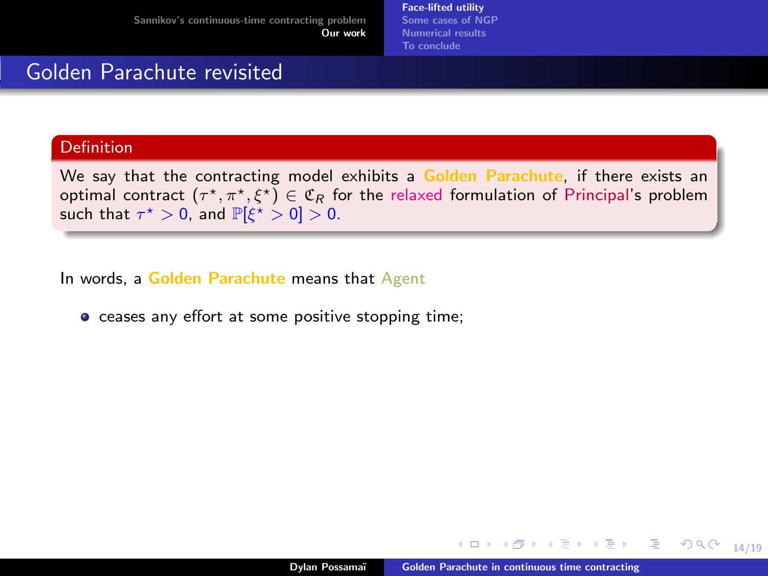## Golden Parachute revisited

**Definition**

We say that the contracting model exhibits a **Golden Parachute**, if there exists an optimal contract $(\tau^\star, \pi^\star, \xi^\star) \in \mathfrak{C}_R$ for the relaxed formulation of Principal's problem such that $\tau^\star > 0$, and $\mathbb{P}[\xi^\star > 0] > 0$.

In words, a **Golden Parachute** means that Agent

- ceases any effort at some positive stopping time;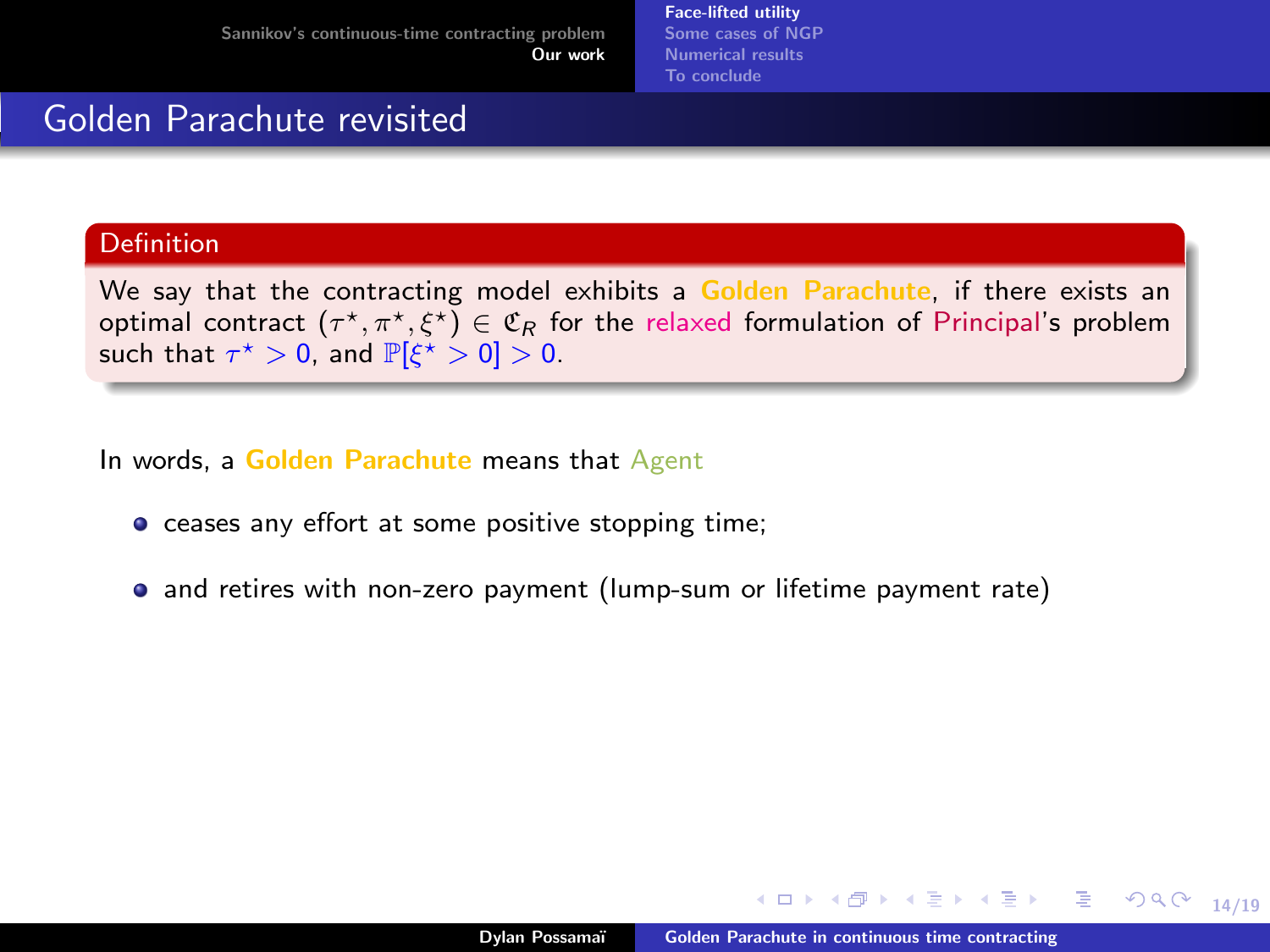## Golden Parachute revisited

**Definition**

We say that the contracting model exhibits a **Golden Parachute**, if there exists an optimal contract $(\tau^\star, \pi^\star, \xi^\star) \in \mathfrak{C}_R$ for the relaxed formulation of Principal's problem such that $\tau^\star > 0$, and $\mathbb{P}[\xi^\star > 0] > 0$.

In words, a **Golden Parachute** means that Agent

- ceases any effort at some positive stopping time;
- and retires with non-zero payment (lump-sum or lifetime payment rate)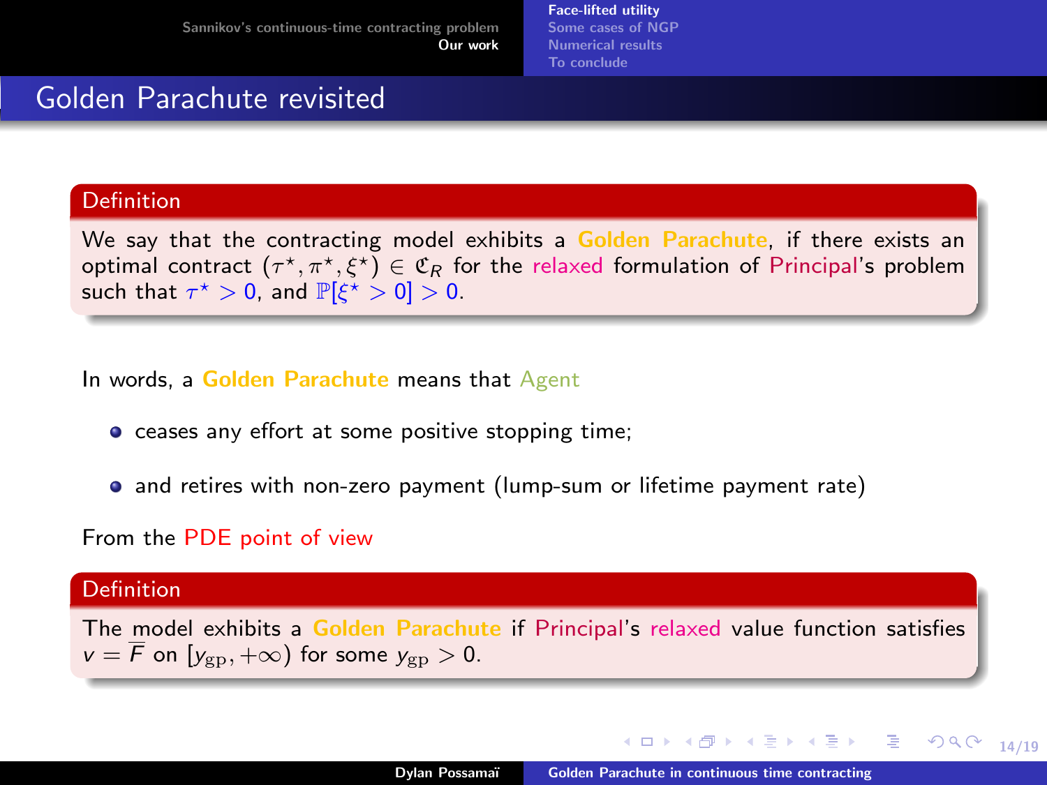## Golden Parachute revisited

**Definition**

We say that the contracting model exhibits a **Golden Parachute**, if there exists an optimal contract $(\tau^\star, \pi^\star, \xi^\star) \in \mathfrak{C}_R$ for the relaxed formulation of Principal's problem such that $\tau^\star > 0$, and $\mathbb{P}[\xi^\star > 0] > 0$.

In words, a **Golden Parachute** means that Agent

- ceases any effort at some positive stopping time;
- and retires with non-zero payment (lump-sum or lifetime payment rate)

From the PDE point of view

**Definition**

The model exhibits a **Golden Parachute** if Principal's relaxed value function satisfies $v = \overline{F}$ on $[y_{\rm gp}, +\infty)$ for some $y_{\rm gp} > 0$.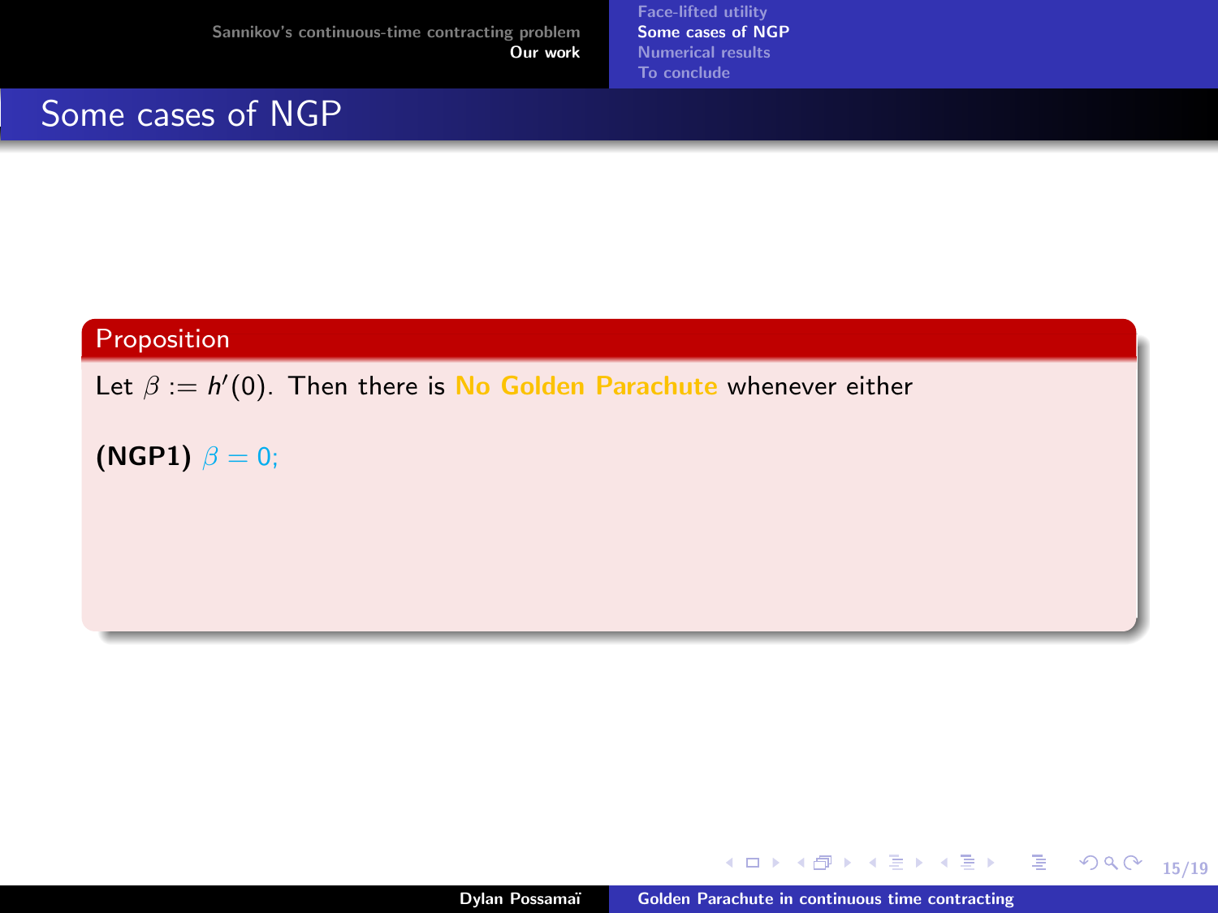## Some cases of NGP

**Proposition**

Let $\beta := h'(0)$. Then there is No Golden Parachute whenever either

**(NGP1)** $\beta = 0$;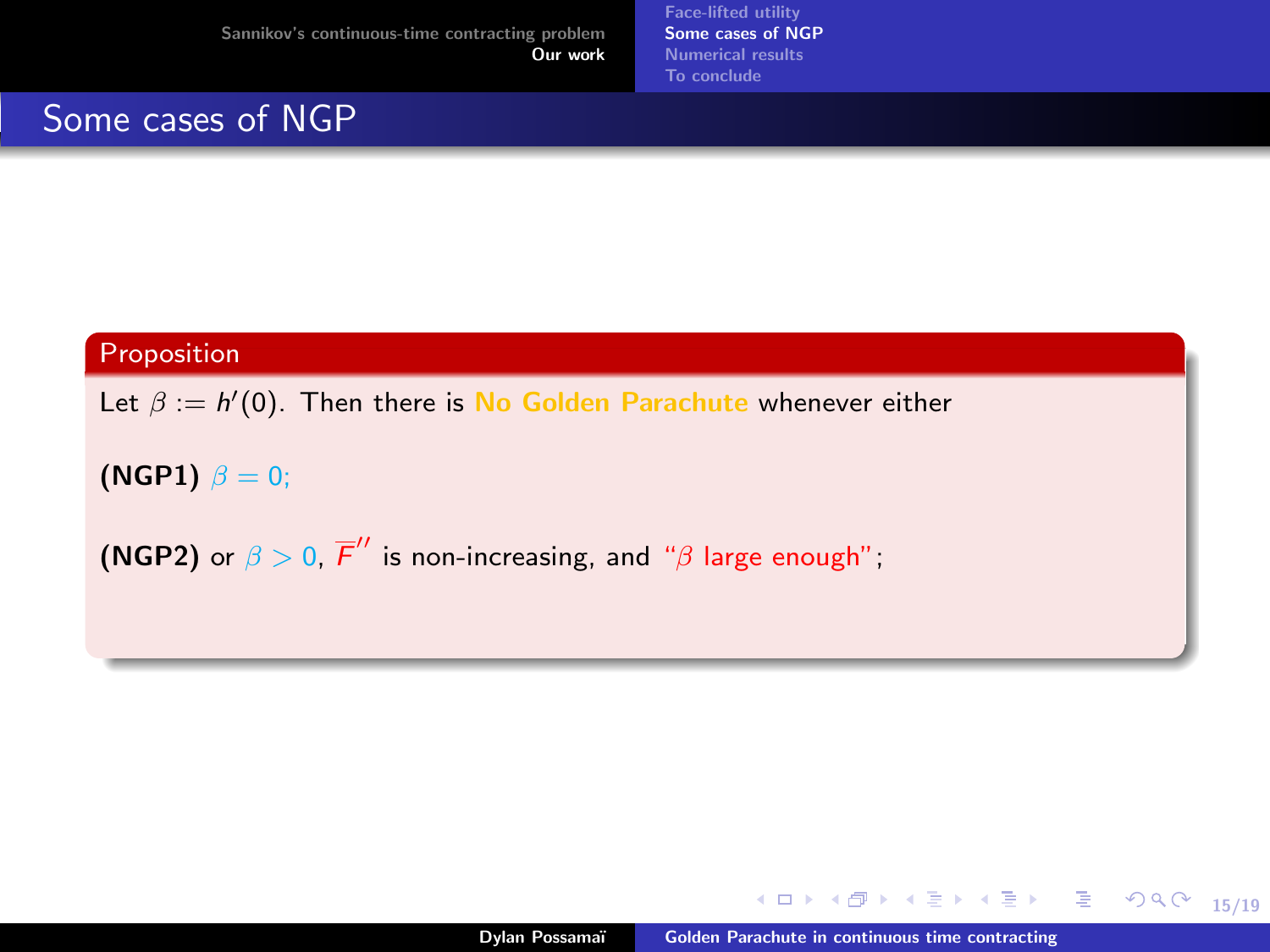# Some cases of NGP

**Proposition**

Let $\beta := h'(0)$. Then there is No Golden Parachute whenever either

**(NGP1)** $\beta = 0$;

**(NGP2)** or $\beta > 0$, $\overline{F}''$ is non-increasing, and "$\beta$ large enough";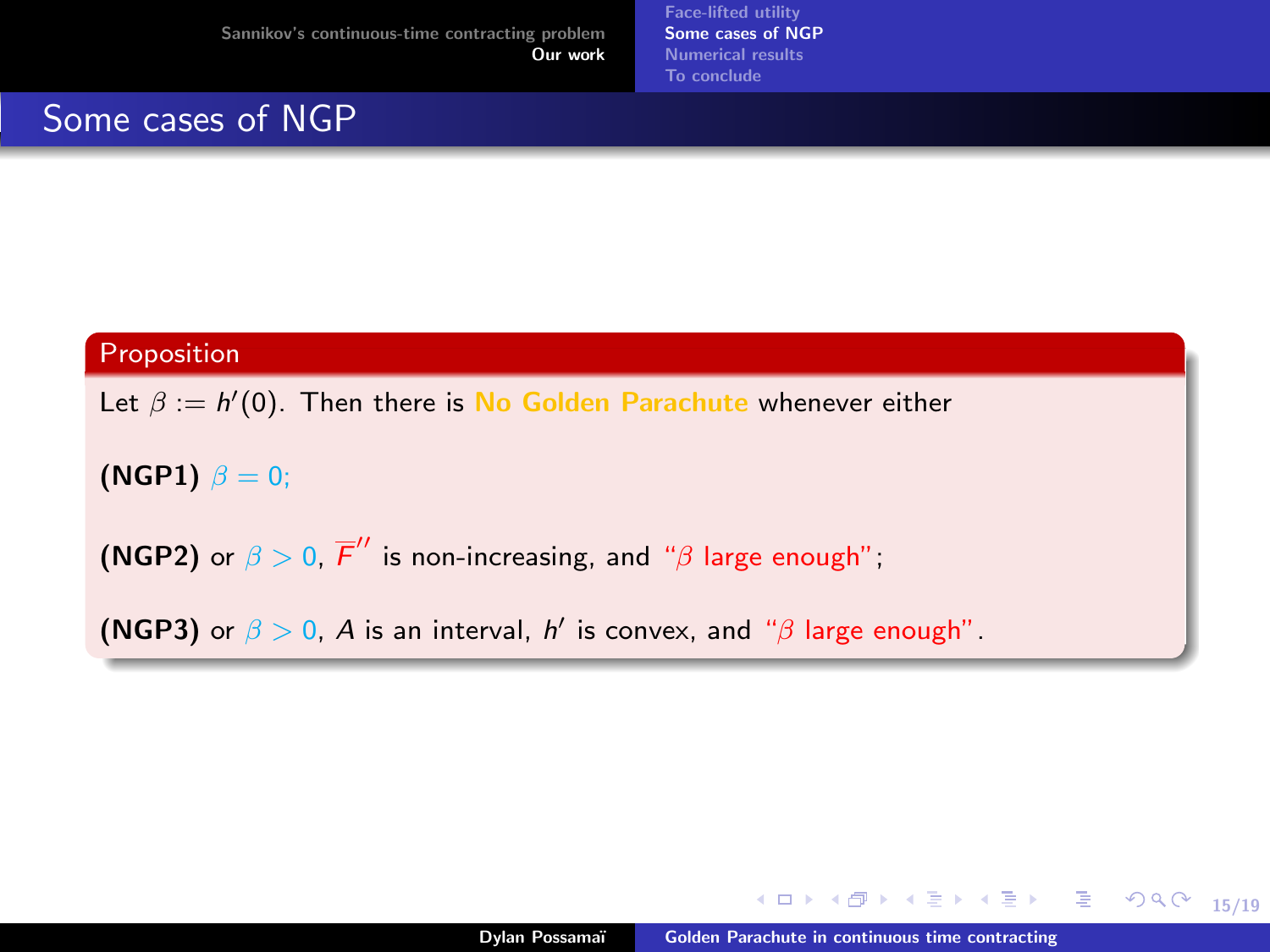# Some cases of NGP

**Proposition**

Let $\beta := h'(0)$. Then there is No Golden Parachute whenever either

**(NGP1)** $\beta = 0$;

**(NGP2)** or $\beta > 0$, $\overline{F}''$ is non-increasing, and "$\beta$ large enough";

**(NGP3)** or $\beta > 0$, $A$ is an interval, $h'$ is convex, and "$\beta$ large enough".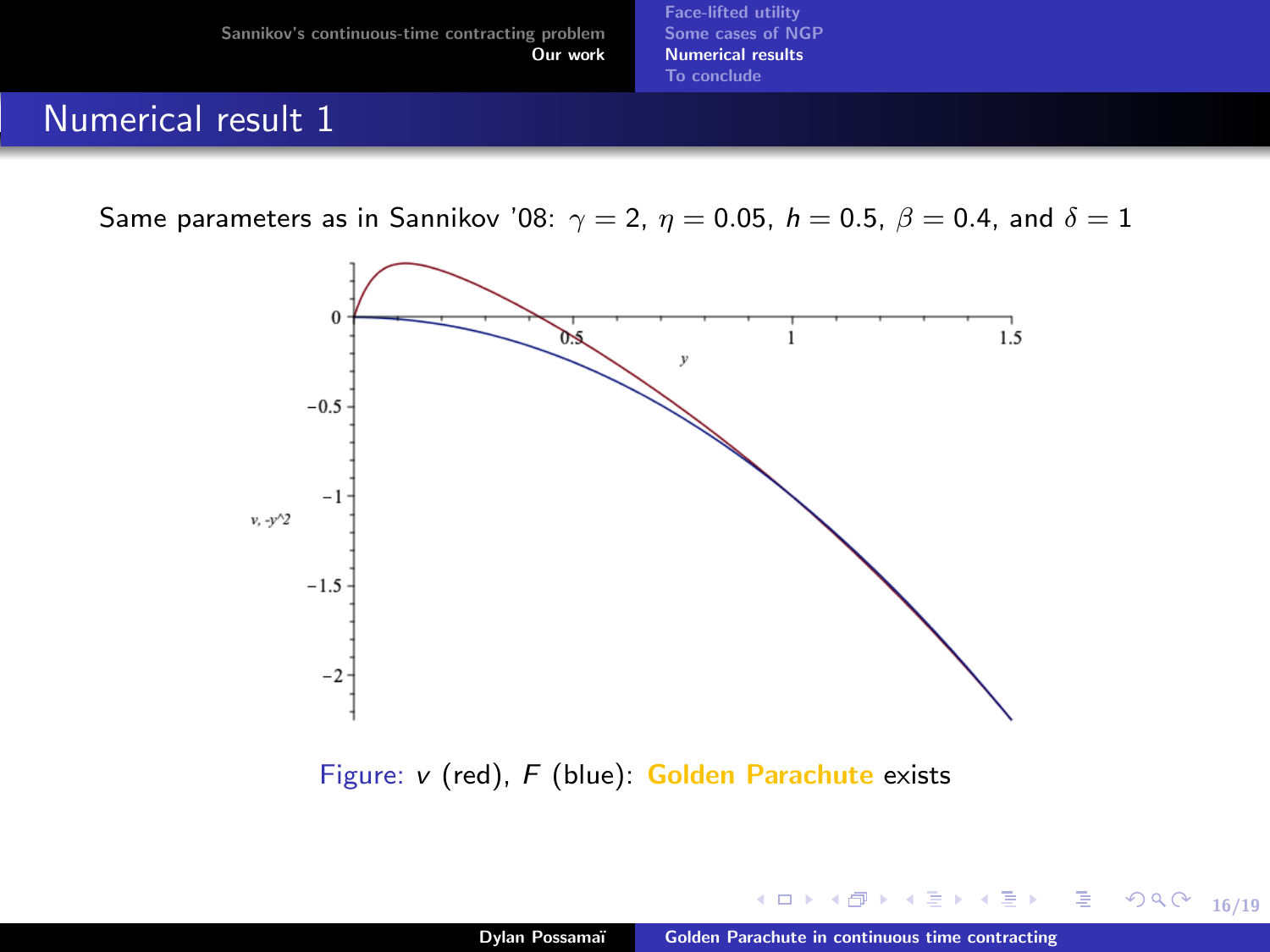## Numerical result 1

Same parameters as in Sannikov '08: $\gamma = 2$, $\eta = 0.05$, $h = 0.5$, $\beta = 0.4$, and $\delta = 1$

Figure: $v$ (red), $F$ (blue): Golden Parachute exists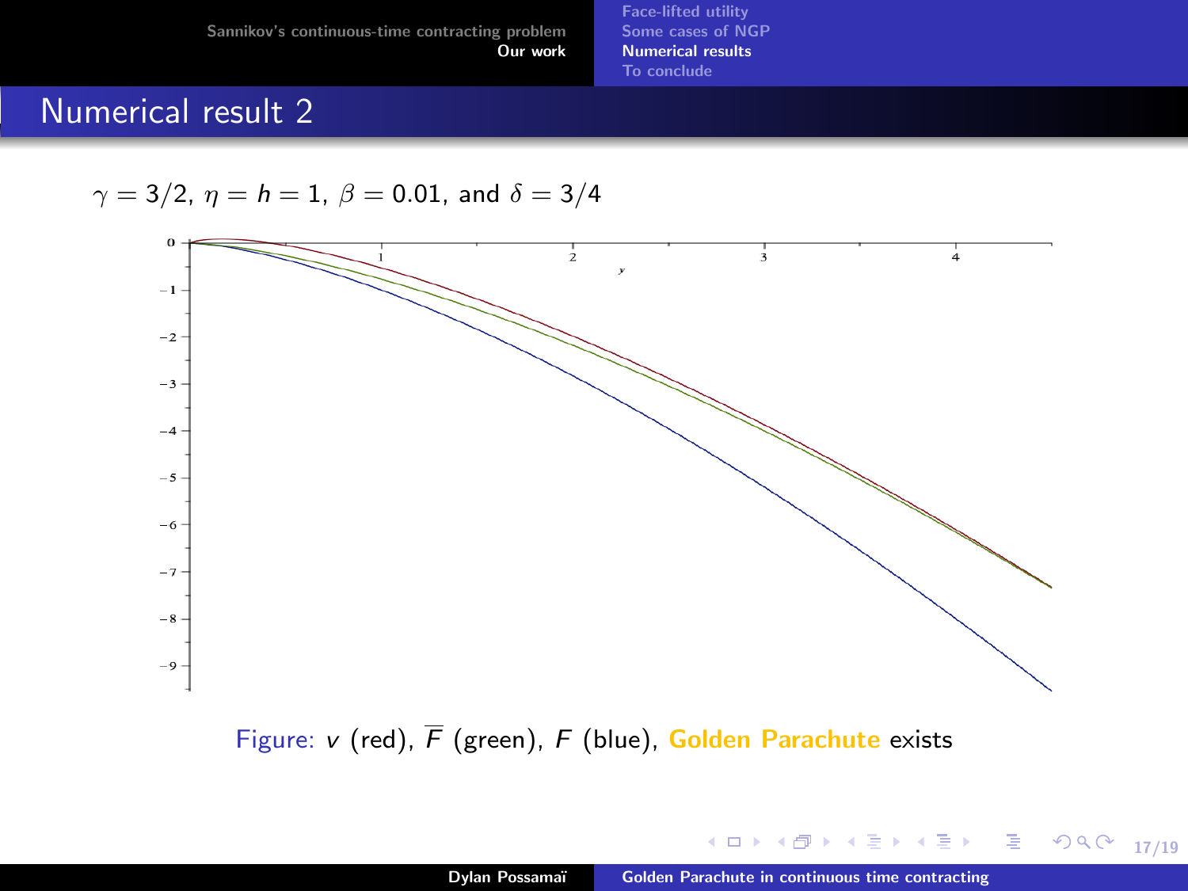## Numerical result 2

$\gamma = 3/2$, $\eta = h = 1$, $\beta = 0.01$, and $\delta = 3/4$

Figure: $v$ (red), $\overline{F}$ (green), $F$ (blue), **Golden Parachute** exists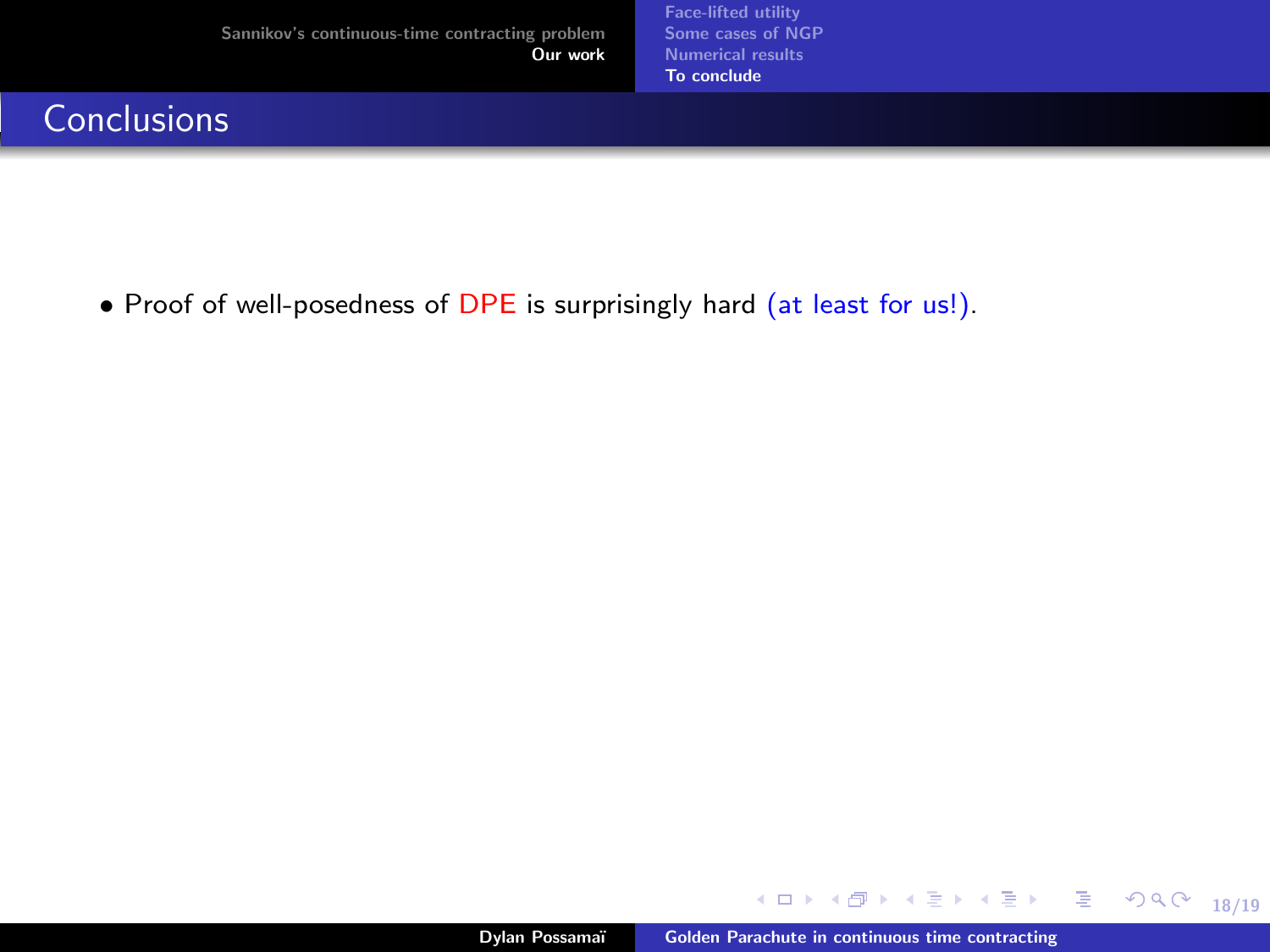## Conclusions

- Proof of well-posedness of DPE is surprisingly hard (at least for us!).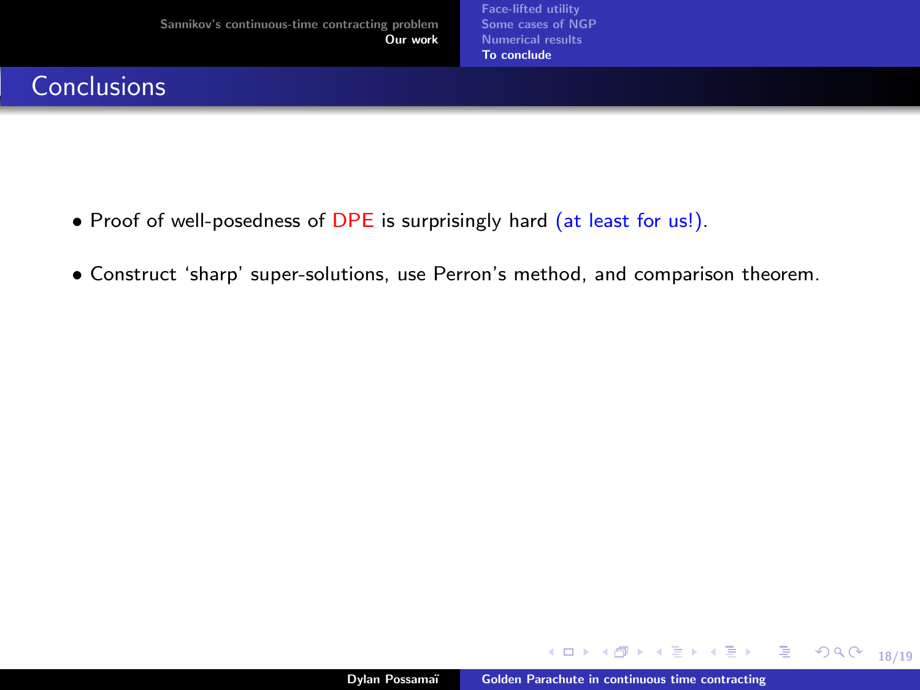## Conclusions

- Proof of well-posedness of DPE is surprisingly hard (at least for us!).
- Construct 'sharp' super-solutions, use Perron's method, and comparison theorem.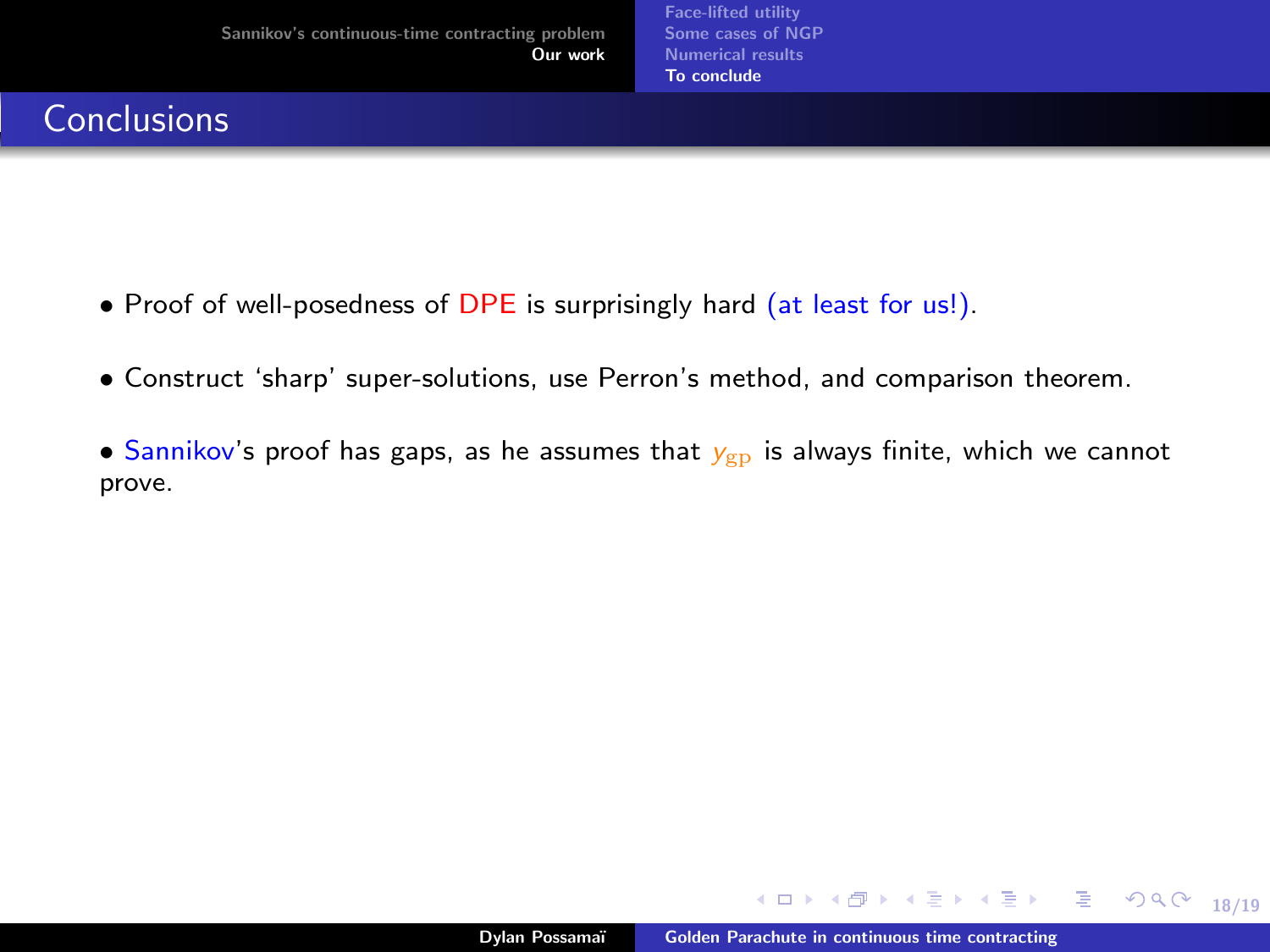## Conclusions

- Proof of well-posedness of DPE is surprisingly hard (at least for us!).
- Construct 'sharp' super-solutions, use Perron's method, and comparison theorem.
- Sannikov's proof has gaps, as he assumes that $y_{\rm gp}$ is always finite, which we cannot prove.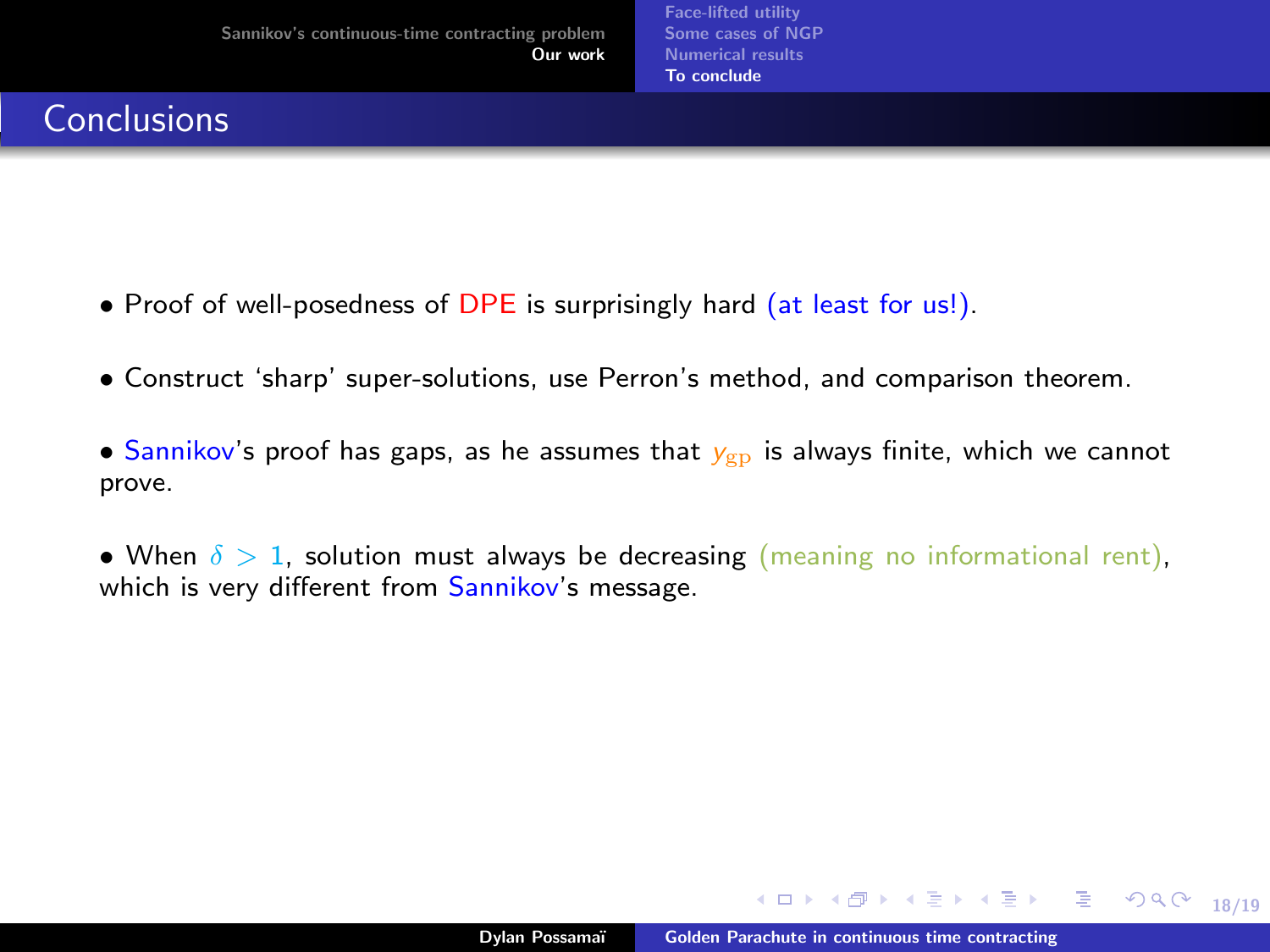## Conclusions

- Proof of well-posedness of DPE is surprisingly hard (at least for us!).
- Construct 'sharp' super-solutions, use Perron's method, and comparison theorem.
- Sannikov's proof has gaps, as he assumes that $y_{\mathrm{gp}}$ is always finite, which we cannot prove.
- When $\delta > 1$, solution must always be decreasing (meaning no informational rent), which is very different from Sannikov's message.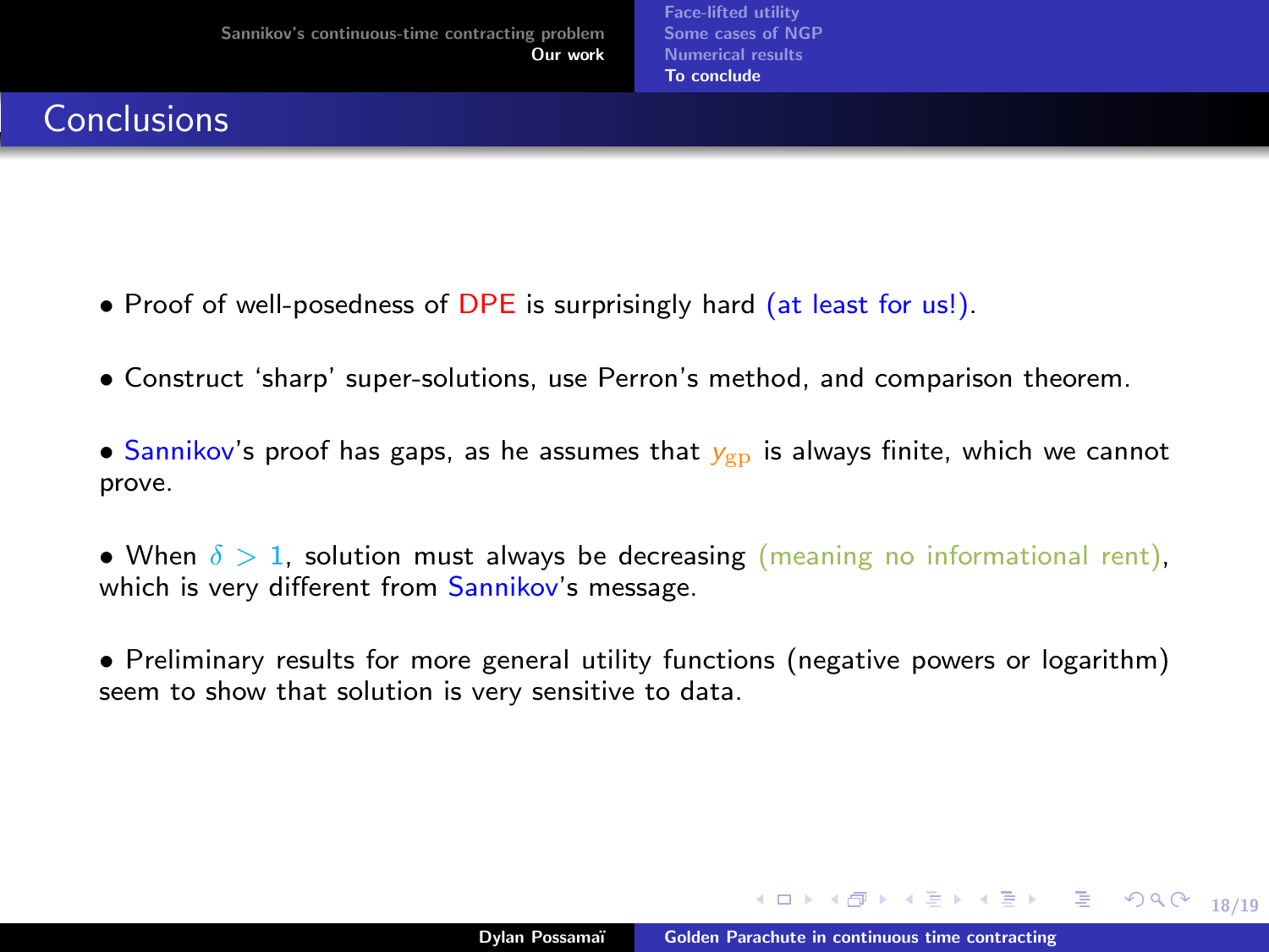## Conclusions

- Proof of well-posedness of DPE is surprisingly hard (at least for us!).
- Construct 'sharp' super-solutions, use Perron's method, and comparison theorem.
- Sannikov's proof has gaps, as he assumes that $y_{\mathrm{gp}}$ is always finite, which we cannot prove.
- When $\delta > 1$, solution must always be decreasing (meaning no informational rent), which is very different from Sannikov's message.
- Preliminary results for more general utility functions (negative powers or logarithm) seem to show that solution is very sensitive to data.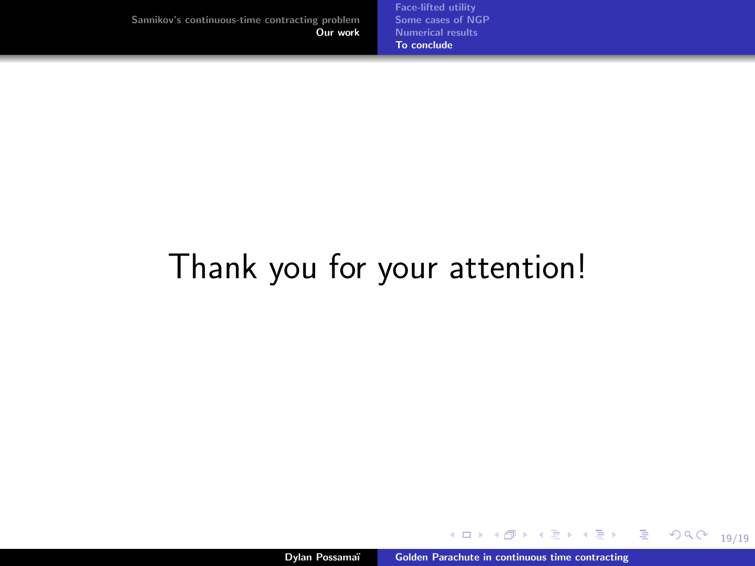Thank you for your attention!